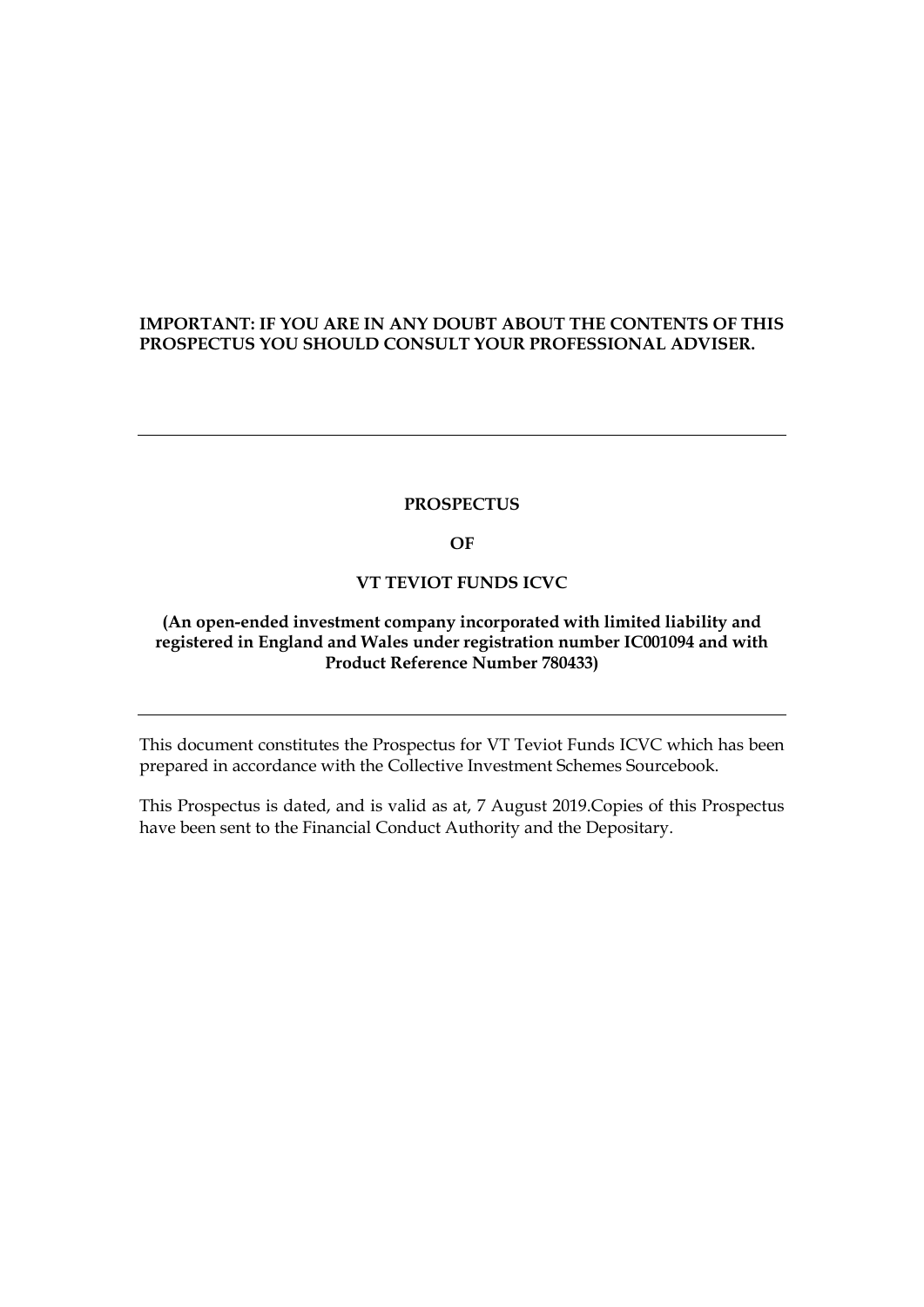**IMPORTANT: IF YOU ARE IN ANY DOUBT ABOUT THE CONTENTS OF THIS PROSPECTUS YOU SHOULD CONSULT YOUR PROFESSIONAL ADVISER.**

---

# PROSPECTUS

# OF

# VT TEVIOT FUNDS ICVC

**(An open-ended investment company incorporated with limited liability and registered in England and Wales under registration number IC001094 and with Product Reference Number 780433)**

---

This document constitutes the Prospectus for VT Teviot Funds ICVC which has been prepared in accordance with the Collective Investment Schemes Sourcebook.

This Prospectus is dated, and is valid as at, 7 August 2019.Copies of this Prospectus have been sent to the Financial Conduct Authority and the Depositary.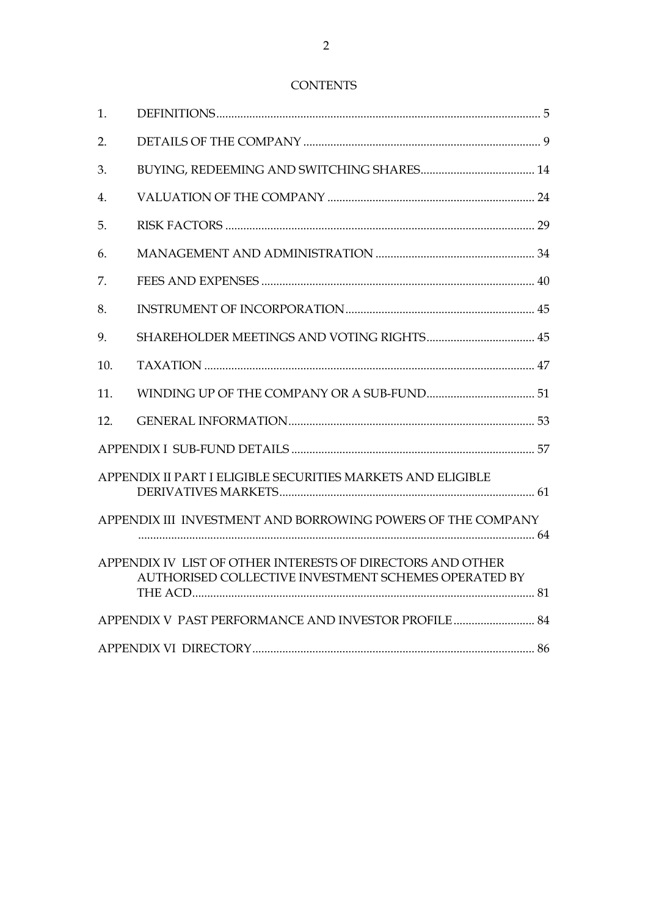# CONTENTS

| | | |
|---|---|---|
| 1. | DEFINITIONS | 5 |
| 2. | DETAILS OF THE COMPANY | 9 |
| 3. | BUYING, REDEEMING AND SWITCHING SHARES | 14 |
| 4. | VALUATION OF THE COMPANY | 24 |
| 5. | RISK FACTORS | 29 |
| 6. | MANAGEMENT AND ADMINISTRATION | 34 |
| 7. | FEES AND EXPENSES | 40 |
| 8. | INSTRUMENT OF INCORPORATION | 45 |
| 9. | SHAREHOLDER MEETINGS AND VOTING RIGHTS | 45 |
| 10. | TAXATION | 47 |
| 11. | WINDING UP OF THE COMPANY OR A SUB-FUND | 51 |
| 12. | GENERAL INFORMATION | 53 |
| | APPENDIX I SUB-FUND DETAILS | 57 |
| | APPENDIX II PART I ELIGIBLE SECURITIES MARKETS AND ELIGIBLE DERIVATIVES MARKETS | 61 |
| | APPENDIX III INVESTMENT AND BORROWING POWERS OF THE COMPANY | 64 |
| | APPENDIX IV LIST OF OTHER INTERESTS OF DIRECTORS AND OTHER AUTHORISED COLLECTIVE INVESTMENT SCHEMES OPERATED BY THE ACD | 81 |
| | APPENDIX V PAST PERFORMANCE AND INVESTOR PROFILE | 84 |
| | APPENDIX VI DIRECTORY | 86 |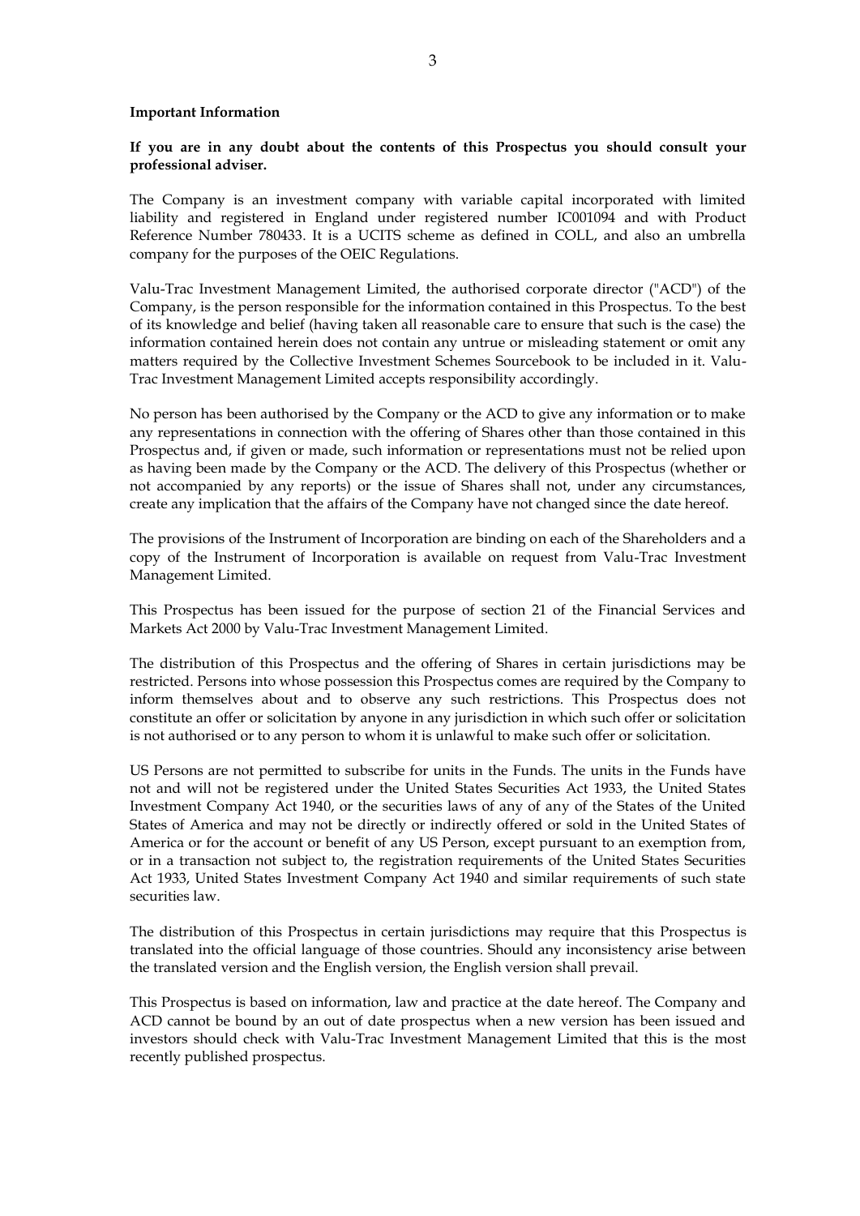**Important Information**

**If you are in any doubt about the contents of this Prospectus you should consult your professional adviser.**

The Company is an investment company with variable capital incorporated with limited liability and registered in England under registered number IC001094 and with Product Reference Number 780433. It is a UCITS scheme as defined in COLL, and also an umbrella company for the purposes of the OEIC Regulations.

Valu-Trac Investment Management Limited, the authorised corporate director ("ACD") of the Company, is the person responsible for the information contained in this Prospectus. To the best of its knowledge and belief (having taken all reasonable care to ensure that such is the case) the information contained herein does not contain any untrue or misleading statement or omit any matters required by the Collective Investment Schemes Sourcebook to be included in it. Valu-Trac Investment Management Limited accepts responsibility accordingly.

No person has been authorised by the Company or the ACD to give any information or to make any representations in connection with the offering of Shares other than those contained in this Prospectus and, if given or made, such information or representations must not be relied upon as having been made by the Company or the ACD. The delivery of this Prospectus (whether or not accompanied by any reports) or the issue of Shares shall not, under any circumstances, create any implication that the affairs of the Company have not changed since the date hereof.

The provisions of the Instrument of Incorporation are binding on each of the Shareholders and a copy of the Instrument of Incorporation is available on request from Valu-Trac Investment Management Limited.

This Prospectus has been issued for the purpose of section 21 of the Financial Services and Markets Act 2000 by Valu-Trac Investment Management Limited.

The distribution of this Prospectus and the offering of Shares in certain jurisdictions may be restricted. Persons into whose possession this Prospectus comes are required by the Company to inform themselves about and to observe any such restrictions. This Prospectus does not constitute an offer or solicitation by anyone in any jurisdiction in which such offer or solicitation is not authorised or to any person to whom it is unlawful to make such offer or solicitation.

US Persons are not permitted to subscribe for units in the Funds. The units in the Funds have not and will not be registered under the United States Securities Act 1933, the United States Investment Company Act 1940, or the securities laws of any of any of the States of the United States of America and may not be directly or indirectly offered or sold in the United States of America or for the account or benefit of any US Person, except pursuant to an exemption from, or in a transaction not subject to, the registration requirements of the United States Securities Act 1933, United States Investment Company Act 1940 and similar requirements of such state securities law.

The distribution of this Prospectus in certain jurisdictions may require that this Prospectus is translated into the official language of those countries. Should any inconsistency arise between the translated version and the English version, the English version shall prevail.

This Prospectus is based on information, law and practice at the date hereof. The Company and ACD cannot be bound by an out of date prospectus when a new version has been issued and investors should check with Valu-Trac Investment Management Limited that this is the most recently published prospectus.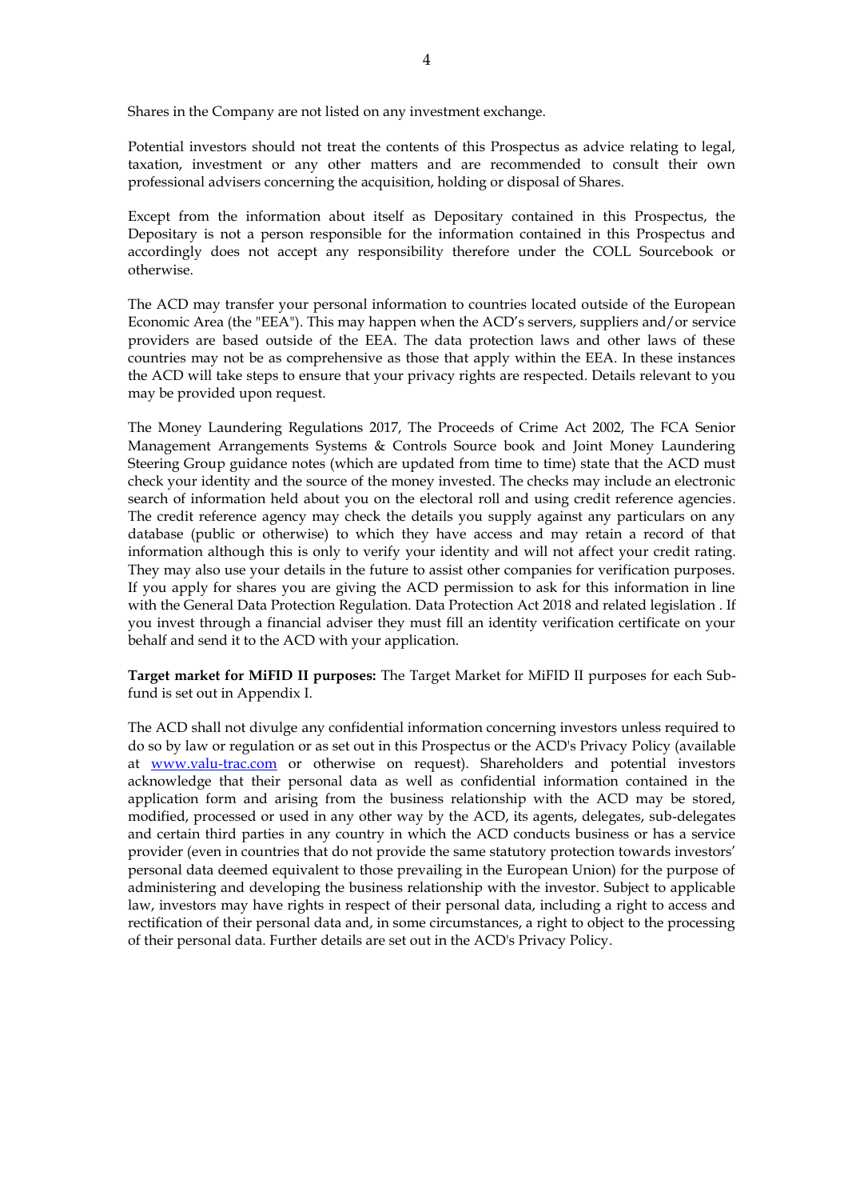Shares in the Company are not listed on any investment exchange.

Potential investors should not treat the contents of this Prospectus as advice relating to legal, taxation, investment or any other matters and are recommended to consult their own professional advisers concerning the acquisition, holding or disposal of Shares.

Except from the information about itself as Depositary contained in this Prospectus, the Depositary is not a person responsible for the information contained in this Prospectus and accordingly does not accept any responsibility therefore under the COLL Sourcebook or otherwise.

The ACD may transfer your personal information to countries located outside of the European Economic Area (the "EEA"). This may happen when the ACD's servers, suppliers and/or service providers are based outside of the EEA. The data protection laws and other laws of these countries may not be as comprehensive as those that apply within the EEA. In these instances the ACD will take steps to ensure that your privacy rights are respected. Details relevant to you may be provided upon request.

The Money Laundering Regulations 2017, The Proceeds of Crime Act 2002, The FCA Senior Management Arrangements Systems & Controls Source book and Joint Money Laundering Steering Group guidance notes (which are updated from time to time) state that the ACD must check your identity and the source of the money invested. The checks may include an electronic search of information held about you on the electoral roll and using credit reference agencies. The credit reference agency may check the details you supply against any particulars on any database (public or otherwise) to which they have access and may retain a record of that information although this is only to verify your identity and will not affect your credit rating. They may also use your details in the future to assist other companies for verification purposes. If you apply for shares you are giving the ACD permission to ask for this information in line with the General Data Protection Regulation. Data Protection Act 2018 and related legislation . If you invest through a financial adviser they must fill an identity verification certificate on your behalf and send it to the ACD with your application.

**Target market for MiFID II purposes:** The Target Market for MiFID II purposes for each Sub-fund is set out in Appendix I.

The ACD shall not divulge any confidential information concerning investors unless required to do so by law or regulation or as set out in this Prospectus or the ACD's Privacy Policy (available at [www.valu-trac.com](http://www.valu-trac.com) or otherwise on request). Shareholders and potential investors acknowledge that their personal data as well as confidential information contained in the application form and arising from the business relationship with the ACD may be stored, modified, processed or used in any other way by the ACD, its agents, delegates, sub-delegates and certain third parties in any country in which the ACD conducts business or has a service provider (even in countries that do not provide the same statutory protection towards investors' personal data deemed equivalent to those prevailing in the European Union) for the purpose of administering and developing the business relationship with the investor. Subject to applicable law, investors may have rights in respect of their personal data, including a right to access and rectification of their personal data and, in some circumstances, a right to object to the processing of their personal data. Further details are set out in the ACD's Privacy Policy.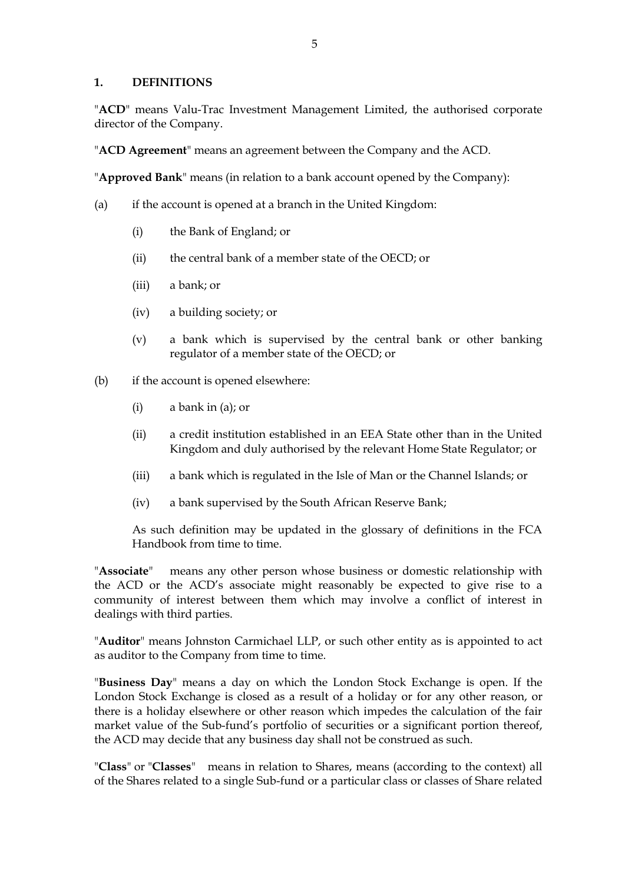## 1. DEFINITIONS

"**ACD**" means Valu-Trac Investment Management Limited, the authorised corporate director of the Company.

"**ACD Agreement**" means an agreement between the Company and the ACD.

"**Approved Bank**" means (in relation to a bank account opened by the Company):

(a) if the account is opened at a branch in the United Kingdom:

- (i) the Bank of England; or
- (ii) the central bank of a member state of the OECD; or
- (iii) a bank; or
- (iv) a building society; or
- (v) a bank which is supervised by the central bank or other banking regulator of a member state of the OECD; or

(b) if the account is opened elsewhere:

- (i) a bank in (a); or
- (ii) a credit institution established in an EEA State other than in the United Kingdom and duly authorised by the relevant Home State Regulator; or
- (iii) a bank which is regulated in the Isle of Man or the Channel Islands; or
- (iv) a bank supervised by the South African Reserve Bank;

As such definition may be updated in the glossary of definitions in the FCA Handbook from time to time.

"**Associate**" means any other person whose business or domestic relationship with the ACD or the ACD's associate might reasonably be expected to give rise to a community of interest between them which may involve a conflict of interest in dealings with third parties.

"**Auditor**" means Johnston Carmichael LLP, or such other entity as is appointed to act as auditor to the Company from time to time.

"**Business Day**" means a day on which the London Stock Exchange is open. If the London Stock Exchange is closed as a result of a holiday or for any other reason, or there is a holiday elsewhere or other reason which impedes the calculation of the fair market value of the Sub-fund's portfolio of securities or a significant portion thereof, the ACD may decide that any business day shall not be construed as such.

"**Class**" or "**Classes**" means in relation to Shares, means (according to the context) all of the Shares related to a single Sub-fund or a particular class or classes of Share related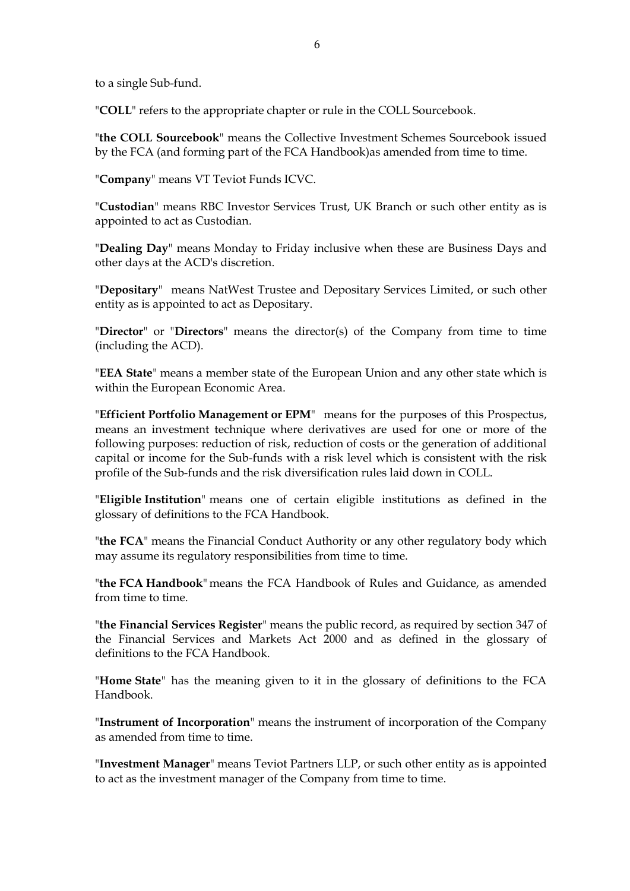to a single Sub-fund.

"**COLL**" refers to the appropriate chapter or rule in the COLL Sourcebook.

"**the COLL Sourcebook**" means the Collective Investment Schemes Sourcebook issued by the FCA (and forming part of the FCA Handbook)as amended from time to time.

"**Company**" means VT Teviot Funds ICVC.

"**Custodian**" means RBC Investor Services Trust, UK Branch or such other entity as is appointed to act as Custodian.

"**Dealing Day**" means Monday to Friday inclusive when these are Business Days and other days at the ACD's discretion.

"**Depositary**" means NatWest Trustee and Depositary Services Limited, or such other entity as is appointed to act as Depositary.

"**Director**" or "**Directors**" means the director(s) of the Company from time to time (including the ACD).

"**EEA State**" means a member state of the European Union and any other state which is within the European Economic Area.

"**Efficient Portfolio Management or EPM**" means for the purposes of this Prospectus, means an investment technique where derivatives are used for one or more of the following purposes: reduction of risk, reduction of costs or the generation of additional capital or income for the Sub-funds with a risk level which is consistent with the risk profile of the Sub-funds and the risk diversification rules laid down in COLL.

"**Eligible Institution**" means one of certain eligible institutions as defined in the glossary of definitions to the FCA Handbook.

"**the FCA**" means the Financial Conduct Authority or any other regulatory body which may assume its regulatory responsibilities from time to time.

"**the FCA Handbook**" means the FCA Handbook of Rules and Guidance, as amended from time to time.

"**the Financial Services Register**" means the public record, as required by section 347 of the Financial Services and Markets Act 2000 and as defined in the glossary of definitions to the FCA Handbook.

"**Home State**" has the meaning given to it in the glossary of definitions to the FCA Handbook.

"**Instrument of Incorporation**" means the instrument of incorporation of the Company as amended from time to time.

"**Investment Manager**" means Teviot Partners LLP, or such other entity as is appointed to act as the investment manager of the Company from time to time.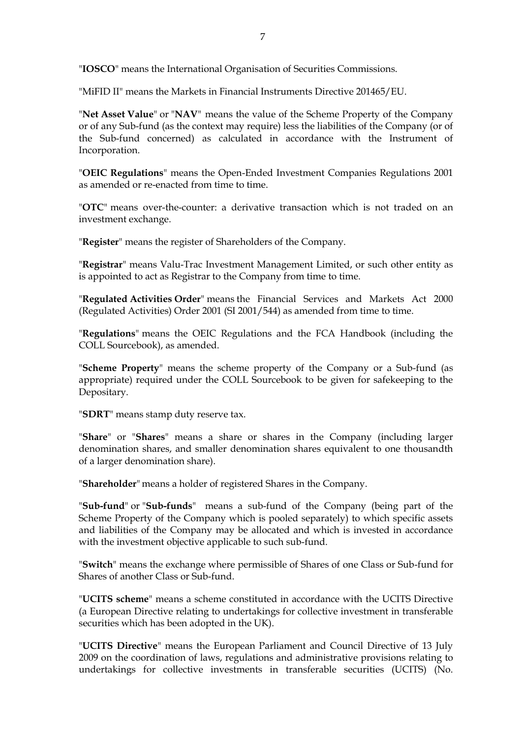"**IOSCO**" means the International Organisation of Securities Commissions.

"MiFID II" means the Markets in Financial Instruments Directive 201465/EU.

"**Net Asset Value**" or "**NAV**" means the value of the Scheme Property of the Company or of any Sub-fund (as the context may require) less the liabilities of the Company (or of the Sub-fund concerned) as calculated in accordance with the Instrument of Incorporation.

"**OEIC Regulations**" means the Open-Ended Investment Companies Regulations 2001 as amended or re-enacted from time to time.

"**OTC**" means over-the-counter: a derivative transaction which is not traded on an investment exchange.

"**Register**" means the register of Shareholders of the Company.

"**Registrar**" means Valu-Trac Investment Management Limited, or such other entity as is appointed to act as Registrar to the Company from time to time.

"**Regulated Activities Order**" means the Financial Services and Markets Act 2000 (Regulated Activities) Order 2001 (SI 2001/544) as amended from time to time.

"**Regulations**" means the OEIC Regulations and the FCA Handbook (including the COLL Sourcebook), as amended.

"**Scheme Property**" means the scheme property of the Company or a Sub-fund (as appropriate) required under the COLL Sourcebook to be given for safekeeping to the Depositary.

"**SDRT**" means stamp duty reserve tax.

"**Share**" or "**Shares**" means a share or shares in the Company (including larger denomination shares, and smaller denomination shares equivalent to one thousandth of a larger denomination share).

"**Shareholder**" means a holder of registered Shares in the Company.

"**Sub-fund**" or "**Sub-funds**" means a sub-fund of the Company (being part of the Scheme Property of the Company which is pooled separately) to which specific assets and liabilities of the Company may be allocated and which is invested in accordance with the investment objective applicable to such sub-fund.

"**Switch**" means the exchange where permissible of Shares of one Class or Sub-fund for Shares of another Class or Sub-fund.

"**UCITS scheme**" means a scheme constituted in accordance with the UCITS Directive (a European Directive relating to undertakings for collective investment in transferable securities which has been adopted in the UK).

"**UCITS Directive**" means the European Parliament and Council Directive of 13 July 2009 on the coordination of laws, regulations and administrative provisions relating to undertakings for collective investments in transferable securities (UCITS) (No.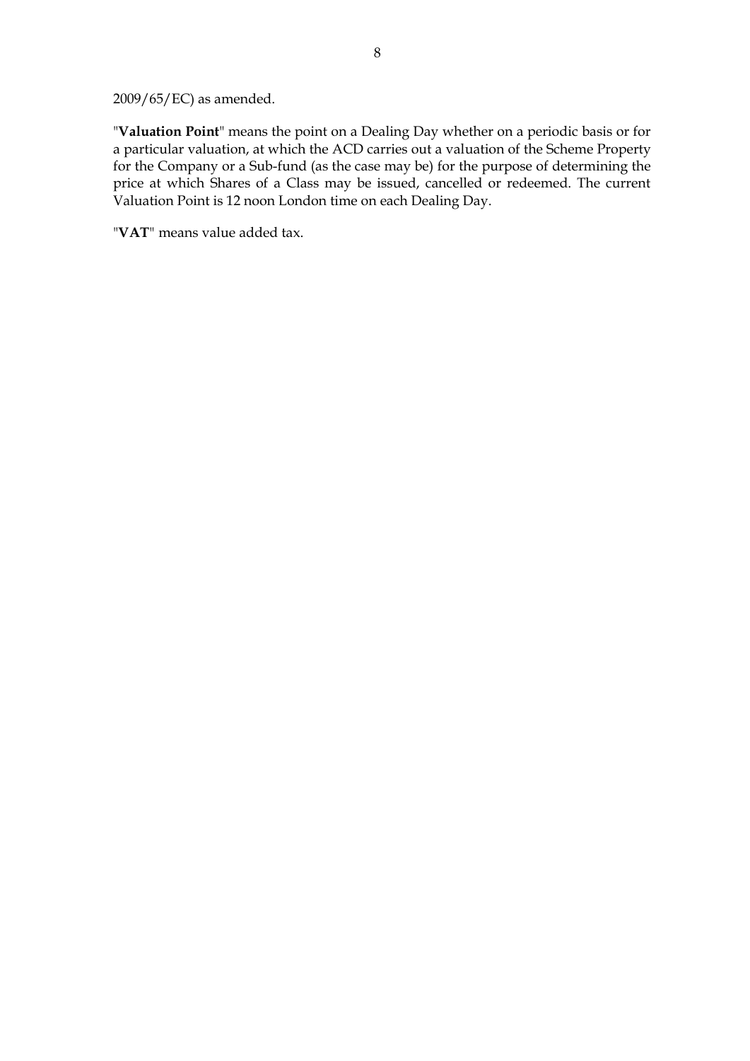2009/65/EC) as amended.

"**Valuation Point**" means the point on a Dealing Day whether on a periodic basis or for a particular valuation, at which the ACD carries out a valuation of the Scheme Property for the Company or a Sub-fund (as the case may be) for the purpose of determining the price at which Shares of a Class may be issued, cancelled or redeemed. The current Valuation Point is 12 noon London time on each Dealing Day.

"**VAT**" means value added tax.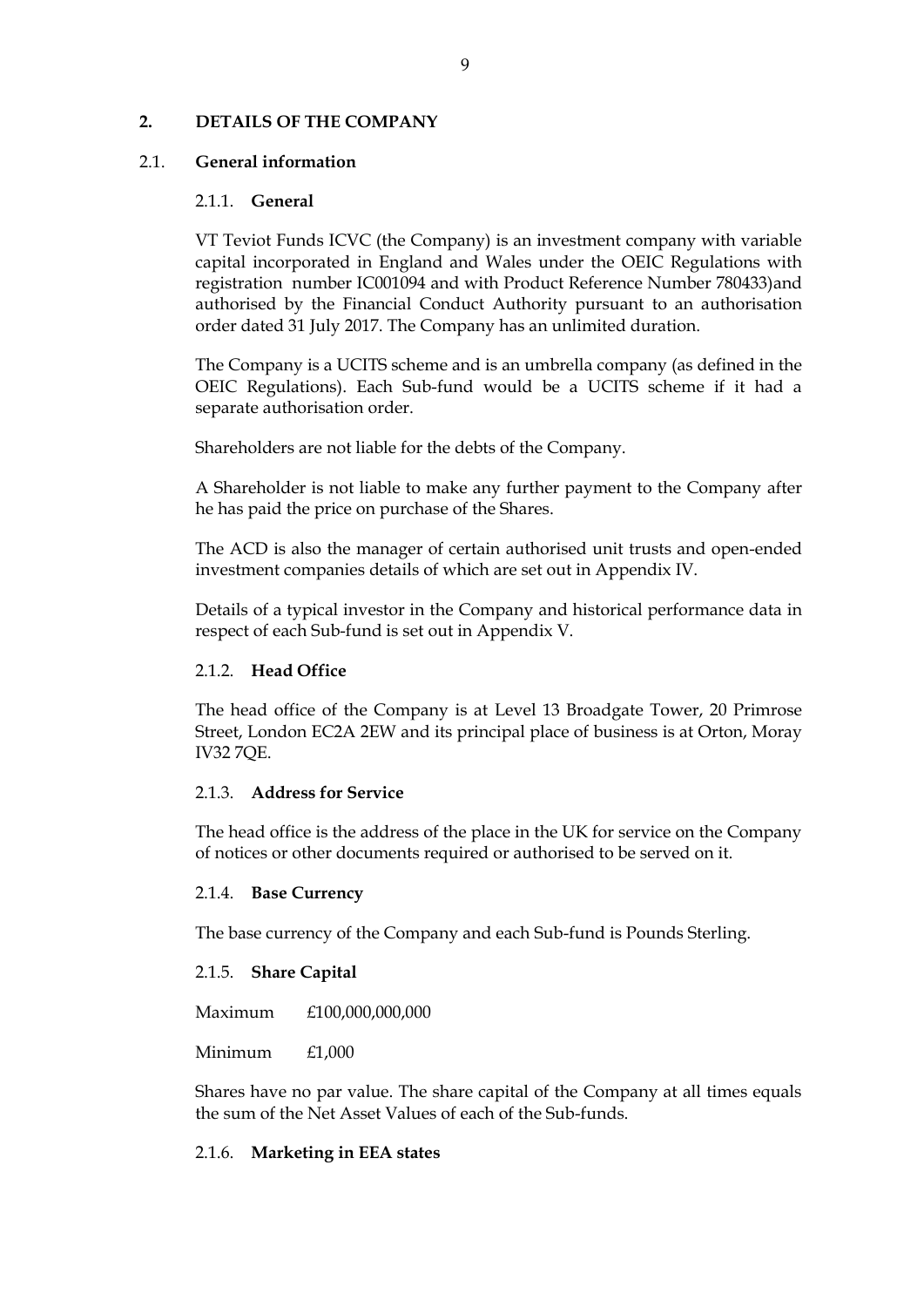## 2. DETAILS OF THE COMPANY

### 2.1. General information

#### 2.1.1. General

VT Teviot Funds ICVC (the Company) is an investment company with variable capital incorporated in England and Wales under the OEIC Regulations with registration number IC001094 and with Product Reference Number 780433)and authorised by the Financial Conduct Authority pursuant to an authorisation order dated 31 July 2017. The Company has an unlimited duration.

The Company is a UCITS scheme and is an umbrella company (as defined in the OEIC Regulations). Each Sub-fund would be a UCITS scheme if it had a separate authorisation order.

Shareholders are not liable for the debts of the Company.

A Shareholder is not liable to make any further payment to the Company after he has paid the price on purchase of the Shares.

The ACD is also the manager of certain authorised unit trusts and open-ended investment companies details of which are set out in Appendix IV.

Details of a typical investor in the Company and historical performance data in respect of each Sub-fund is set out in Appendix V.

#### 2.1.2. Head Office

The head office of the Company is at Level 13 Broadgate Tower, 20 Primrose Street, London EC2A 2EW and its principal place of business is at Orton, Moray IV32 7QE.

#### 2.1.3. Address for Service

The head office is the address of the place in the UK for service on the Company of notices or other documents required or authorised to be served on it.

#### 2.1.4. Base Currency

The base currency of the Company and each Sub-fund is Pounds Sterling.

#### 2.1.5. Share Capital

Maximum £100,000,000,000

Minimum £1,000

Shares have no par value. The share capital of the Company at all times equals the sum of the Net Asset Values of each of the Sub-funds.

#### 2.1.6. Marketing in EEA states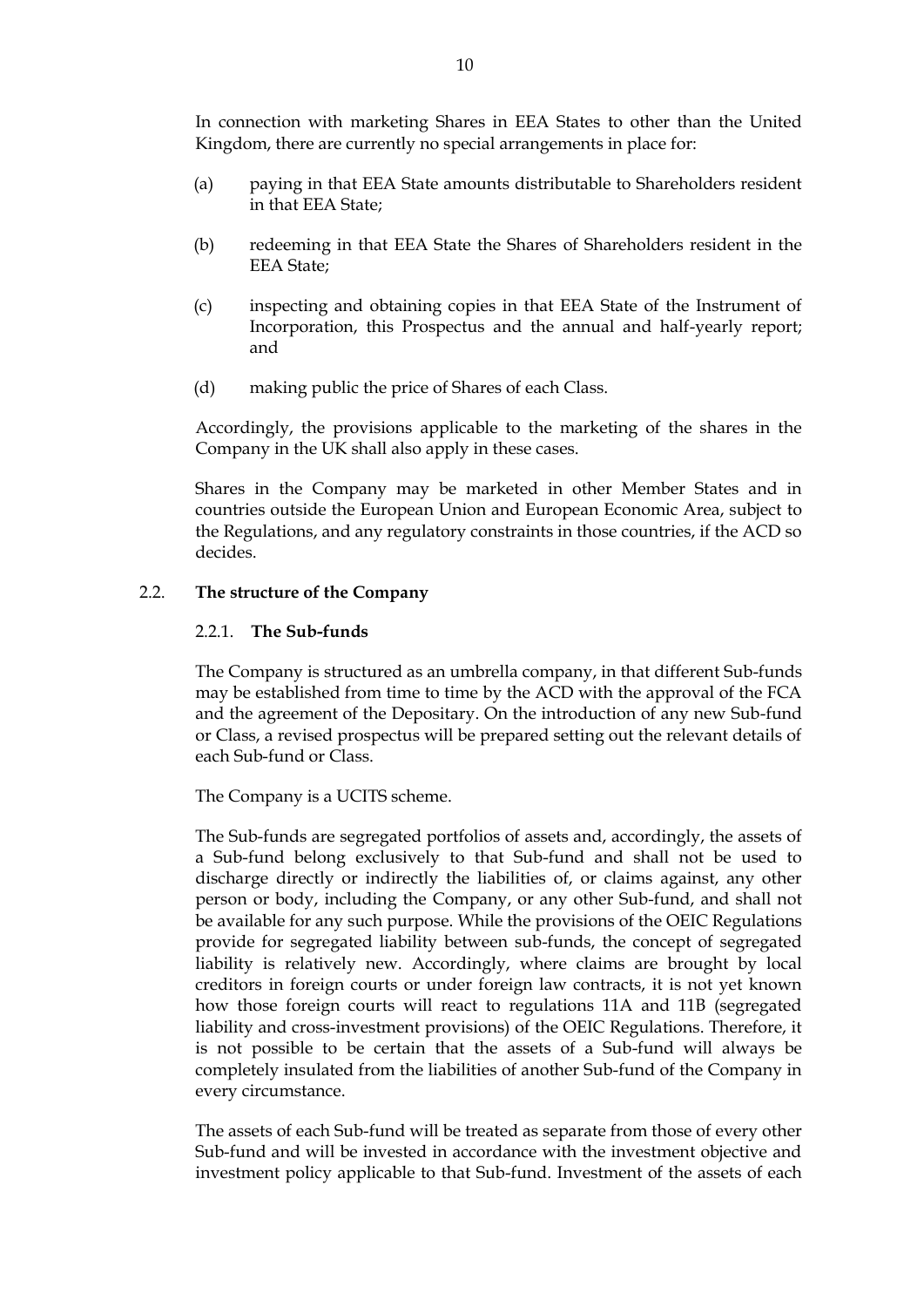In connection with marketing Shares in EEA States to other than the United Kingdom, there are currently no special arrangements in place for:

(a) paying in that EEA State amounts distributable to Shareholders resident in that EEA State;

(b) redeeming in that EEA State the Shares of Shareholders resident in the EEA State;

(c) inspecting and obtaining copies in that EEA State of the Instrument of Incorporation, this Prospectus and the annual and half-yearly report; and

(d) making public the price of Shares of each Class.

Accordingly, the provisions applicable to the marketing of the shares in the Company in the UK shall also apply in these cases.

Shares in the Company may be marketed in other Member States and in countries outside the European Union and European Economic Area, subject to the Regulations, and any regulatory constraints in those countries, if the ACD so decides.

## 2.2. The structure of the Company

### 2.2.1. The Sub-funds

The Company is structured as an umbrella company, in that different Sub-funds may be established from time to time by the ACD with the approval of the FCA and the agreement of the Depositary. On the introduction of any new Sub-fund or Class, a revised prospectus will be prepared setting out the relevant details of each Sub-fund or Class.

The Company is a UCITS scheme.

The Sub-funds are segregated portfolios of assets and, accordingly, the assets of a Sub-fund belong exclusively to that Sub-fund and shall not be used to discharge directly or indirectly the liabilities of, or claims against, any other person or body, including the Company, or any other Sub-fund, and shall not be available for any such purpose. While the provisions of the OEIC Regulations provide for segregated liability between sub-funds, the concept of segregated liability is relatively new. Accordingly, where claims are brought by local creditors in foreign courts or under foreign law contracts, it is not yet known how those foreign courts will react to regulations 11A and 11B (segregated liability and cross-investment provisions) of the OEIC Regulations. Therefore, it is not possible to be certain that the assets of a Sub-fund will always be completely insulated from the liabilities of another Sub-fund of the Company in every circumstance.

The assets of each Sub-fund will be treated as separate from those of every other Sub-fund and will be invested in accordance with the investment objective and investment policy applicable to that Sub-fund. Investment of the assets of each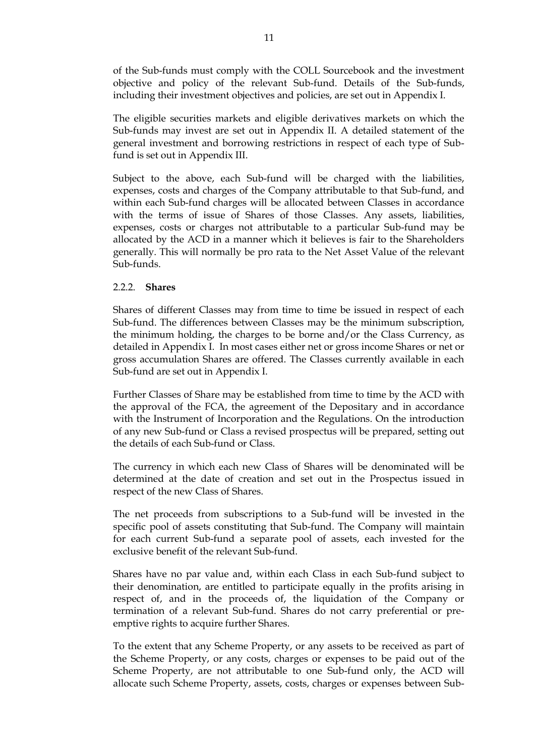of the Sub-funds must comply with the COLL Sourcebook and the investment objective and policy of the relevant Sub-fund. Details of the Sub-funds, including their investment objectives and policies, are set out in Appendix I.

The eligible securities markets and eligible derivatives markets on which the Sub-funds may invest are set out in Appendix II. A detailed statement of the general investment and borrowing restrictions in respect of each type of Sub-fund is set out in Appendix III.

Subject to the above, each Sub-fund will be charged with the liabilities, expenses, costs and charges of the Company attributable to that Sub-fund, and within each Sub-fund charges will be allocated between Classes in accordance with the terms of issue of Shares of those Classes. Any assets, liabilities, expenses, costs or charges not attributable to a particular Sub-fund may be allocated by the ACD in a manner which it believes is fair to the Shareholders generally. This will normally be pro rata to the Net Asset Value of the relevant Sub-funds.

### 2.2.2. **Shares**

Shares of different Classes may from time to time be issued in respect of each Sub-fund. The differences between Classes may be the minimum subscription, the minimum holding, the charges to be borne and/or the Class Currency, as detailed in Appendix I. In most cases either net or gross income Shares or net or gross accumulation Shares are offered. The Classes currently available in each Sub-fund are set out in Appendix I.

Further Classes of Share may be established from time to time by the ACD with the approval of the FCA, the agreement of the Depositary and in accordance with the Instrument of Incorporation and the Regulations. On the introduction of any new Sub-fund or Class a revised prospectus will be prepared, setting out the details of each Sub-fund or Class.

The currency in which each new Class of Shares will be denominated will be determined at the date of creation and set out in the Prospectus issued in respect of the new Class of Shares.

The net proceeds from subscriptions to a Sub-fund will be invested in the specific pool of assets constituting that Sub-fund. The Company will maintain for each current Sub-fund a separate pool of assets, each invested for the exclusive benefit of the relevant Sub-fund.

Shares have no par value and, within each Class in each Sub-fund subject to their denomination, are entitled to participate equally in the profits arising in respect of, and in the proceeds of, the liquidation of the Company or termination of a relevant Sub-fund. Shares do not carry preferential or pre-emptive rights to acquire further Shares.

To the extent that any Scheme Property, or any assets to be received as part of the Scheme Property, or any costs, charges or expenses to be paid out of the Scheme Property, are not attributable to one Sub-fund only, the ACD will allocate such Scheme Property, assets, costs, charges or expenses between Sub-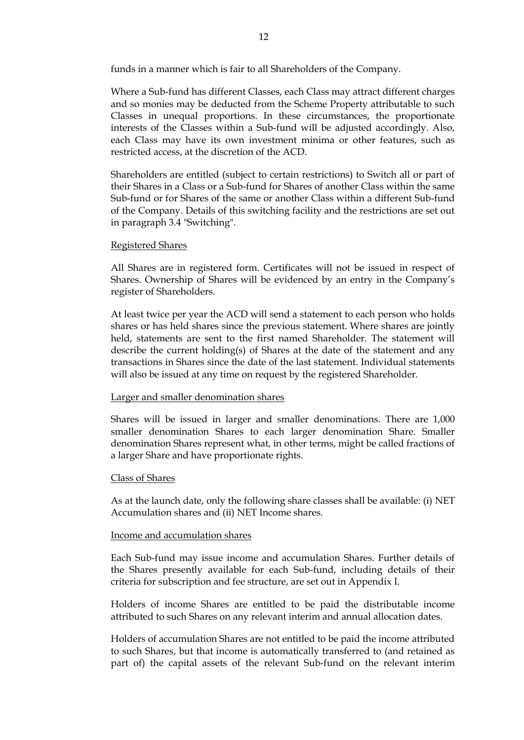funds in a manner which is fair to all Shareholders of the Company.

Where a Sub-fund has different Classes, each Class may attract different charges and so monies may be deducted from the Scheme Property attributable to such Classes in unequal proportions. In these circumstances, the proportionate interests of the Classes within a Sub-fund will be adjusted accordingly. Also, each Class may have its own investment minima or other features, such as restricted access, at the discretion of the ACD.

Shareholders are entitled (subject to certain restrictions) to Switch all or part of their Shares in a Class or a Sub-fund for Shares of another Class within the same Sub-fund or for Shares of the same or another Class within a different Sub-fund of the Company. Details of this switching facility and the restrictions are set out in paragraph 3.4 "Switching".

<u>Registered Shares</u>

All Shares are in registered form. Certificates will not be issued in respect of Shares. Ownership of Shares will be evidenced by an entry in the Company's register of Shareholders.

At least twice per year the ACD will send a statement to each person who holds shares or has held shares since the previous statement. Where shares are jointly held, statements are sent to the first named Shareholder. The statement will describe the current holding(s) of Shares at the date of the statement and any transactions in Shares since the date of the last statement. Individual statements will also be issued at any time on request by the registered Shareholder.

<u>Larger and smaller denomination shares</u>

Shares will be issued in larger and smaller denominations. There are 1,000 smaller denomination Shares to each larger denomination Share. Smaller denomination Shares represent what, in other terms, might be called fractions of a larger Share and have proportionate rights.

<u>Class of Shares</u>

As at the launch date, only the following share classes shall be available: (i) NET Accumulation shares and (ii) NET Income shares.

<u>Income and accumulation shares</u>

Each Sub-fund may issue income and accumulation Shares. Further details of the Shares presently available for each Sub-fund, including details of their criteria for subscription and fee structure, are set out in Appendix I.

Holders of income Shares are entitled to be paid the distributable income attributed to such Shares on any relevant interim and annual allocation dates.

Holders of accumulation Shares are not entitled to be paid the income attributed to such Shares, but that income is automatically transferred to (and retained as part of) the capital assets of the relevant Sub-fund on the relevant interim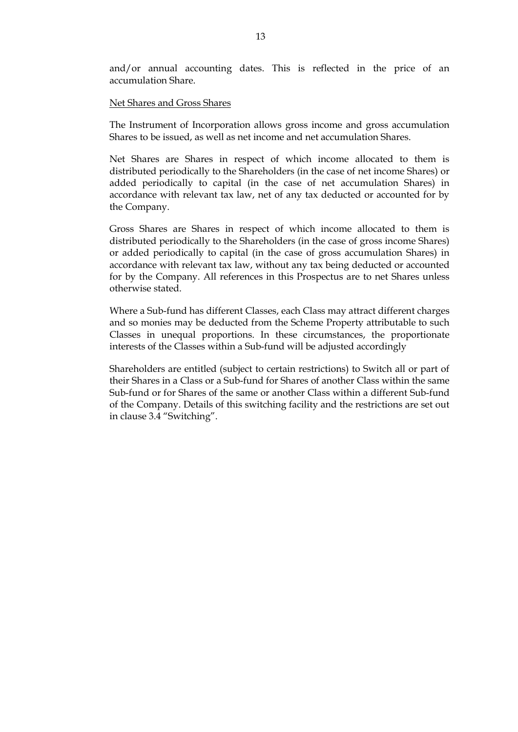and/or annual accounting dates. This is reflected in the price of an accumulation Share.

<u>Net Shares and Gross Shares</u>

The Instrument of Incorporation allows gross income and gross accumulation Shares to be issued, as well as net income and net accumulation Shares.

Net Shares are Shares in respect of which income allocated to them is distributed periodically to the Shareholders (in the case of net income Shares) or added periodically to capital (in the case of net accumulation Shares) in accordance with relevant tax law, net of any tax deducted or accounted for by the Company.

Gross Shares are Shares in respect of which income allocated to them is distributed periodically to the Shareholders (in the case of gross income Shares) or added periodically to capital (in the case of gross accumulation Shares) in accordance with relevant tax law, without any tax being deducted or accounted for by the Company. All references in this Prospectus are to net Shares unless otherwise stated.

Where a Sub-fund has different Classes, each Class may attract different charges and so monies may be deducted from the Scheme Property attributable to such Classes in unequal proportions. In these circumstances, the proportionate interests of the Classes within a Sub-fund will be adjusted accordingly

Shareholders are entitled (subject to certain restrictions) to Switch all or part of their Shares in a Class or a Sub-fund for Shares of another Class within the same Sub-fund or for Shares of the same or another Class within a different Sub-fund of the Company. Details of this switching facility and the restrictions are set out in clause 3.4 "Switching".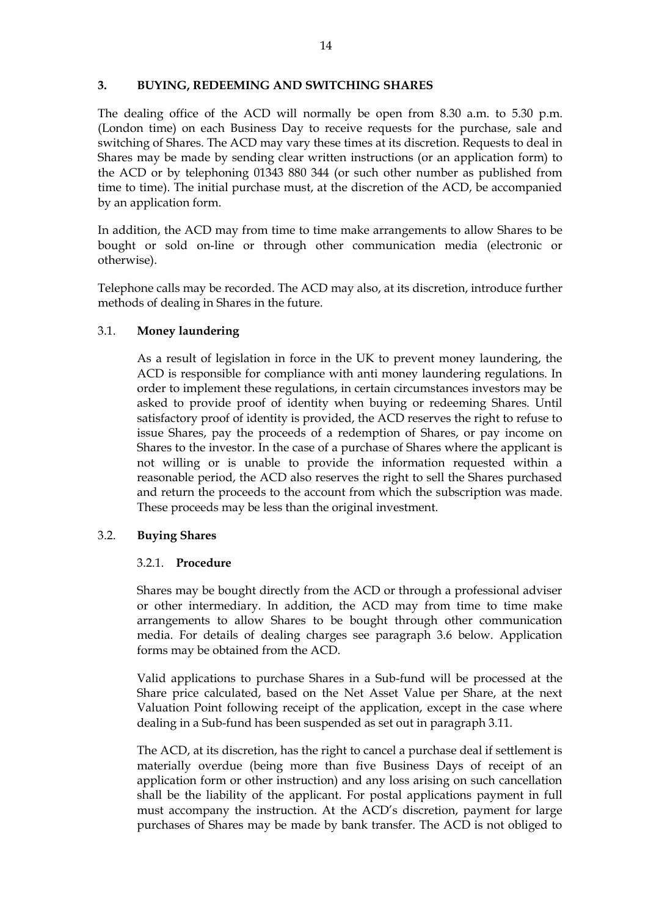## 3. BUYING, REDEEMING AND SWITCHING SHARES

The dealing office of the ACD will normally be open from 8.30 a.m. to 5.30 p.m. (London time) on each Business Day to receive requests for the purchase, sale and switching of Shares. The ACD may vary these times at its discretion. Requests to deal in Shares may be made by sending clear written instructions (or an application form) to the ACD or by telephoning 01343 880 344 (or such other number as published from time to time). The initial purchase must, at the discretion of the ACD, be accompanied by an application form.

In addition, the ACD may from time to time make arrangements to allow Shares to be bought or sold on-line or through other communication media (electronic or otherwise).

Telephone calls may be recorded. The ACD may also, at its discretion, introduce further methods of dealing in Shares in the future.

### 3.1. Money laundering

As a result of legislation in force in the UK to prevent money laundering, the ACD is responsible for compliance with anti money laundering regulations. In order to implement these regulations, in certain circumstances investors may be asked to provide proof of identity when buying or redeeming Shares. Until satisfactory proof of identity is provided, the ACD reserves the right to refuse to issue Shares, pay the proceeds of a redemption of Shares, or pay income on Shares to the investor. In the case of a purchase of Shares where the applicant is not willing or is unable to provide the information requested within a reasonable period, the ACD also reserves the right to sell the Shares purchased and return the proceeds to the account from which the subscription was made. These proceeds may be less than the original investment.

### 3.2. Buying Shares

#### 3.2.1. Procedure

Shares may be bought directly from the ACD or through a professional adviser or other intermediary. In addition, the ACD may from time to time make arrangements to allow Shares to be bought through other communication media. For details of dealing charges see paragraph 3.6 below. Application forms may be obtained from the ACD.

Valid applications to purchase Shares in a Sub-fund will be processed at the Share price calculated, based on the Net Asset Value per Share, at the next Valuation Point following receipt of the application, except in the case where dealing in a Sub-fund has been suspended as set out in paragraph 3.11.

The ACD, at its discretion, has the right to cancel a purchase deal if settlement is materially overdue (being more than five Business Days of receipt of an application form or other instruction) and any loss arising on such cancellation shall be the liability of the applicant. For postal applications payment in full must accompany the instruction. At the ACD's discretion, payment for large purchases of Shares may be made by bank transfer. The ACD is not obliged to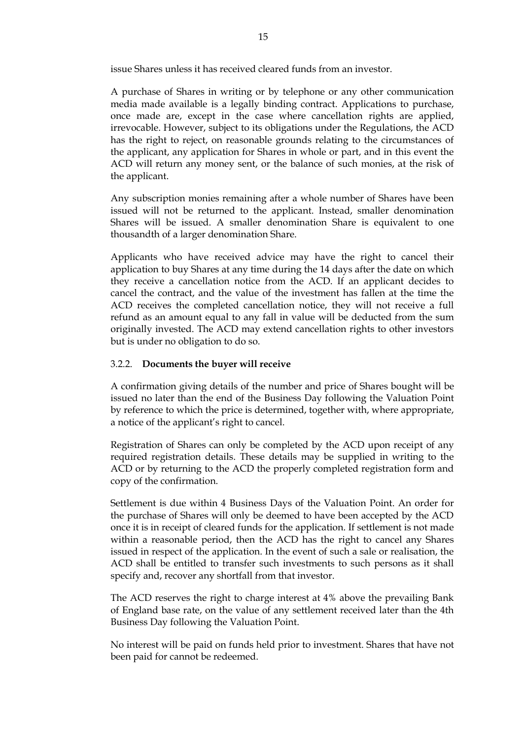issue Shares unless it has received cleared funds from an investor.

A purchase of Shares in writing or by telephone or any other communication media made available is a legally binding contract. Applications to purchase, once made are, except in the case where cancellation rights are applied, irrevocable. However, subject to its obligations under the Regulations, the ACD has the right to reject, on reasonable grounds relating to the circumstances of the applicant, any application for Shares in whole or part, and in this event the ACD will return any money sent, or the balance of such monies, at the risk of the applicant.

Any subscription monies remaining after a whole number of Shares have been issued will not be returned to the applicant. Instead, smaller denomination Shares will be issued. A smaller denomination Share is equivalent to one thousandth of a larger denomination Share.

Applicants who have received advice may have the right to cancel their application to buy Shares at any time during the 14 days after the date on which they receive a cancellation notice from the ACD. If an applicant decides to cancel the contract, and the value of the investment has fallen at the time the ACD receives the completed cancellation notice, they will not receive a full refund as an amount equal to any fall in value will be deducted from the sum originally invested. The ACD may extend cancellation rights to other investors but is under no obligation to do so.

### 3.2.2. **Documents the buyer will receive**

A confirmation giving details of the number and price of Shares bought will be issued no later than the end of the Business Day following the Valuation Point by reference to which the price is determined, together with, where appropriate, a notice of the applicant's right to cancel.

Registration of Shares can only be completed by the ACD upon receipt of any required registration details. These details may be supplied in writing to the ACD or by returning to the ACD the properly completed registration form and copy of the confirmation.

Settlement is due within 4 Business Days of the Valuation Point. An order for the purchase of Shares will only be deemed to have been accepted by the ACD once it is in receipt of cleared funds for the application. If settlement is not made within a reasonable period, then the ACD has the right to cancel any Shares issued in respect of the application. In the event of such a sale or realisation, the ACD shall be entitled to transfer such investments to such persons as it shall specify and, recover any shortfall from that investor.

The ACD reserves the right to charge interest at 4% above the prevailing Bank of England base rate, on the value of any settlement received later than the 4th Business Day following the Valuation Point.

No interest will be paid on funds held prior to investment. Shares that have not been paid for cannot be redeemed.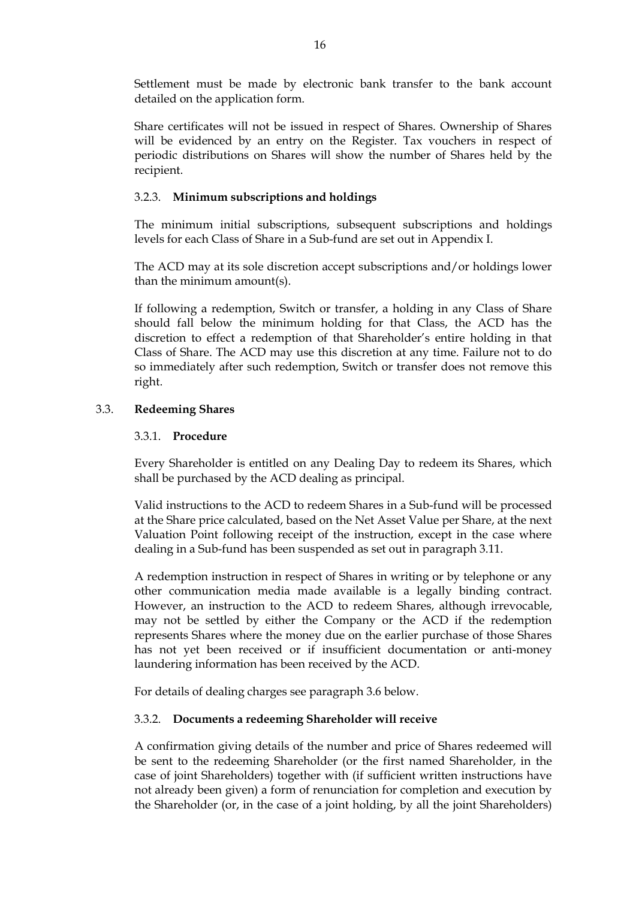Settlement must be made by electronic bank transfer to the bank account detailed on the application form.

Share certificates will not be issued in respect of Shares. Ownership of Shares will be evidenced by an entry on the Register. Tax vouchers in respect of periodic distributions on Shares will show the number of Shares held by the recipient.

#### 3.2.3. **Minimum subscriptions and holdings**

The minimum initial subscriptions, subsequent subscriptions and holdings levels for each Class of Share in a Sub-fund are set out in Appendix I.

The ACD may at its sole discretion accept subscriptions and/or holdings lower than the minimum amount(s).

If following a redemption, Switch or transfer, a holding in any Class of Share should fall below the minimum holding for that Class, the ACD has the discretion to effect a redemption of that Shareholder's entire holding in that Class of Share. The ACD may use this discretion at any time. Failure not to do so immediately after such redemption, Switch or transfer does not remove this right.

### 3.3. **Redeeming Shares**

#### 3.3.1. **Procedure**

Every Shareholder is entitled on any Dealing Day to redeem its Shares, which shall be purchased by the ACD dealing as principal.

Valid instructions to the ACD to redeem Shares in a Sub-fund will be processed at the Share price calculated, based on the Net Asset Value per Share, at the next Valuation Point following receipt of the instruction, except in the case where dealing in a Sub-fund has been suspended as set out in paragraph 3.11.

A redemption instruction in respect of Shares in writing or by telephone or any other communication media made available is a legally binding contract. However, an instruction to the ACD to redeem Shares, although irrevocable, may not be settled by either the Company or the ACD if the redemption represents Shares where the money due on the earlier purchase of those Shares has not yet been received or if insufficient documentation or anti-money laundering information has been received by the ACD.

For details of dealing charges see paragraph 3.6 below.

#### 3.3.2. **Documents a redeeming Shareholder will receive**

A confirmation giving details of the number and price of Shares redeemed will be sent to the redeeming Shareholder (or the first named Shareholder, in the case of joint Shareholders) together with (if sufficient written instructions have not already been given) a form of renunciation for completion and execution by the Shareholder (or, in the case of a joint holding, by all the joint Shareholders)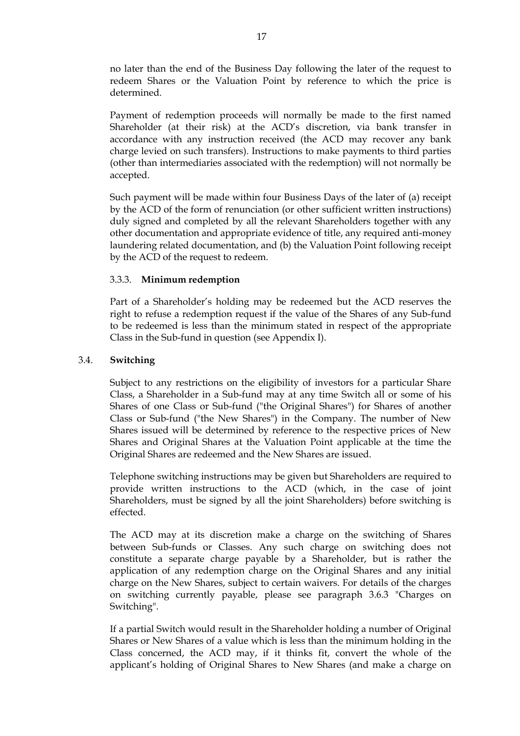no later than the end of the Business Day following the later of the request to redeem Shares or the Valuation Point by reference to which the price is determined.

Payment of redemption proceeds will normally be made to the first named Shareholder (at their risk) at the ACD's discretion, via bank transfer in accordance with any instruction received (the ACD may recover any bank charge levied on such transfers). Instructions to make payments to third parties (other than intermediaries associated with the redemption) will not normally be accepted.

Such payment will be made within four Business Days of the later of (a) receipt by the ACD of the form of renunciation (or other sufficient written instructions) duly signed and completed by all the relevant Shareholders together with any other documentation and appropriate evidence of title, any required anti-money laundering related documentation, and (b) the Valuation Point following receipt by the ACD of the request to redeem.

#### 3.3.3. **Minimum redemption**

Part of a Shareholder's holding may be redeemed but the ACD reserves the right to refuse a redemption request if the value of the Shares of any Sub-fund to be redeemed is less than the minimum stated in respect of the appropriate Class in the Sub-fund in question (see Appendix I).

### 3.4. **Switching**

Subject to any restrictions on the eligibility of investors for a particular Share Class, a Shareholder in a Sub-fund may at any time Switch all or some of his Shares of one Class or Sub-fund ("the Original Shares") for Shares of another Class or Sub-fund ("the New Shares") in the Company. The number of New Shares issued will be determined by reference to the respective prices of New Shares and Original Shares at the Valuation Point applicable at the time the Original Shares are redeemed and the New Shares are issued.

Telephone switching instructions may be given but Shareholders are required to provide written instructions to the ACD (which, in the case of joint Shareholders, must be signed by all the joint Shareholders) before switching is effected.

The ACD may at its discretion make a charge on the switching of Shares between Sub-funds or Classes. Any such charge on switching does not constitute a separate charge payable by a Shareholder, but is rather the application of any redemption charge on the Original Shares and any initial charge on the New Shares, subject to certain waivers. For details of the charges on switching currently payable, please see paragraph 3.6.3 "Charges on Switching".

If a partial Switch would result in the Shareholder holding a number of Original Shares or New Shares of a value which is less than the minimum holding in the Class concerned, the ACD may, if it thinks fit, convert the whole of the applicant's holding of Original Shares to New Shares (and make a charge on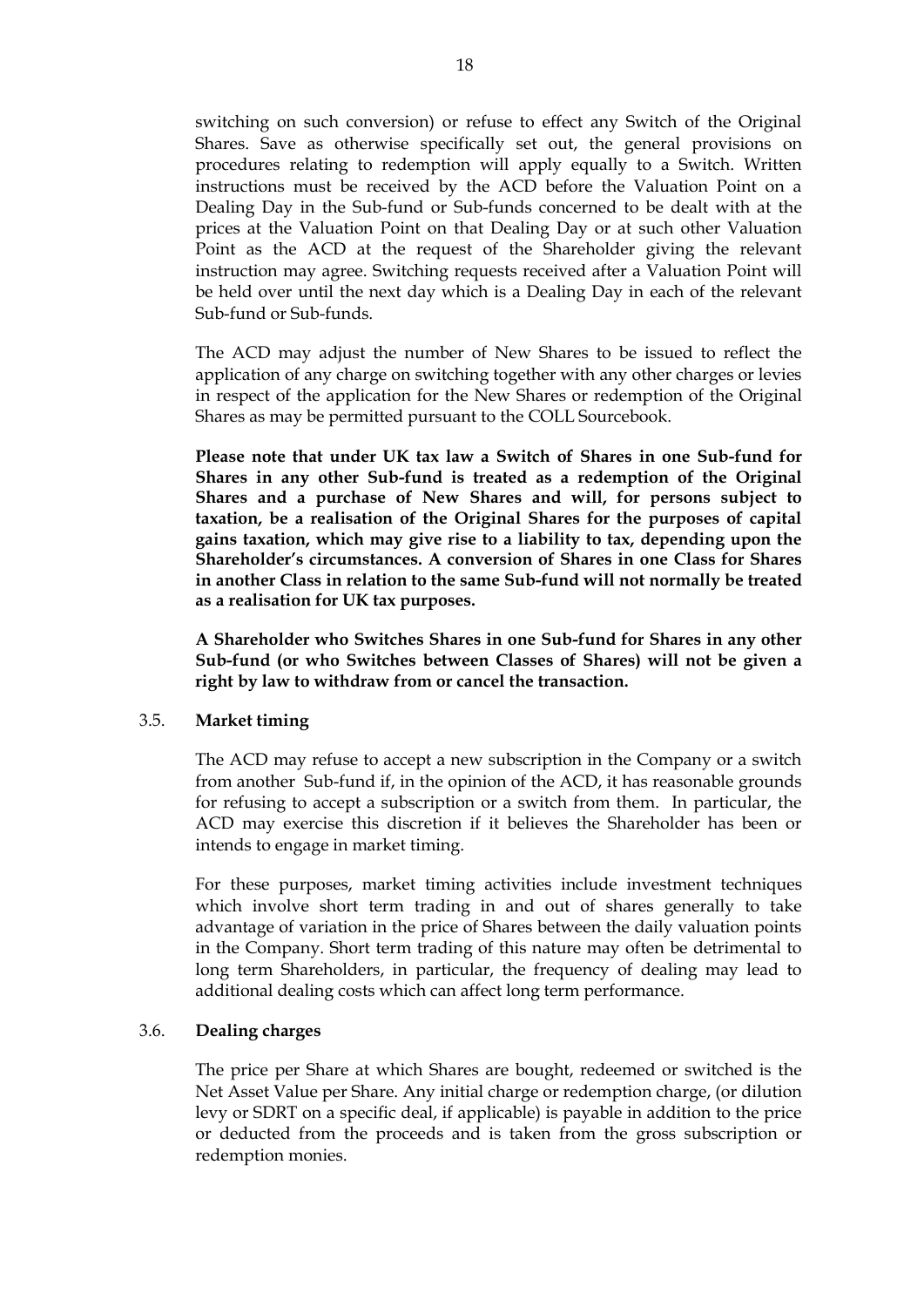switching on such conversion) or refuse to effect any Switch of the Original Shares. Save as otherwise specifically set out, the general provisions on procedures relating to redemption will apply equally to a Switch. Written instructions must be received by the ACD before the Valuation Point on a Dealing Day in the Sub-fund or Sub-funds concerned to be dealt with at the prices at the Valuation Point on that Dealing Day or at such other Valuation Point as the ACD at the request of the Shareholder giving the relevant instruction may agree. Switching requests received after a Valuation Point will be held over until the next day which is a Dealing Day in each of the relevant Sub-fund or Sub-funds.

The ACD may adjust the number of New Shares to be issued to reflect the application of any charge on switching together with any other charges or levies in respect of the application for the New Shares or redemption of the Original Shares as may be permitted pursuant to the COLL Sourcebook.

**Please note that under UK tax law a Switch of Shares in one Sub-fund for Shares in any other Sub-fund is treated as a redemption of the Original Shares and a purchase of New Shares and will, for persons subject to taxation, be a realisation of the Original Shares for the purposes of capital gains taxation, which may give rise to a liability to tax, depending upon the Shareholder's circumstances. A conversion of Shares in one Class for Shares in another Class in relation to the same Sub-fund will not normally be treated as a realisation for UK tax purposes.**

**A Shareholder who Switches Shares in one Sub-fund for Shares in any other Sub-fund (or who Switches between Classes of Shares) will not be given a right by law to withdraw from or cancel the transaction.**

### 3.5. Market timing

The ACD may refuse to accept a new subscription in the Company or a switch from another Sub-fund if, in the opinion of the ACD, it has reasonable grounds for refusing to accept a subscription or a switch from them. In particular, the ACD may exercise this discretion if it believes the Shareholder has been or intends to engage in market timing.

For these purposes, market timing activities include investment techniques which involve short term trading in and out of shares generally to take advantage of variation in the price of Shares between the daily valuation points in the Company. Short term trading of this nature may often be detrimental to long term Shareholders, in particular, the frequency of dealing may lead to additional dealing costs which can affect long term performance.

### 3.6. Dealing charges

The price per Share at which Shares are bought, redeemed or switched is the Net Asset Value per Share. Any initial charge or redemption charge, (or dilution levy or SDRT on a specific deal, if applicable) is payable in addition to the price or deducted from the proceeds and is taken from the gross subscription or redemption monies.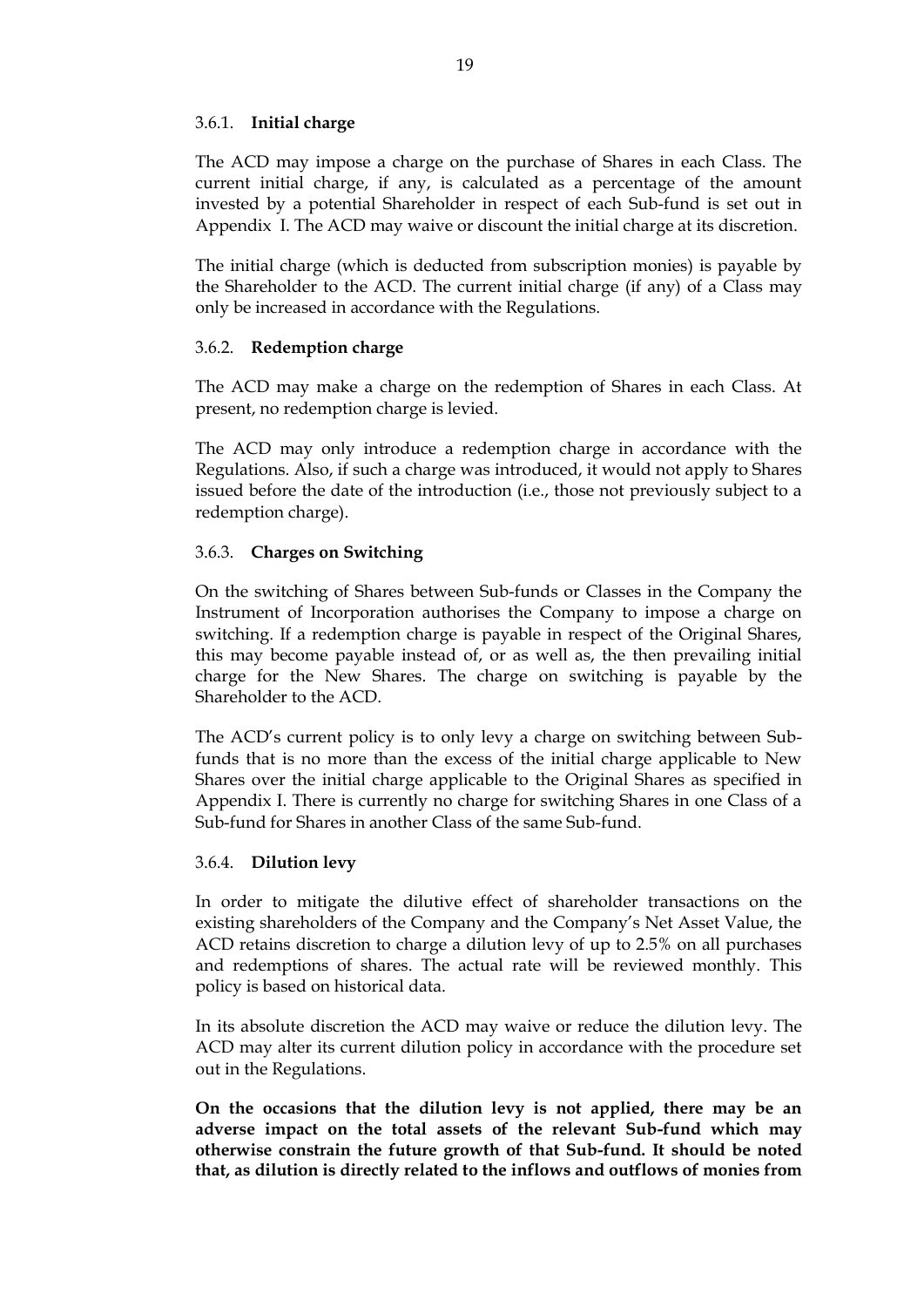### 3.6.1. **Initial charge**

The ACD may impose a charge on the purchase of Shares in each Class. The current initial charge, if any, is calculated as a percentage of the amount invested by a potential Shareholder in respect of each Sub-fund is set out in Appendix I. The ACD may waive or discount the initial charge at its discretion.

The initial charge (which is deducted from subscription monies) is payable by the Shareholder to the ACD. The current initial charge (if any) of a Class may only be increased in accordance with the Regulations.

### 3.6.2. **Redemption charge**

The ACD may make a charge on the redemption of Shares in each Class. At present, no redemption charge is levied.

The ACD may only introduce a redemption charge in accordance with the Regulations. Also, if such a charge was introduced, it would not apply to Shares issued before the date of the introduction (i.e., those not previously subject to a redemption charge).

### 3.6.3. **Charges on Switching**

On the switching of Shares between Sub-funds or Classes in the Company the Instrument of Incorporation authorises the Company to impose a charge on switching. If a redemption charge is payable in respect of the Original Shares, this may become payable instead of, or as well as, the then prevailing initial charge for the New Shares. The charge on switching is payable by the Shareholder to the ACD.

The ACD's current policy is to only levy a charge on switching between Sub-funds that is no more than the excess of the initial charge applicable to New Shares over the initial charge applicable to the Original Shares as specified in Appendix I. There is currently no charge for switching Shares in one Class of a Sub-fund for Shares in another Class of the same Sub-fund.

### 3.6.4. **Dilution levy**

In order to mitigate the dilutive effect of shareholder transactions on the existing shareholders of the Company and the Company's Net Asset Value, the ACD retains discretion to charge a dilution levy of up to 2.5% on all purchases and redemptions of shares. The actual rate will be reviewed monthly. This policy is based on historical data.

In its absolute discretion the ACD may waive or reduce the dilution levy. The ACD may alter its current dilution policy in accordance with the procedure set out in the Regulations.

**On the occasions that the dilution levy is not applied, there may be an adverse impact on the total assets of the relevant Sub-fund which may otherwise constrain the future growth of that Sub-fund. It should be noted that, as dilution is directly related to the inflows and outflows of monies from**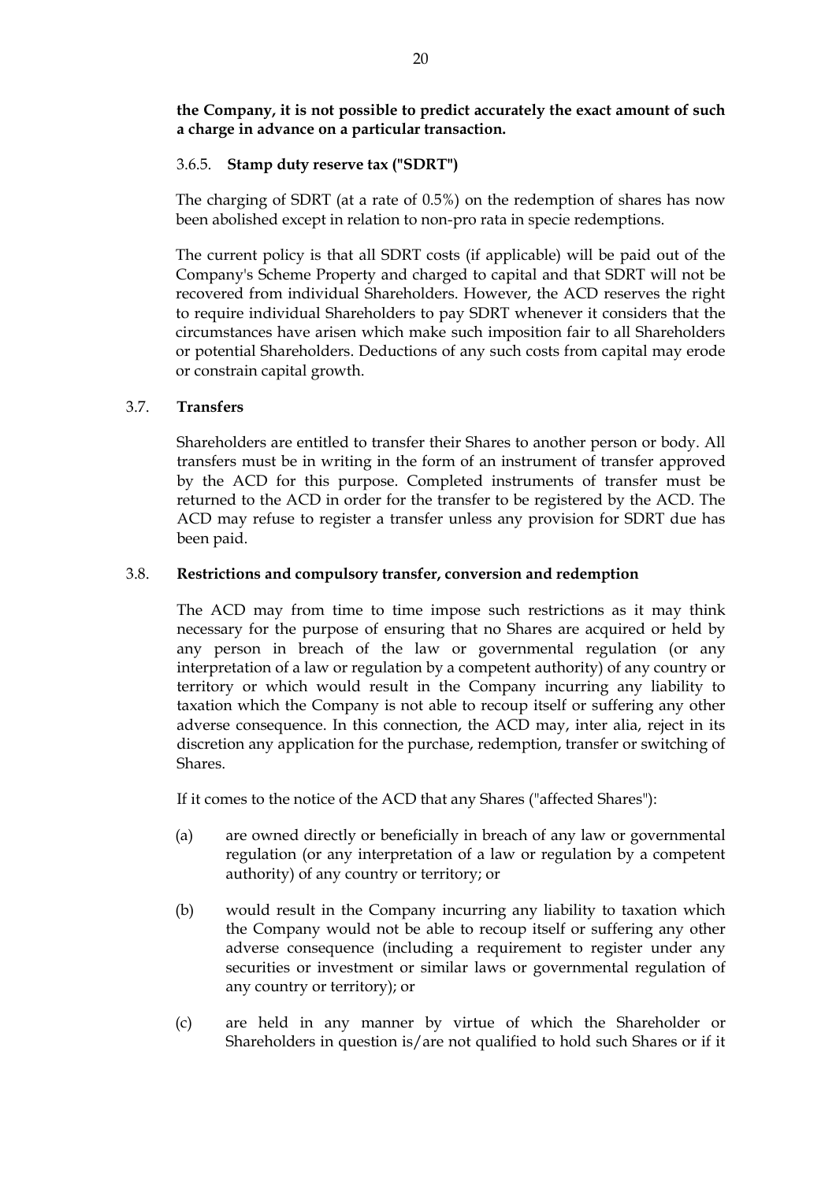**the Company, it is not possible to predict accurately the exact amount of such a charge in advance on a particular transaction.**

#### 3.6.5. Stamp duty reserve tax ("SDRT")

The charging of SDRT (at a rate of 0.5%) on the redemption of shares has now been abolished except in relation to non-pro rata in specie redemptions.

The current policy is that all SDRT costs (if applicable) will be paid out of the Company's Scheme Property and charged to capital and that SDRT will not be recovered from individual Shareholders. However, the ACD reserves the right to require individual Shareholders to pay SDRT whenever it considers that the circumstances have arisen which make such imposition fair to all Shareholders or potential Shareholders. Deductions of any such costs from capital may erode or constrain capital growth.

### 3.7. Transfers

Shareholders are entitled to transfer their Shares to another person or body. All transfers must be in writing in the form of an instrument of transfer approved by the ACD for this purpose. Completed instruments of transfer must be returned to the ACD in order for the transfer to be registered by the ACD. The ACD may refuse to register a transfer unless any provision for SDRT due has been paid.

### 3.8. Restrictions and compulsory transfer, conversion and redemption

The ACD may from time to time impose such restrictions as it may think necessary for the purpose of ensuring that no Shares are acquired or held by any person in breach of the law or governmental regulation (or any interpretation of a law or regulation by a competent authority) of any country or territory or which would result in the Company incurring any liability to taxation which the Company is not able to recoup itself or suffering any other adverse consequence. In this connection, the ACD may, inter alia, reject in its discretion any application for the purchase, redemption, transfer or switching of Shares.

If it comes to the notice of the ACD that any Shares ("affected Shares"):

(a) are owned directly or beneficially in breach of any law or governmental regulation (or any interpretation of a law or regulation by a competent authority) of any country or territory; or

(b) would result in the Company incurring any liability to taxation which the Company would not be able to recoup itself or suffering any other adverse consequence (including a requirement to register under any securities or investment or similar laws or governmental regulation of any country or territory); or

(c) are held in any manner by virtue of which the Shareholder or Shareholders in question is/are not qualified to hold such Shares or if it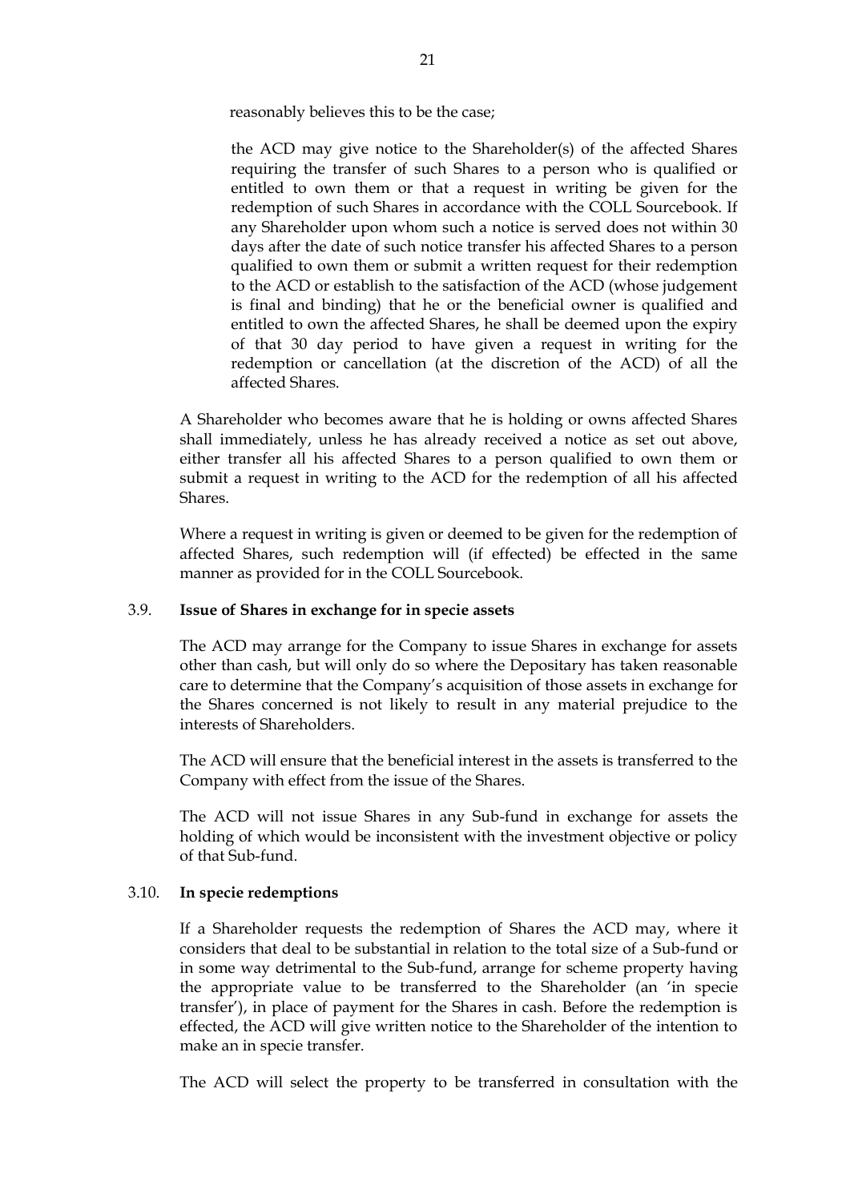reasonably believes this to be the case;

the ACD may give notice to the Shareholder(s) of the affected Shares requiring the transfer of such Shares to a person who is qualified or entitled to own them or that a request in writing be given for the redemption of such Shares in accordance with the COLL Sourcebook. If any Shareholder upon whom such a notice is served does not within 30 days after the date of such notice transfer his affected Shares to a person qualified to own them or submit a written request for their redemption to the ACD or establish to the satisfaction of the ACD (whose judgement is final and binding) that he or the beneficial owner is qualified and entitled to own the affected Shares, he shall be deemed upon the expiry of that 30 day period to have given a request in writing for the redemption or cancellation (at the discretion of the ACD) of all the affected Shares.

A Shareholder who becomes aware that he is holding or owns affected Shares shall immediately, unless he has already received a notice as set out above, either transfer all his affected Shares to a person qualified to own them or submit a request in writing to the ACD for the redemption of all his affected Shares.

Where a request in writing is given or deemed to be given for the redemption of affected Shares, such redemption will (if effected) be effected in the same manner as provided for in the COLL Sourcebook.

### 3.9. Issue of Shares in exchange for in specie assets

The ACD may arrange for the Company to issue Shares in exchange for assets other than cash, but will only do so where the Depositary has taken reasonable care to determine that the Company's acquisition of those assets in exchange for the Shares concerned is not likely to result in any material prejudice to the interests of Shareholders.

The ACD will ensure that the beneficial interest in the assets is transferred to the Company with effect from the issue of the Shares.

The ACD will not issue Shares in any Sub-fund in exchange for assets the holding of which would be inconsistent with the investment objective or policy of that Sub-fund.

### 3.10. In specie redemptions

If a Shareholder requests the redemption of Shares the ACD may, where it considers that deal to be substantial in relation to the total size of a Sub-fund or in some way detrimental to the Sub-fund, arrange for scheme property having the appropriate value to be transferred to the Shareholder (an 'in specie transfer'), in place of payment for the Shares in cash. Before the redemption is effected, the ACD will give written notice to the Shareholder of the intention to make an in specie transfer.

The ACD will select the property to be transferred in consultation with the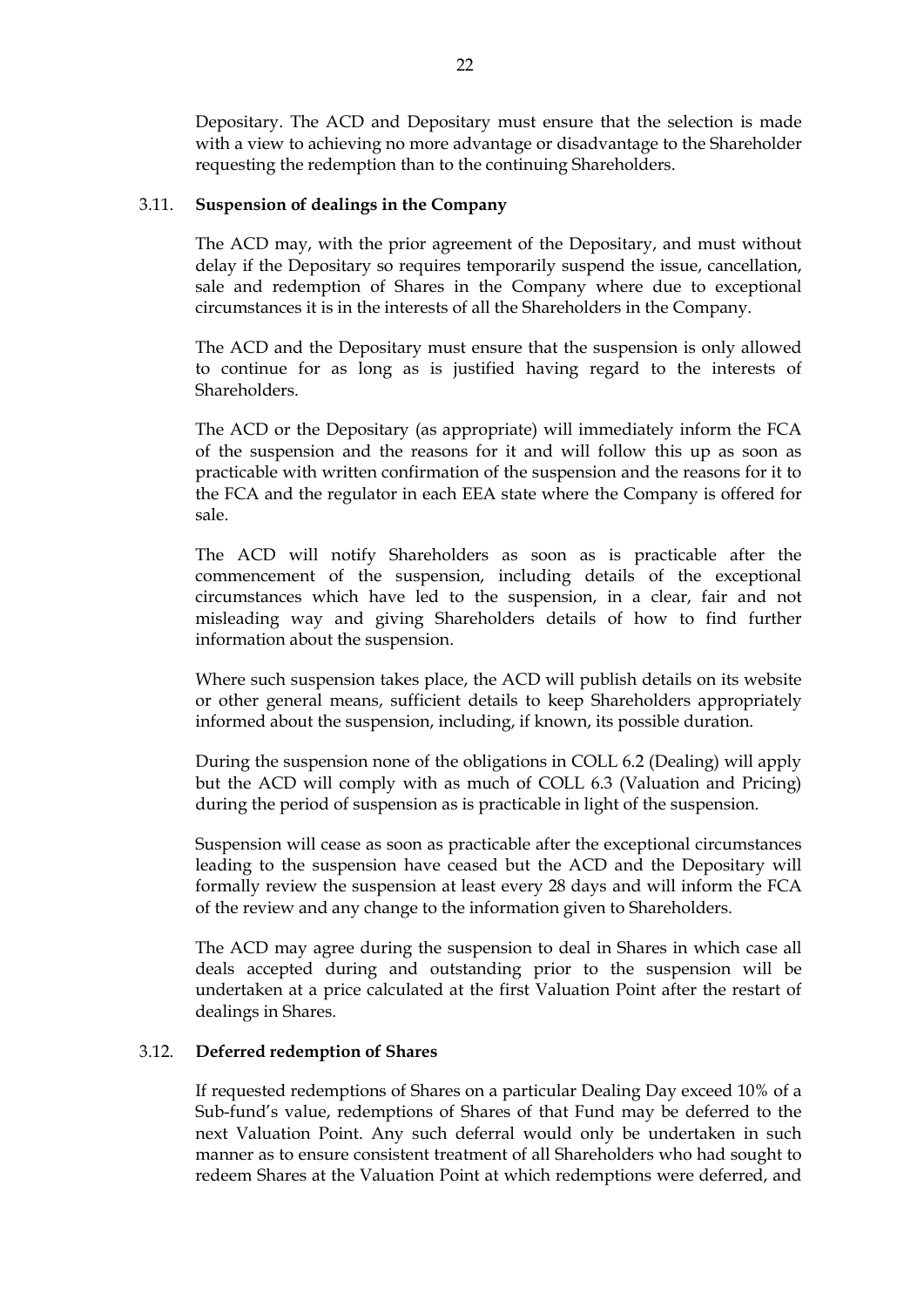Depositary. The ACD and Depositary must ensure that the selection is made with a view to achieving no more advantage or disadvantage to the Shareholder requesting the redemption than to the continuing Shareholders.

### 3.11. **Suspension of dealings in the Company**

The ACD may, with the prior agreement of the Depositary, and must without delay if the Depositary so requires temporarily suspend the issue, cancellation, sale and redemption of Shares in the Company where due to exceptional circumstances it is in the interests of all the Shareholders in the Company.

The ACD and the Depositary must ensure that the suspension is only allowed to continue for as long as is justified having regard to the interests of Shareholders.

The ACD or the Depositary (as appropriate) will immediately inform the FCA of the suspension and the reasons for it and will follow this up as soon as practicable with written confirmation of the suspension and the reasons for it to the FCA and the regulator in each EEA state where the Company is offered for sale.

The ACD will notify Shareholders as soon as is practicable after the commencement of the suspension, including details of the exceptional circumstances which have led to the suspension, in a clear, fair and not misleading way and giving Shareholders details of how to find further information about the suspension.

Where such suspension takes place, the ACD will publish details on its website or other general means, sufficient details to keep Shareholders appropriately informed about the suspension, including, if known, its possible duration.

During the suspension none of the obligations in COLL 6.2 (Dealing) will apply but the ACD will comply with as much of COLL 6.3 (Valuation and Pricing) during the period of suspension as is practicable in light of the suspension.

Suspension will cease as soon as practicable after the exceptional circumstances leading to the suspension have ceased but the ACD and the Depositary will formally review the suspension at least every 28 days and will inform the FCA of the review and any change to the information given to Shareholders.

The ACD may agree during the suspension to deal in Shares in which case all deals accepted during and outstanding prior to the suspension will be undertaken at a price calculated at the first Valuation Point after the restart of dealings in Shares.

### 3.12. **Deferred redemption of Shares**

If requested redemptions of Shares on a particular Dealing Day exceed 10% of a Sub-fund's value, redemptions of Shares of that Fund may be deferred to the next Valuation Point. Any such deferral would only be undertaken in such manner as to ensure consistent treatment of all Shareholders who had sought to redeem Shares at the Valuation Point at which redemptions were deferred, and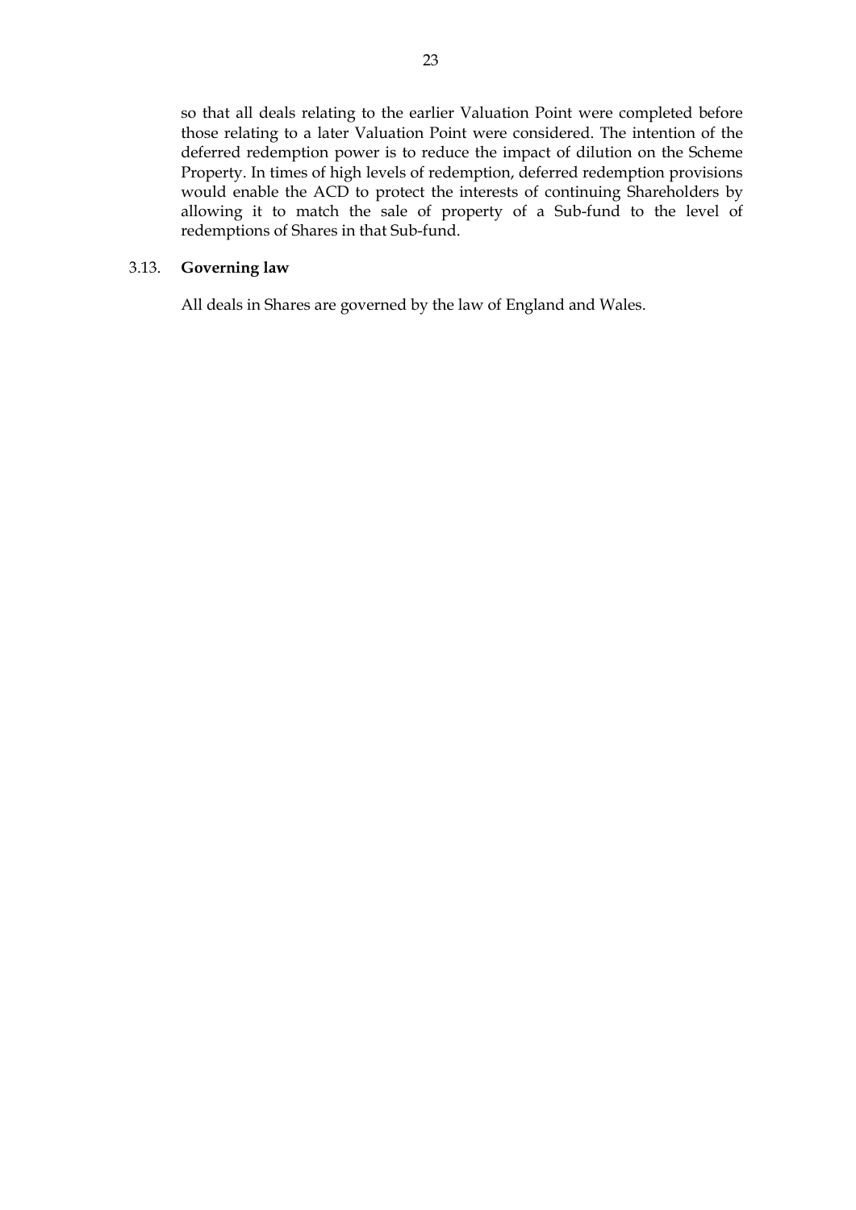so that all deals relating to the earlier Valuation Point were completed before those relating to a later Valuation Point were considered. The intention of the deferred redemption power is to reduce the impact of dilution on the Scheme Property. In times of high levels of redemption, deferred redemption provisions would enable the ACD to protect the interests of continuing Shareholders by allowing it to match the sale of property of a Sub-fund to the level of redemptions of Shares in that Sub-fund.

### 3.13. Governing law

All deals in Shares are governed by the law of England and Wales.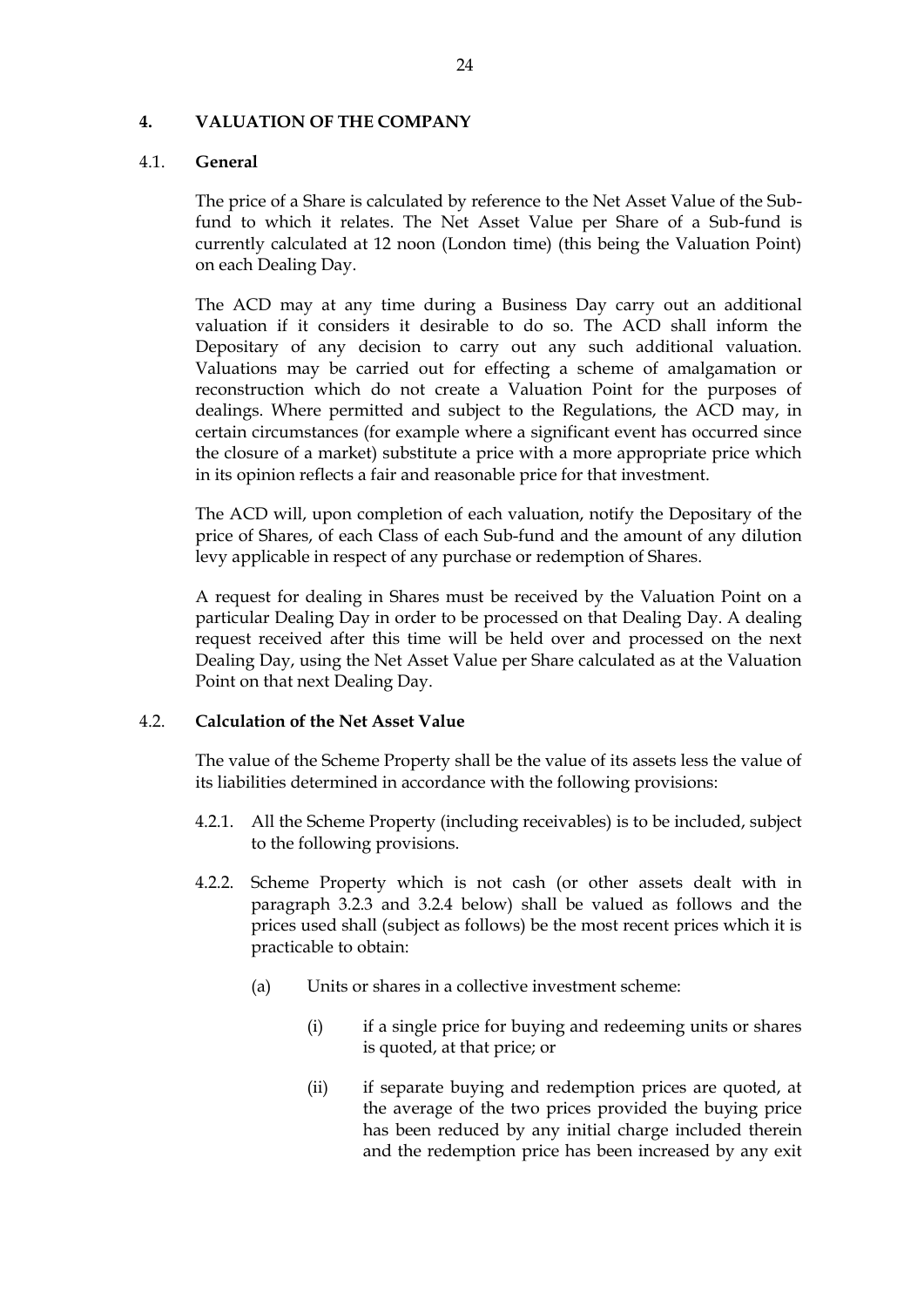## 4. VALUATION OF THE COMPANY

### 4.1. General

The price of a Share is calculated by reference to the Net Asset Value of the Sub-fund to which it relates. The Net Asset Value per Share of a Sub-fund is currently calculated at 12 noon (London time) (this being the Valuation Point) on each Dealing Day.

The ACD may at any time during a Business Day carry out an additional valuation if it considers it desirable to do so. The ACD shall inform the Depositary of any decision to carry out any such additional valuation. Valuations may be carried out for effecting a scheme of amalgamation or reconstruction which do not create a Valuation Point for the purposes of dealings. Where permitted and subject to the Regulations, the ACD may, in certain circumstances (for example where a significant event has occurred since the closure of a market) substitute a price with a more appropriate price which in its opinion reflects a fair and reasonable price for that investment.

The ACD will, upon completion of each valuation, notify the Depositary of the price of Shares, of each Class of each Sub-fund and the amount of any dilution levy applicable in respect of any purchase or redemption of Shares.

A request for dealing in Shares must be received by the Valuation Point on a particular Dealing Day in order to be processed on that Dealing Day. A dealing request received after this time will be held over and processed on the next Dealing Day, using the Net Asset Value per Share calculated as at the Valuation Point on that next Dealing Day.

### 4.2. Calculation of the Net Asset Value

The value of the Scheme Property shall be the value of its assets less the value of its liabilities determined in accordance with the following provisions:

4.2.1. All the Scheme Property (including receivables) is to be included, subject to the following provisions.

4.2.2. Scheme Property which is not cash (or other assets dealt with in paragraph 3.2.3 and 3.2.4 below) shall be valued as follows and the prices used shall (subject as follows) be the most recent prices which it is practicable to obtain:

(a) Units or shares in a collective investment scheme:

(i) if a single price for buying and redeeming units or shares is quoted, at that price; or

(ii) if separate buying and redemption prices are quoted, at the average of the two prices provided the buying price has been reduced by any initial charge included therein and the redemption price has been increased by any exit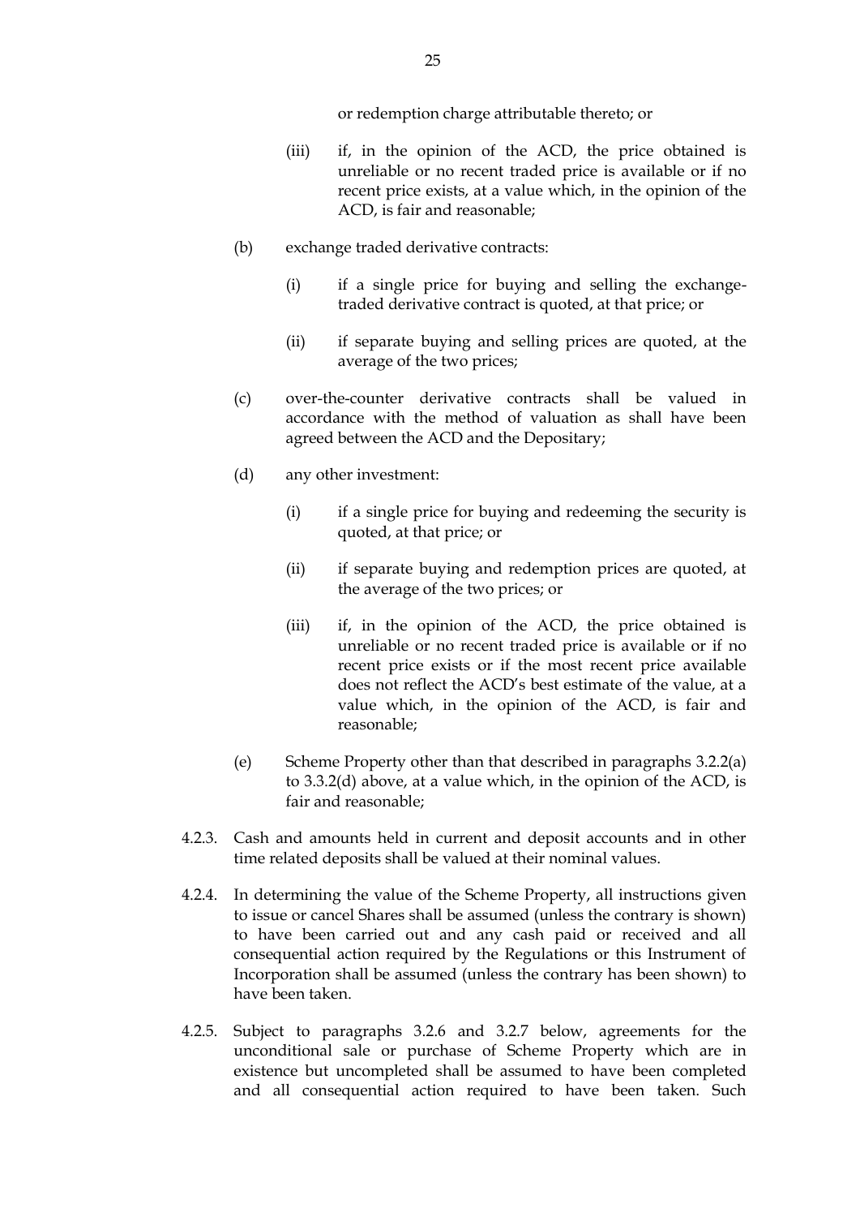or redemption charge attributable thereto; or

(iii) if, in the opinion of the ACD, the price obtained is unreliable or no recent traded price is available or if no recent price exists, at a value which, in the opinion of the ACD, is fair and reasonable;

(b) exchange traded derivative contracts:

(i) if a single price for buying and selling the exchange-traded derivative contract is quoted, at that price; or

(ii) if separate buying and selling prices are quoted, at the average of the two prices;

(c) over-the-counter derivative contracts shall be valued in accordance with the method of valuation as shall have been agreed between the ACD and the Depositary;

(d) any other investment:

(i) if a single price for buying and redeeming the security is quoted, at that price; or

(ii) if separate buying and redemption prices are quoted, at the average of the two prices; or

(iii) if, in the opinion of the ACD, the price obtained is unreliable or no recent traded price is available or if no recent price exists or if the most recent price available does not reflect the ACD's best estimate of the value, at a value which, in the opinion of the ACD, is fair and reasonable;

(e) Scheme Property other than that described in paragraphs 3.2.2(a) to 3.3.2(d) above, at a value which, in the opinion of the ACD, is fair and reasonable;

4.2.3. Cash and amounts held in current and deposit accounts and in other time related deposits shall be valued at their nominal values.

4.2.4. In determining the value of the Scheme Property, all instructions given to issue or cancel Shares shall be assumed (unless the contrary is shown) to have been carried out and any cash paid or received and all consequential action required by the Regulations or this Instrument of Incorporation shall be assumed (unless the contrary has been shown) to have been taken.

4.2.5. Subject to paragraphs 3.2.6 and 3.2.7 below, agreements for the unconditional sale or purchase of Scheme Property which are in existence but uncompleted shall be assumed to have been completed and all consequential action required to have been taken. Such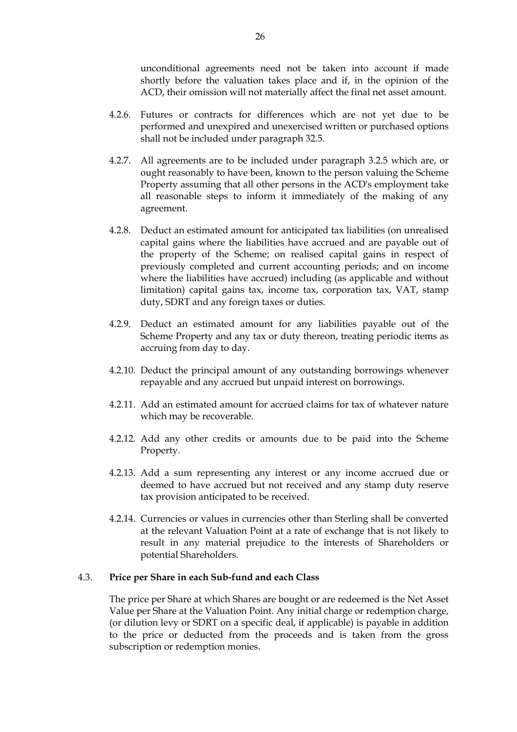unconditional agreements need not be taken into account if made shortly before the valuation takes place and if, in the opinion of the ACD, their omission will not materially affect the final net asset amount.

4.2.6. Futures or contracts for differences which are not yet due to be performed and unexpired and unexercised written or purchased options shall not be included under paragraph 32.5.

4.2.7. All agreements are to be included under paragraph 3.2.5 which are, or ought reasonably to have been, known to the person valuing the Scheme Property assuming that all other persons in the ACD's employment take all reasonable steps to inform it immediately of the making of any agreement.

4.2.8. Deduct an estimated amount for anticipated tax liabilities (on unrealised capital gains where the liabilities have accrued and are payable out of the property of the Scheme; on realised capital gains in respect of previously completed and current accounting periods; and on income where the liabilities have accrued) including (as applicable and without limitation) capital gains tax, income tax, corporation tax, VAT, stamp duty, SDRT and any foreign taxes or duties.

4.2.9. Deduct an estimated amount for any liabilities payable out of the Scheme Property and any tax or duty thereon, treating periodic items as accruing from day to day.

4.2.10. Deduct the principal amount of any outstanding borrowings whenever repayable and any accrued but unpaid interest on borrowings.

4.2.11. Add an estimated amount for accrued claims for tax of whatever nature which may be recoverable.

4.2.12. Add any other credits or amounts due to be paid into the Scheme Property.

4.2.13. Add a sum representing any interest or any income accrued due or deemed to have accrued but not received and any stamp duty reserve tax provision anticipated to be received.

4.2.14. Currencies or values in currencies other than Sterling shall be converted at the relevant Valuation Point at a rate of exchange that is not likely to result in any material prejudice to the interests of Shareholders or potential Shareholders.

### 4.3. Price per Share in each Sub-fund and each Class

The price per Share at which Shares are bought or are redeemed is the Net Asset Value per Share at the Valuation Point. Any initial charge or redemption charge, (or dilution levy or SDRT on a specific deal, if applicable) is payable in addition to the price or deducted from the proceeds and is taken from the gross subscription or redemption monies.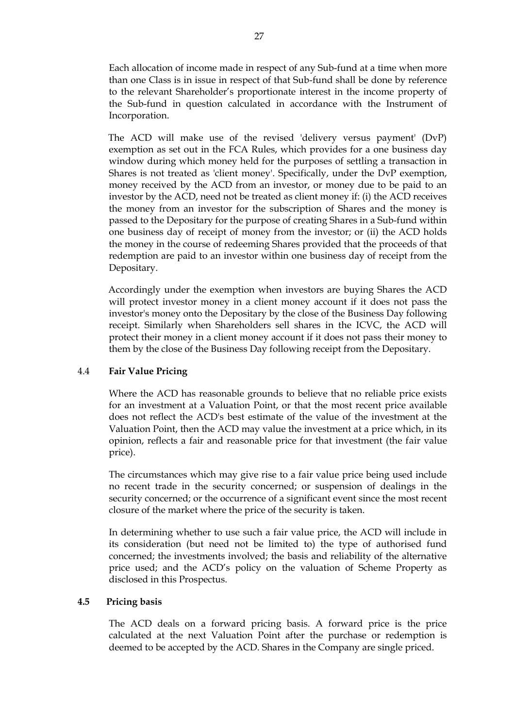Each allocation of income made in respect of any Sub-fund at a time when more than one Class is in issue in respect of that Sub-fund shall be done by reference to the relevant Shareholder's proportionate interest in the income property of the Sub-fund in question calculated in accordance with the Instrument of Incorporation.

The ACD will make use of the revised 'delivery versus payment' (DvP) exemption as set out in the FCA Rules, which provides for a one business day window during which money held for the purposes of settling a transaction in Shares is not treated as 'client money'. Specifically, under the DvP exemption, money received by the ACD from an investor, or money due to be paid to an investor by the ACD, need not be treated as client money if: (i) the ACD receives the money from an investor for the subscription of Shares and the money is passed to the Depositary for the purpose of creating Shares in a Sub-fund within one business day of receipt of money from the investor; or (ii) the ACD holds the money in the course of redeeming Shares provided that the proceeds of that redemption are paid to an investor within one business day of receipt from the Depositary.

Accordingly under the exemption when investors are buying Shares the ACD will protect investor money in a client money account if it does not pass the investor's money onto the Depositary by the close of the Business Day following receipt. Similarly when Shareholders sell shares in the ICVC, the ACD will protect their money in a client money account if it does not pass their money to them by the close of the Business Day following receipt from the Depositary.

### 4.4 Fair Value Pricing

Where the ACD has reasonable grounds to believe that no reliable price exists for an investment at a Valuation Point, or that the most recent price available does not reflect the ACD's best estimate of the value of the investment at the Valuation Point, then the ACD may value the investment at a price which, in its opinion, reflects a fair and reasonable price for that investment (the fair value price).

The circumstances which may give rise to a fair value price being used include no recent trade in the security concerned; or suspension of dealings in the security concerned; or the occurrence of a significant event since the most recent closure of the market where the price of the security is taken.

In determining whether to use such a fair value price, the ACD will include in its consideration (but need not be limited to) the type of authorised fund concerned; the investments involved; the basis and reliability of the alternative price used; and the ACD's policy on the valuation of Scheme Property as disclosed in this Prospectus.

### 4.5 Pricing basis

The ACD deals on a forward pricing basis. A forward price is the price calculated at the next Valuation Point after the purchase or redemption is deemed to be accepted by the ACD. Shares in the Company are single priced.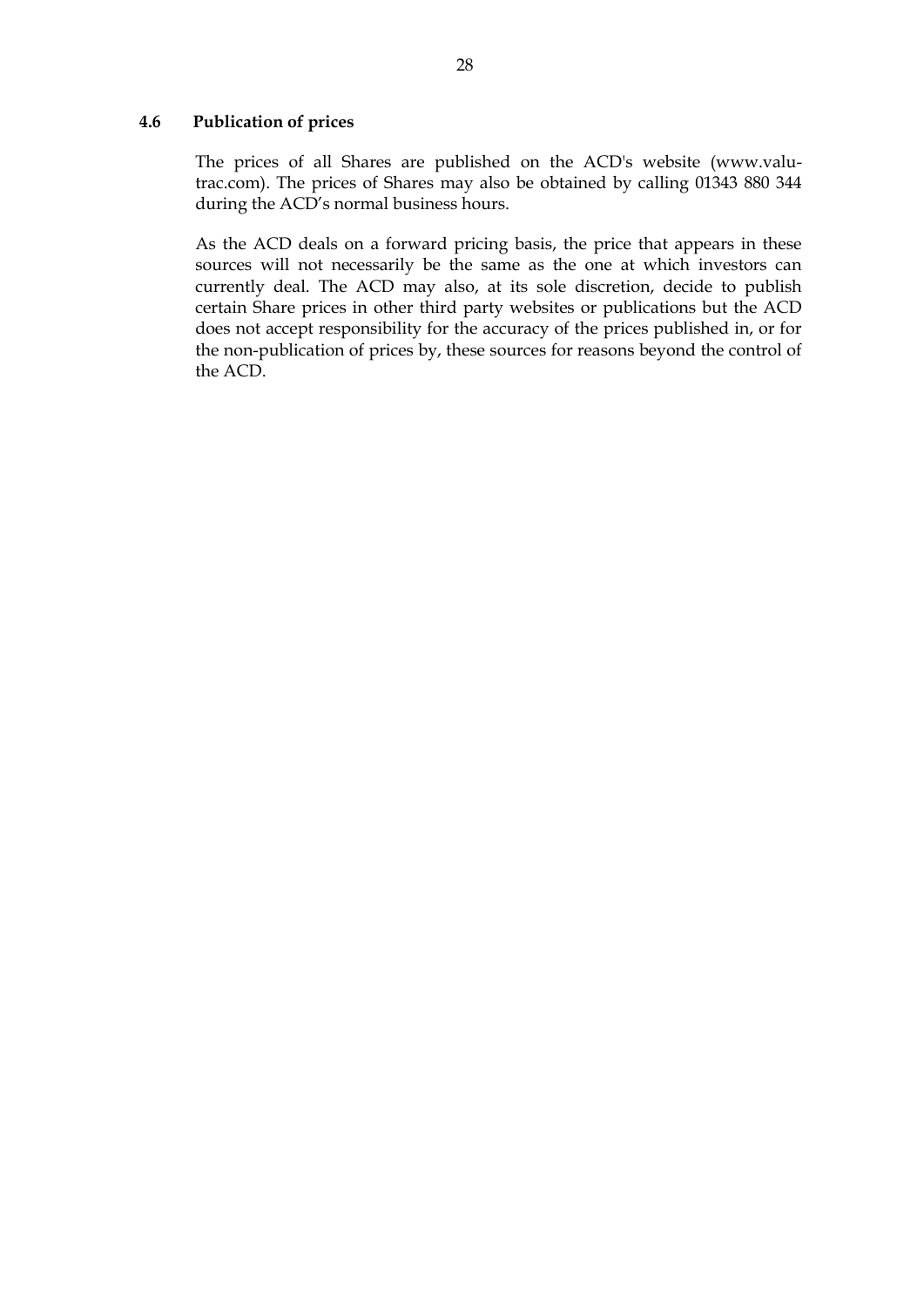### 4.6 Publication of prices

The prices of all Shares are published on the ACD's website (www.valu-trac.com). The prices of Shares may also be obtained by calling 01343 880 344 during the ACD's normal business hours.

As the ACD deals on a forward pricing basis, the price that appears in these sources will not necessarily be the same as the one at which investors can currently deal. The ACD may also, at its sole discretion, decide to publish certain Share prices in other third party websites or publications but the ACD does not accept responsibility for the accuracy of the prices published in, or for the non-publication of prices by, these sources for reasons beyond the control of the ACD.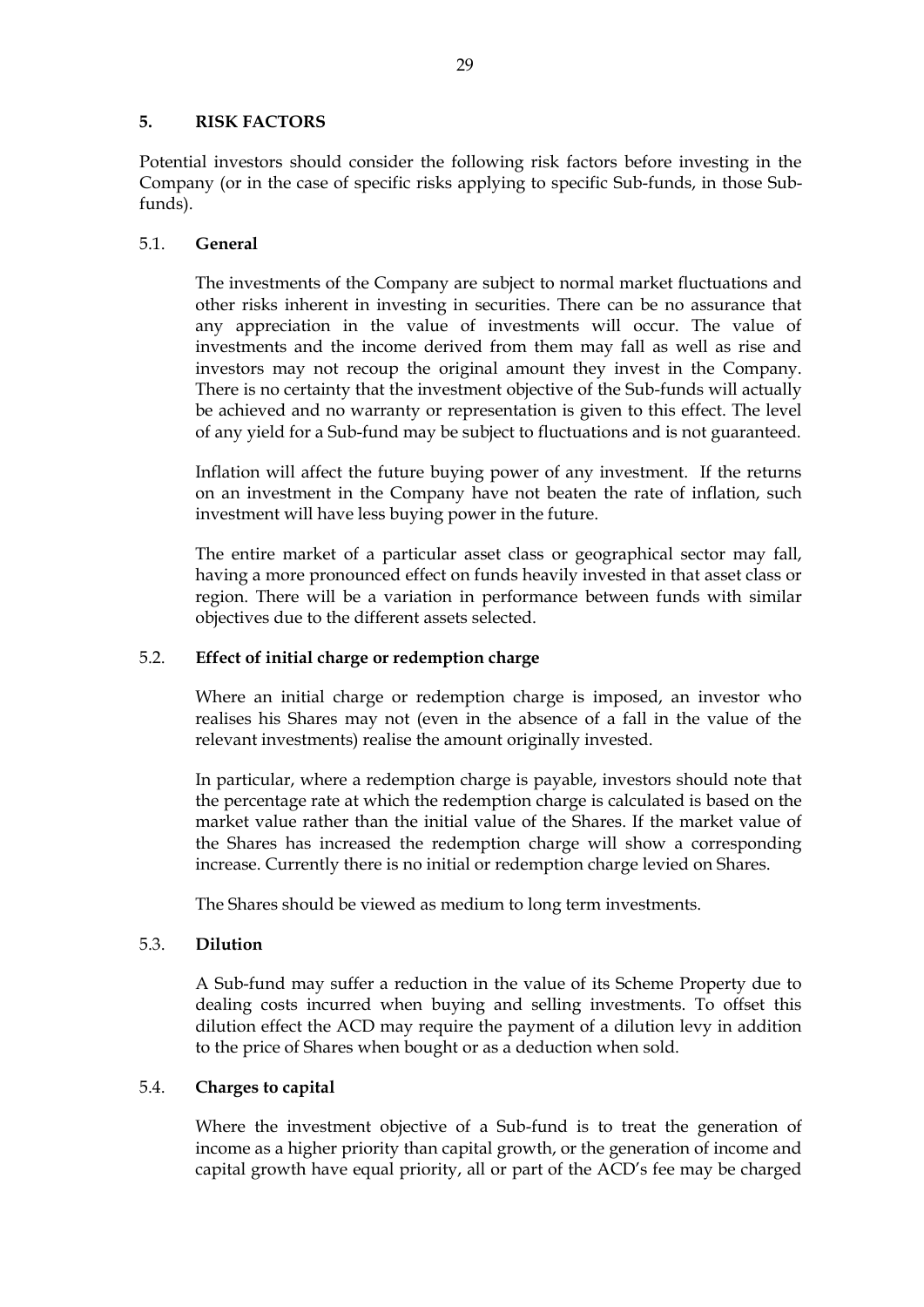## 5. RISK FACTORS

Potential investors should consider the following risk factors before investing in the Company (or in the case of specific risks applying to specific Sub-funds, in those Sub-funds).

### 5.1. General

The investments of the Company are subject to normal market fluctuations and other risks inherent in investing in securities. There can be no assurance that any appreciation in the value of investments will occur. The value of investments and the income derived from them may fall as well as rise and investors may not recoup the original amount they invest in the Company. There is no certainty that the investment objective of the Sub-funds will actually be achieved and no warranty or representation is given to this effect. The level of any yield for a Sub-fund may be subject to fluctuations and is not guaranteed.

Inflation will affect the future buying power of any investment. If the returns on an investment in the Company have not beaten the rate of inflation, such investment will have less buying power in the future.

The entire market of a particular asset class or geographical sector may fall, having a more pronounced effect on funds heavily invested in that asset class or region. There will be a variation in performance between funds with similar objectives due to the different assets selected.

### 5.2. Effect of initial charge or redemption charge

Where an initial charge or redemption charge is imposed, an investor who realises his Shares may not (even in the absence of a fall in the value of the relevant investments) realise the amount originally invested.

In particular, where a redemption charge is payable, investors should note that the percentage rate at which the redemption charge is calculated is based on the market value rather than the initial value of the Shares. If the market value of the Shares has increased the redemption charge will show a corresponding increase. Currently there is no initial or redemption charge levied on Shares.

The Shares should be viewed as medium to long term investments.

### 5.3. Dilution

A Sub-fund may suffer a reduction in the value of its Scheme Property due to dealing costs incurred when buying and selling investments. To offset this dilution effect the ACD may require the payment of a dilution levy in addition to the price of Shares when bought or as a deduction when sold.

### 5.4. Charges to capital

Where the investment objective of a Sub-fund is to treat the generation of income as a higher priority than capital growth, or the generation of income and capital growth have equal priority, all or part of the ACD's fee may be charged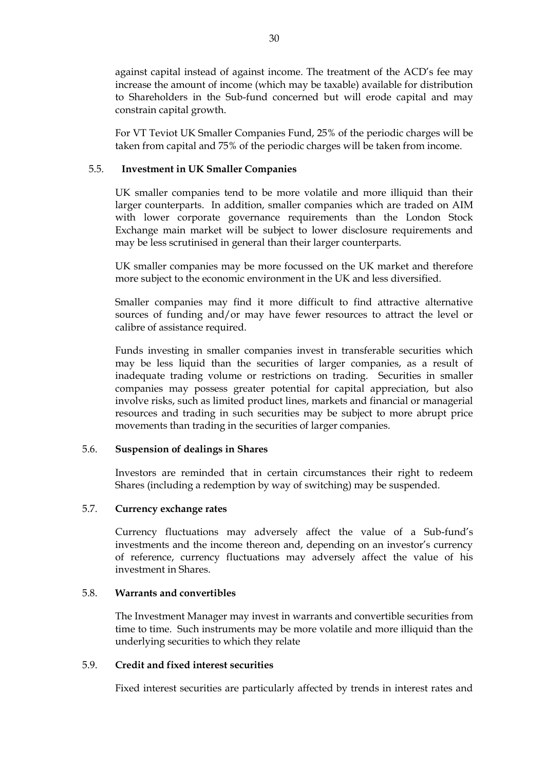against capital instead of against income. The treatment of the ACD's fee may increase the amount of income (which may be taxable) available for distribution to Shareholders in the Sub-fund concerned but will erode capital and may constrain capital growth.

For VT Teviot UK Smaller Companies Fund, 25% of the periodic charges will be taken from capital and 75% of the periodic charges will be taken from income.

### 5.5. Investment in UK Smaller Companies

UK smaller companies tend to be more volatile and more illiquid than their larger counterparts. In addition, smaller companies which are traded on AIM with lower corporate governance requirements than the London Stock Exchange main market will be subject to lower disclosure requirements and may be less scrutinised in general than their larger counterparts.

UK smaller companies may be more focussed on the UK market and therefore more subject to the economic environment in the UK and less diversified.

Smaller companies may find it more difficult to find attractive alternative sources of funding and/or may have fewer resources to attract the level or calibre of assistance required.

Funds investing in smaller companies invest in transferable securities which may be less liquid than the securities of larger companies, as a result of inadequate trading volume or restrictions on trading. Securities in smaller companies may possess greater potential for capital appreciation, but also involve risks, such as limited product lines, markets and financial or managerial resources and trading in such securities may be subject to more abrupt price movements than trading in the securities of larger companies.

### 5.6. Suspension of dealings in Shares

Investors are reminded that in certain circumstances their right to redeem Shares (including a redemption by way of switching) may be suspended.

### 5.7. Currency exchange rates

Currency fluctuations may adversely affect the value of a Sub-fund's investments and the income thereon and, depending on an investor's currency of reference, currency fluctuations may adversely affect the value of his investment in Shares.

### 5.8. Warrants and convertibles

The Investment Manager may invest in warrants and convertible securities from time to time. Such instruments may be more volatile and more illiquid than the underlying securities to which they relate

### 5.9. Credit and fixed interest securities

Fixed interest securities are particularly affected by trends in interest rates and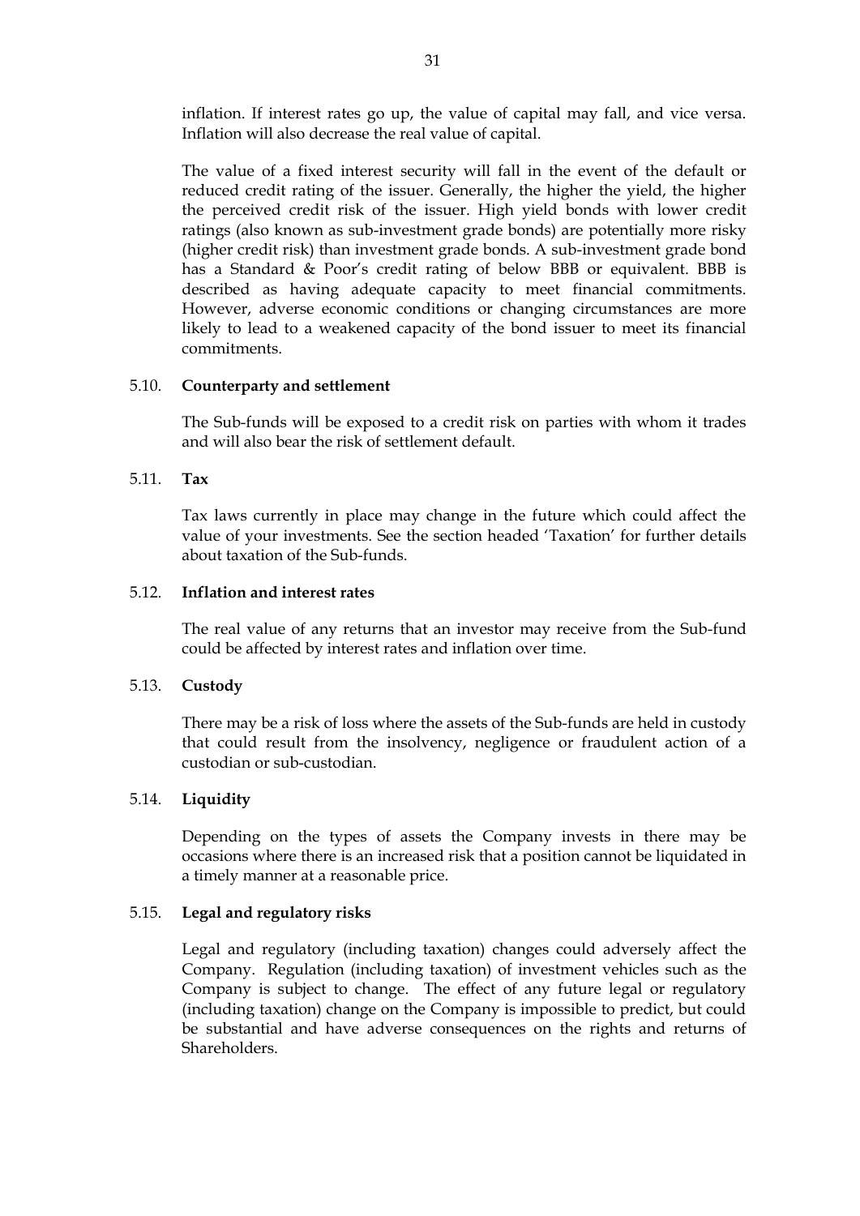inflation. If interest rates go up, the value of capital may fall, and vice versa. Inflation will also decrease the real value of capital.

The value of a fixed interest security will fall in the event of the default or reduced credit rating of the issuer. Generally, the higher the yield, the higher the perceived credit risk of the issuer. High yield bonds with lower credit ratings (also known as sub-investment grade bonds) are potentially more risky (higher credit risk) than investment grade bonds. A sub-investment grade bond has a Standard & Poor's credit rating of below BBB or equivalent. BBB is described as having adequate capacity to meet financial commitments. However, adverse economic conditions or changing circumstances are more likely to lead to a weakened capacity of the bond issuer to meet its financial commitments.

### 5.10. Counterparty and settlement

The Sub-funds will be exposed to a credit risk on parties with whom it trades and will also bear the risk of settlement default.

### 5.11. Tax

Tax laws currently in place may change in the future which could affect the value of your investments. See the section headed 'Taxation' for further details about taxation of the Sub-funds.

### 5.12. Inflation and interest rates

The real value of any returns that an investor may receive from the Sub-fund could be affected by interest rates and inflation over time.

### 5.13. Custody

There may be a risk of loss where the assets of the Sub-funds are held in custody that could result from the insolvency, negligence or fraudulent action of a custodian or sub-custodian.

### 5.14. Liquidity

Depending on the types of assets the Company invests in there may be occasions where there is an increased risk that a position cannot be liquidated in a timely manner at a reasonable price.

### 5.15. Legal and regulatory risks

Legal and regulatory (including taxation) changes could adversely affect the Company. Regulation (including taxation) of investment vehicles such as the Company is subject to change. The effect of any future legal or regulatory (including taxation) change on the Company is impossible to predict, but could be substantial and have adverse consequences on the rights and returns of Shareholders.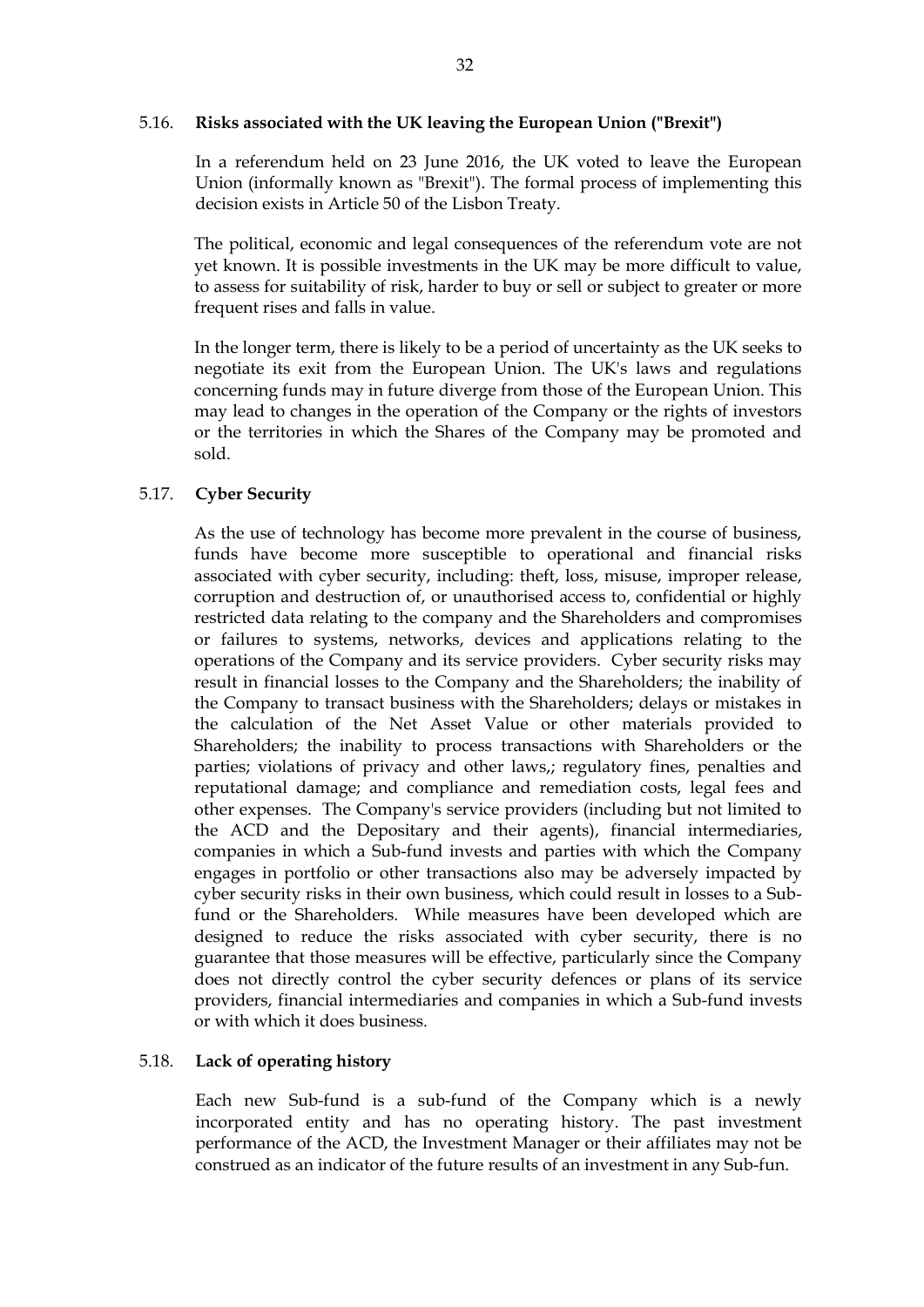### 5.16. Risks associated with the UK leaving the European Union ("Brexit")

In a referendum held on 23 June 2016, the UK voted to leave the European Union (informally known as "Brexit"). The formal process of implementing this decision exists in Article 50 of the Lisbon Treaty.

The political, economic and legal consequences of the referendum vote are not yet known. It is possible investments in the UK may be more difficult to value, to assess for suitability of risk, harder to buy or sell or subject to greater or more frequent rises and falls in value.

In the longer term, there is likely to be a period of uncertainty as the UK seeks to negotiate its exit from the European Union. The UK's laws and regulations concerning funds may in future diverge from those of the European Union. This may lead to changes in the operation of the Company or the rights of investors or the territories in which the Shares of the Company may be promoted and sold.

### 5.17. Cyber Security

As the use of technology has become more prevalent in the course of business, funds have become more susceptible to operational and financial risks associated with cyber security, including: theft, loss, misuse, improper release, corruption and destruction of, or unauthorised access to, confidential or highly restricted data relating to the company and the Shareholders and compromises or failures to systems, networks, devices and applications relating to the operations of the Company and its service providers. Cyber security risks may result in financial losses to the Company and the Shareholders; the inability of the Company to transact business with the Shareholders; delays or mistakes in the calculation of the Net Asset Value or other materials provided to Shareholders; the inability to process transactions with Shareholders or the parties; violations of privacy and other laws,; regulatory fines, penalties and reputational damage; and compliance and remediation costs, legal fees and other expenses. The Company's service providers (including but not limited to the ACD and the Depositary and their agents), financial intermediaries, companies in which a Sub-fund invests and parties with which the Company engages in portfolio or other transactions also may be adversely impacted by cyber security risks in their own business, which could result in losses to a Sub-fund or the Shareholders. While measures have been developed which are designed to reduce the risks associated with cyber security, there is no guarantee that those measures will be effective, particularly since the Company does not directly control the cyber security defences or plans of its service providers, financial intermediaries and companies in which a Sub-fund invests or with which it does business.

### 5.18. Lack of operating history

Each new Sub-fund is a sub-fund of the Company which is a newly incorporated entity and has no operating history. The past investment performance of the ACD, the Investment Manager or their affiliates may not be construed as an indicator of the future results of an investment in any Sub-fun.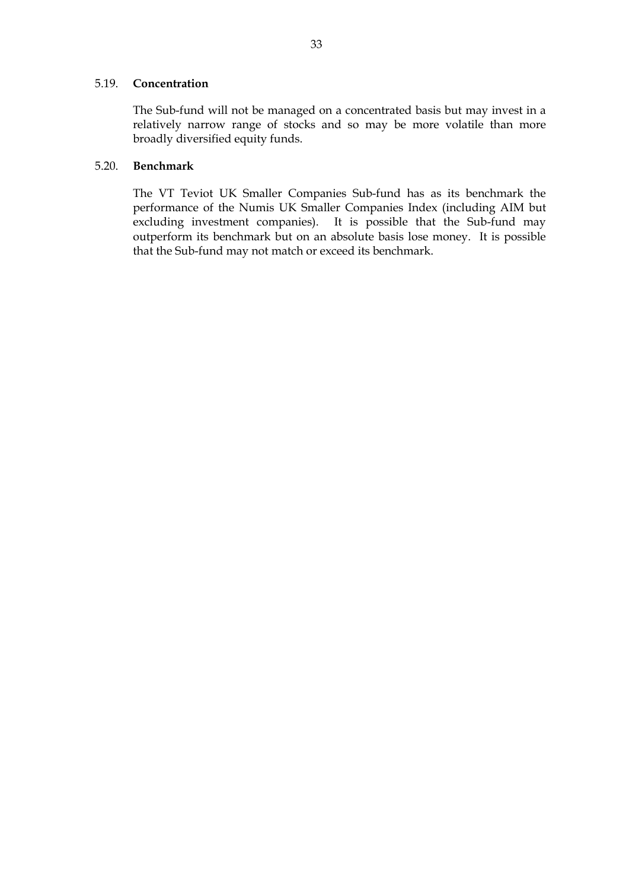### 5.19. **Concentration**

The Sub-fund will not be managed on a concentrated basis but may invest in a relatively narrow range of stocks and so may be more volatile than more broadly diversified equity funds.

### 5.20. **Benchmark**

The VT Teviot UK Smaller Companies Sub-fund has as its benchmark the performance of the Numis UK Smaller Companies Index (including AIM but excluding investment companies). It is possible that the Sub-fund may outperform its benchmark but on an absolute basis lose money. It is possible that the Sub-fund may not match or exceed its benchmark.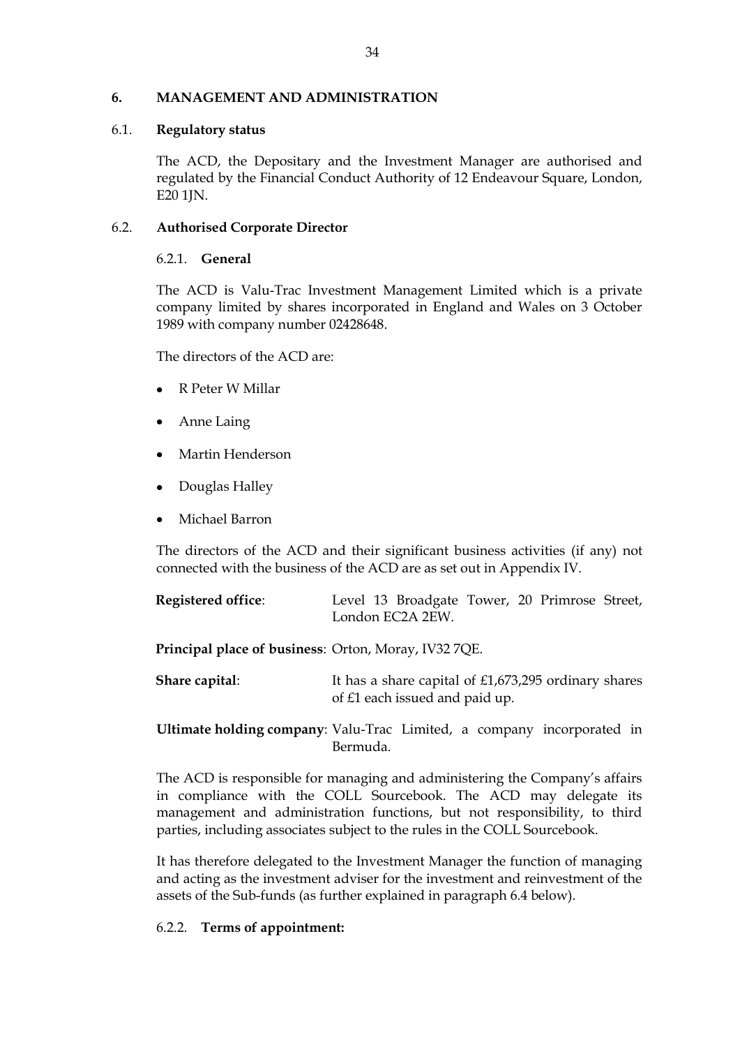## 6. MANAGEMENT AND ADMINISTRATION

### 6.1. Regulatory status

The ACD, the Depositary and the Investment Manager are authorised and regulated by the Financial Conduct Authority of 12 Endeavour Square, London, E20 1JN.

### 6.2. Authorised Corporate Director

#### 6.2.1. General

The ACD is Valu-Trac Investment Management Limited which is a private company limited by shares incorporated in England and Wales on 3 October 1989 with company number 02428648.

The directors of the ACD are:

- R Peter W Millar
- Anne Laing
- Martin Henderson
- Douglas Halley
- Michael Barron

The directors of the ACD and their significant business activities (if any) not connected with the business of the ACD are as set out in Appendix IV.

**Registered office**: Level 13 Broadgate Tower, 20 Primrose Street, London EC2A 2EW.

**Principal place of business**: Orton, Moray, IV32 7QE.

**Share capital**: It has a share capital of £1,673,295 ordinary shares of £1 each issued and paid up.

**Ultimate holding company**: Valu-Trac Limited, a company incorporated in Bermuda.

The ACD is responsible for managing and administering the Company's affairs in compliance with the COLL Sourcebook. The ACD may delegate its management and administration functions, but not responsibility, to third parties, including associates subject to the rules in the COLL Sourcebook.

It has therefore delegated to the Investment Manager the function of managing and acting as the investment adviser for the investment and reinvestment of the assets of the Sub-funds (as further explained in paragraph 6.4 below).

#### 6.2.2. Terms of appointment: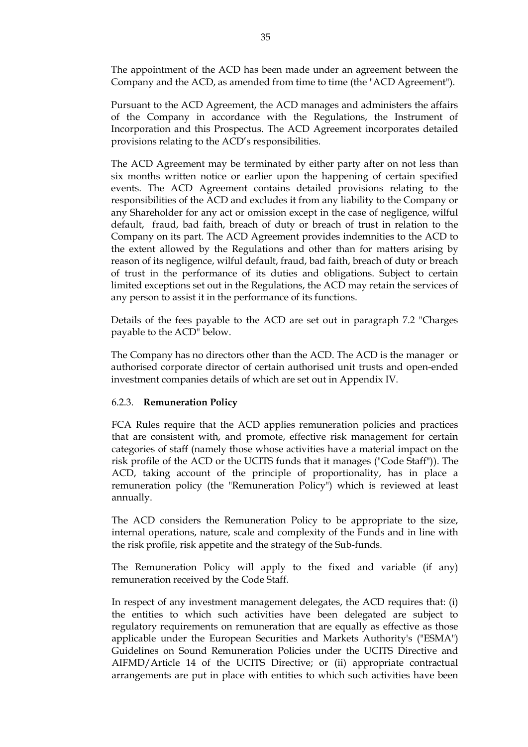The appointment of the ACD has been made under an agreement between the Company and the ACD, as amended from time to time (the "ACD Agreement").

Pursuant to the ACD Agreement, the ACD manages and administers the affairs of the Company in accordance with the Regulations, the Instrument of Incorporation and this Prospectus. The ACD Agreement incorporates detailed provisions relating to the ACD's responsibilities.

The ACD Agreement may be terminated by either party after on not less than six months written notice or earlier upon the happening of certain specified events. The ACD Agreement contains detailed provisions relating to the responsibilities of the ACD and excludes it from any liability to the Company or any Shareholder for any act or omission except in the case of negligence, wilful default, fraud, bad faith, breach of duty or breach of trust in relation to the Company on its part. The ACD Agreement provides indemnities to the ACD to the extent allowed by the Regulations and other than for matters arising by reason of its negligence, wilful default, fraud, bad faith, breach of duty or breach of trust in the performance of its duties and obligations. Subject to certain limited exceptions set out in the Regulations, the ACD may retain the services of any person to assist it in the performance of its functions.

Details of the fees payable to the ACD are set out in paragraph 7.2 "Charges payable to the ACD" below.

The Company has no directors other than the ACD. The ACD is the manager or authorised corporate director of certain authorised unit trusts and open-ended investment companies details of which are set out in Appendix IV.

### 6.2.3. **Remuneration Policy**

FCA Rules require that the ACD applies remuneration policies and practices that are consistent with, and promote, effective risk management for certain categories of staff (namely those whose activities have a material impact on the risk profile of the ACD or the UCITS funds that it manages ("Code Staff")). The ACD, taking account of the principle of proportionality, has in place a remuneration policy (the "Remuneration Policy") which is reviewed at least annually.

The ACD considers the Remuneration Policy to be appropriate to the size, internal operations, nature, scale and complexity of the Funds and in line with the risk profile, risk appetite and the strategy of the Sub-funds.

The Remuneration Policy will apply to the fixed and variable (if any) remuneration received by the Code Staff.

In respect of any investment management delegates, the ACD requires that: (i) the entities to which such activities have been delegated are subject to regulatory requirements on remuneration that are equally as effective as those applicable under the European Securities and Markets Authority's ("ESMA") Guidelines on Sound Remuneration Policies under the UCITS Directive and AIFMD/Article 14 of the UCITS Directive; or (ii) appropriate contractual arrangements are put in place with entities to which such activities have been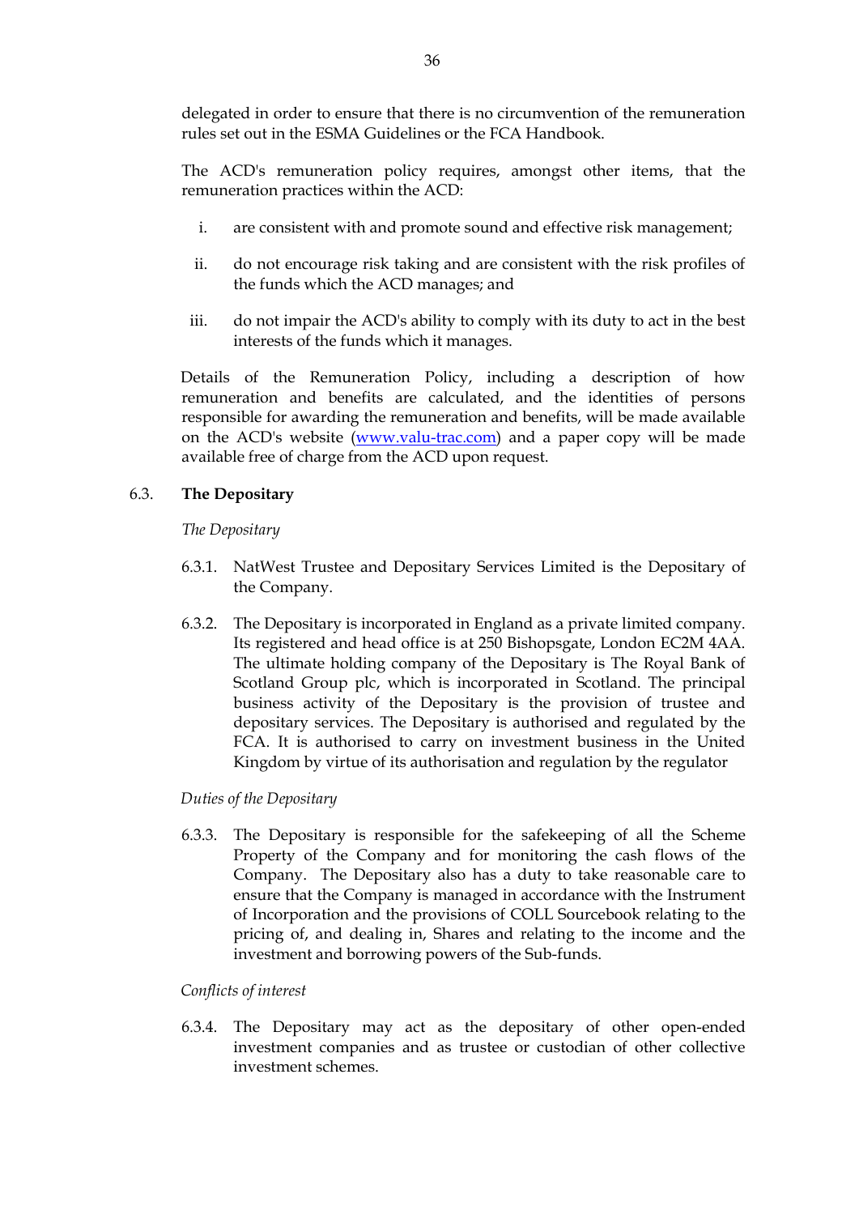delegated in order to ensure that there is no circumvention of the remuneration rules set out in the ESMA Guidelines or the FCA Handbook.

The ACD's remuneration policy requires, amongst other items, that the remuneration practices within the ACD:

i. are consistent with and promote sound and effective risk management;

ii. do not encourage risk taking and are consistent with the risk profiles of the funds which the ACD manages; and

iii. do not impair the ACD's ability to comply with its duty to act in the best interests of the funds which it manages.

Details of the Remuneration Policy, including a description of how remuneration and benefits are calculated, and the identities of persons responsible for awarding the remuneration and benefits, will be made available on the ACD's website (www.valu-trac.com) and a paper copy will be made available free of charge from the ACD upon request.

## 6.3. The Depositary

*The Depositary*

6.3.1. NatWest Trustee and Depositary Services Limited is the Depositary of the Company.

6.3.2. The Depositary is incorporated in England as a private limited company. Its registered and head office is at 250 Bishopsgate, London EC2M 4AA. The ultimate holding company of the Depositary is The Royal Bank of Scotland Group plc, which is incorporated in Scotland. The principal business activity of the Depositary is the provision of trustee and depositary services. The Depositary is authorised and regulated by the FCA. It is authorised to carry on investment business in the United Kingdom by virtue of its authorisation and regulation by the regulator

*Duties of the Depositary*

6.3.3. The Depositary is responsible for the safekeeping of all the Scheme Property of the Company and for monitoring the cash flows of the Company. The Depositary also has a duty to take reasonable care to ensure that the Company is managed in accordance with the Instrument of Incorporation and the provisions of COLL Sourcebook relating to the pricing of, and dealing in, Shares and relating to the income and the investment and borrowing powers of the Sub-funds.

*Conflicts of interest*

6.3.4. The Depositary may act as the depositary of other open-ended investment companies and as trustee or custodian of other collective investment schemes.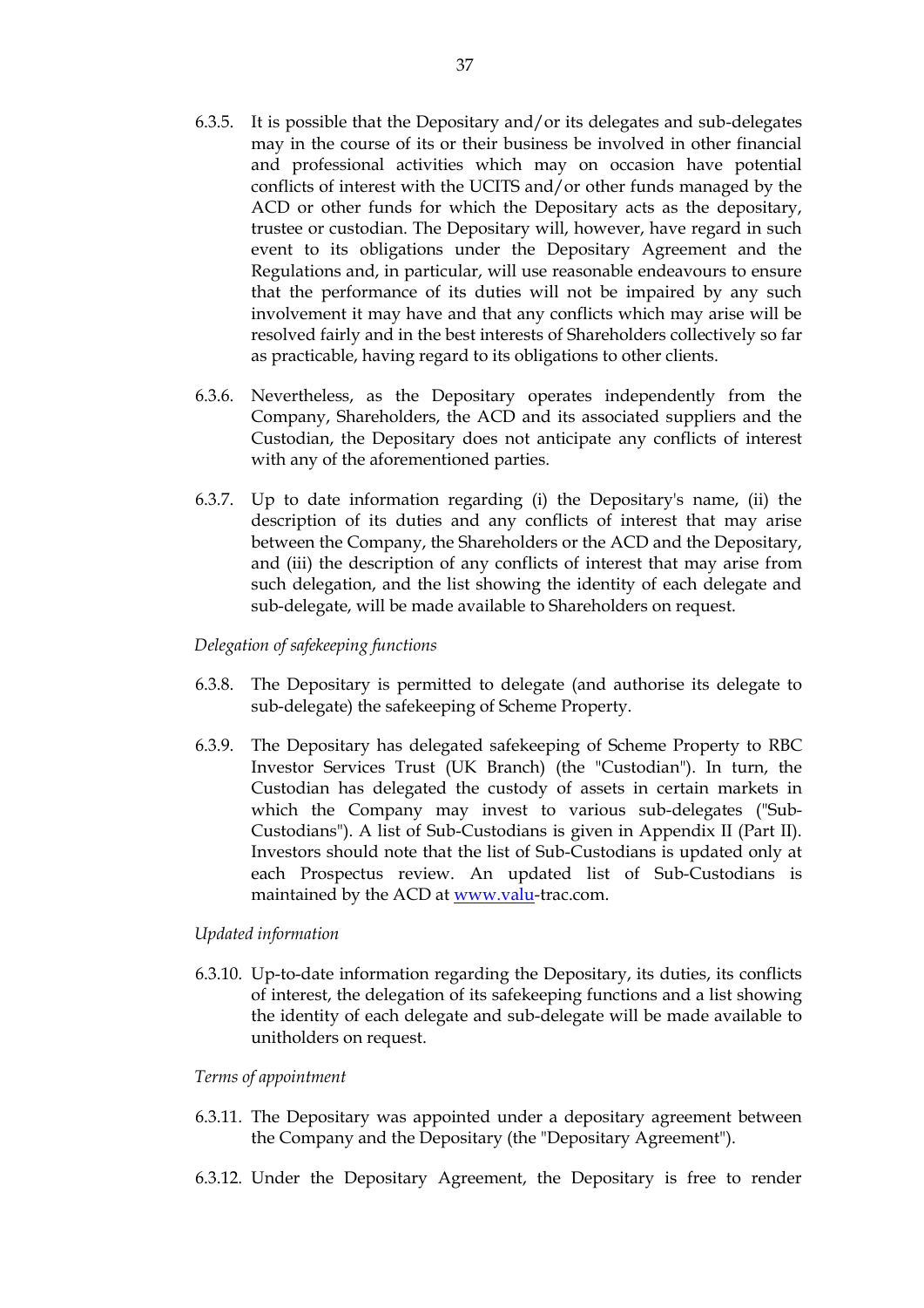6.3.5. It is possible that the Depositary and/or its delegates and sub-delegates may in the course of its or their business be involved in other financial and professional activities which may on occasion have potential conflicts of interest with the UCITS and/or other funds managed by the ACD or other funds for which the Depositary acts as the depositary, trustee or custodian. The Depositary will, however, have regard in such event to its obligations under the Depositary Agreement and the Regulations and, in particular, will use reasonable endeavours to ensure that the performance of its duties will not be impaired by any such involvement it may have and that any conflicts which may arise will be resolved fairly and in the best interests of Shareholders collectively so far as practicable, having regard to its obligations to other clients.

6.3.6. Nevertheless, as the Depositary operates independently from the Company, Shareholders, the ACD and its associated suppliers and the Custodian, the Depositary does not anticipate any conflicts of interest with any of the aforementioned parties.

6.3.7. Up to date information regarding (i) the Depositary's name, (ii) the description of its duties and any conflicts of interest that may arise between the Company, the Shareholders or the ACD and the Depositary, and (iii) the description of any conflicts of interest that may arise from such delegation, and the list showing the identity of each delegate and sub-delegate, will be made available to Shareholders on request.

*Delegation of safekeeping functions*

6.3.8. The Depositary is permitted to delegate (and authorise its delegate to sub-delegate) the safekeeping of Scheme Property.

6.3.9. The Depositary has delegated safekeeping of Scheme Property to RBC Investor Services Trust (UK Branch) (the "Custodian"). In turn, the Custodian has delegated the custody of assets in certain markets in which the Company may invest to various sub-delegates ("Sub-Custodians"). A list of Sub-Custodians is given in Appendix II (Part II). Investors should note that the list of Sub-Custodians is updated only at each Prospectus review. An updated list of Sub-Custodians is maintained by the ACD at www.valu-trac.com.

*Updated information*

6.3.10. Up-to-date information regarding the Depositary, its duties, its conflicts of interest, the delegation of its safekeeping functions and a list showing the identity of each delegate and sub-delegate will be made available to unitholders on request.

*Terms of appointment*

6.3.11. The Depositary was appointed under a depositary agreement between the Company and the Depositary (the "Depositary Agreement").

6.3.12. Under the Depositary Agreement, the Depositary is free to render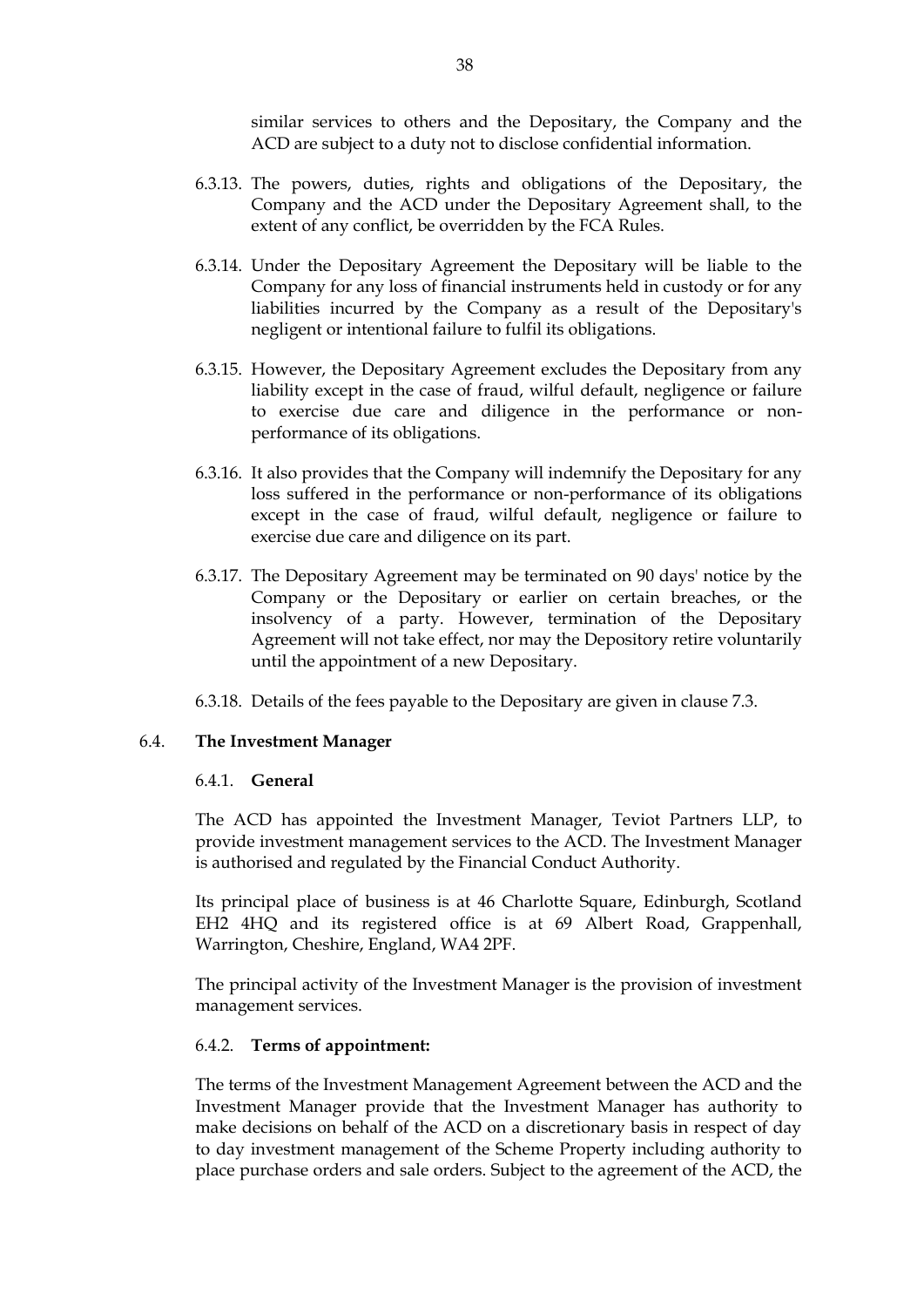similar services to others and the Depositary, the Company and the ACD are subject to a duty not to disclose confidential information.

6.3.13. The powers, duties, rights and obligations of the Depositary, the Company and the ACD under the Depositary Agreement shall, to the extent of any conflict, be overridden by the FCA Rules.

6.3.14. Under the Depositary Agreement the Depositary will be liable to the Company for any loss of financial instruments held in custody or for any liabilities incurred by the Company as a result of the Depositary's negligent or intentional failure to fulfil its obligations.

6.3.15. However, the Depositary Agreement excludes the Depositary from any liability except in the case of fraud, wilful default, negligence or failure to exercise due care and diligence in the performance or non-performance of its obligations.

6.3.16. It also provides that the Company will indemnify the Depositary for any loss suffered in the performance or non-performance of its obligations except in the case of fraud, wilful default, negligence or failure to exercise due care and diligence on its part.

6.3.17. The Depositary Agreement may be terminated on 90 days' notice by the Company or the Depositary or earlier on certain breaches, or the insolvency of a party. However, termination of the Depositary Agreement will not take effect, nor may the Depository retire voluntarily until the appointment of a new Depositary.

6.3.18. Details of the fees payable to the Depositary are given in clause 7.3.

## 6.4. The Investment Manager

### 6.4.1. General

The ACD has appointed the Investment Manager, Teviot Partners LLP, to provide investment management services to the ACD. The Investment Manager is authorised and regulated by the Financial Conduct Authority.

Its principal place of business is at 46 Charlotte Square, Edinburgh, Scotland EH2 4HQ and its registered office is at 69 Albert Road, Grappenhall, Warrington, Cheshire, England, WA4 2PF.

The principal activity of the Investment Manager is the provision of investment management services.

### 6.4.2. Terms of appointment:

The terms of the Investment Management Agreement between the ACD and the Investment Manager provide that the Investment Manager has authority to make decisions on behalf of the ACD on a discretionary basis in respect of day to day investment management of the Scheme Property including authority to place purchase orders and sale orders. Subject to the agreement of the ACD, the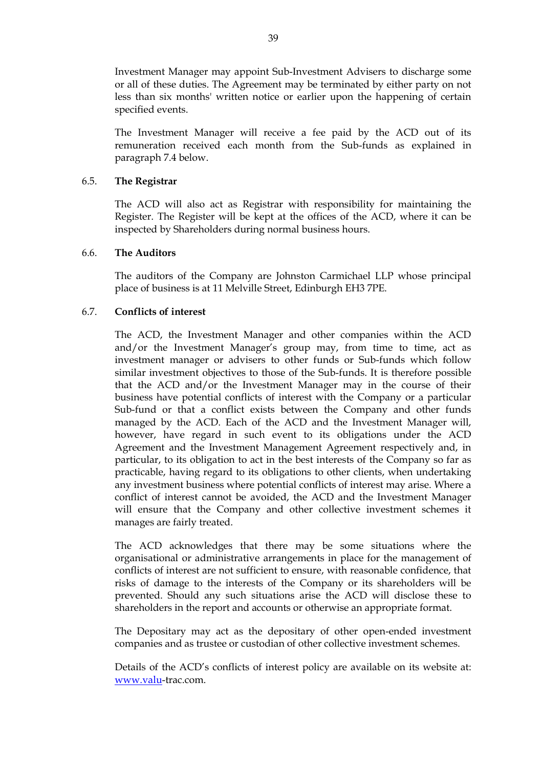Investment Manager may appoint Sub-Investment Advisers to discharge some or all of these duties. The Agreement may be terminated by either party on not less than six months' written notice or earlier upon the happening of certain specified events.

The Investment Manager will receive a fee paid by the ACD out of its remuneration received each month from the Sub-funds as explained in paragraph 7.4 below.

### 6.5. The Registrar

The ACD will also act as Registrar with responsibility for maintaining the Register. The Register will be kept at the offices of the ACD, where it can be inspected by Shareholders during normal business hours.

### 6.6. The Auditors

The auditors of the Company are Johnston Carmichael LLP whose principal place of business is at 11 Melville Street, Edinburgh EH3 7PE.

### 6.7. Conflicts of interest

The ACD, the Investment Manager and other companies within the ACD and/or the Investment Manager's group may, from time to time, act as investment manager or advisers to other funds or Sub-funds which follow similar investment objectives to those of the Sub-funds. It is therefore possible that the ACD and/or the Investment Manager may in the course of their business have potential conflicts of interest with the Company or a particular Sub-fund or that a conflict exists between the Company and other funds managed by the ACD. Each of the ACD and the Investment Manager will, however, have regard in such event to its obligations under the ACD Agreement and the Investment Management Agreement respectively and, in particular, to its obligation to act in the best interests of the Company so far as practicable, having regard to its obligations to other clients, when undertaking any investment business where potential conflicts of interest may arise. Where a conflict of interest cannot be avoided, the ACD and the Investment Manager will ensure that the Company and other collective investment schemes it manages are fairly treated.

The ACD acknowledges that there may be some situations where the organisational or administrative arrangements in place for the management of conflicts of interest are not sufficient to ensure, with reasonable confidence, that risks of damage to the interests of the Company or its shareholders will be prevented. Should any such situations arise the ACD will disclose these to shareholders in the report and accounts or otherwise an appropriate format.

The Depositary may act as the depositary of other open-ended investment companies and as trustee or custodian of other collective investment schemes.

Details of the ACD's conflicts of interest policy are available on its website at: www.valu-trac.com.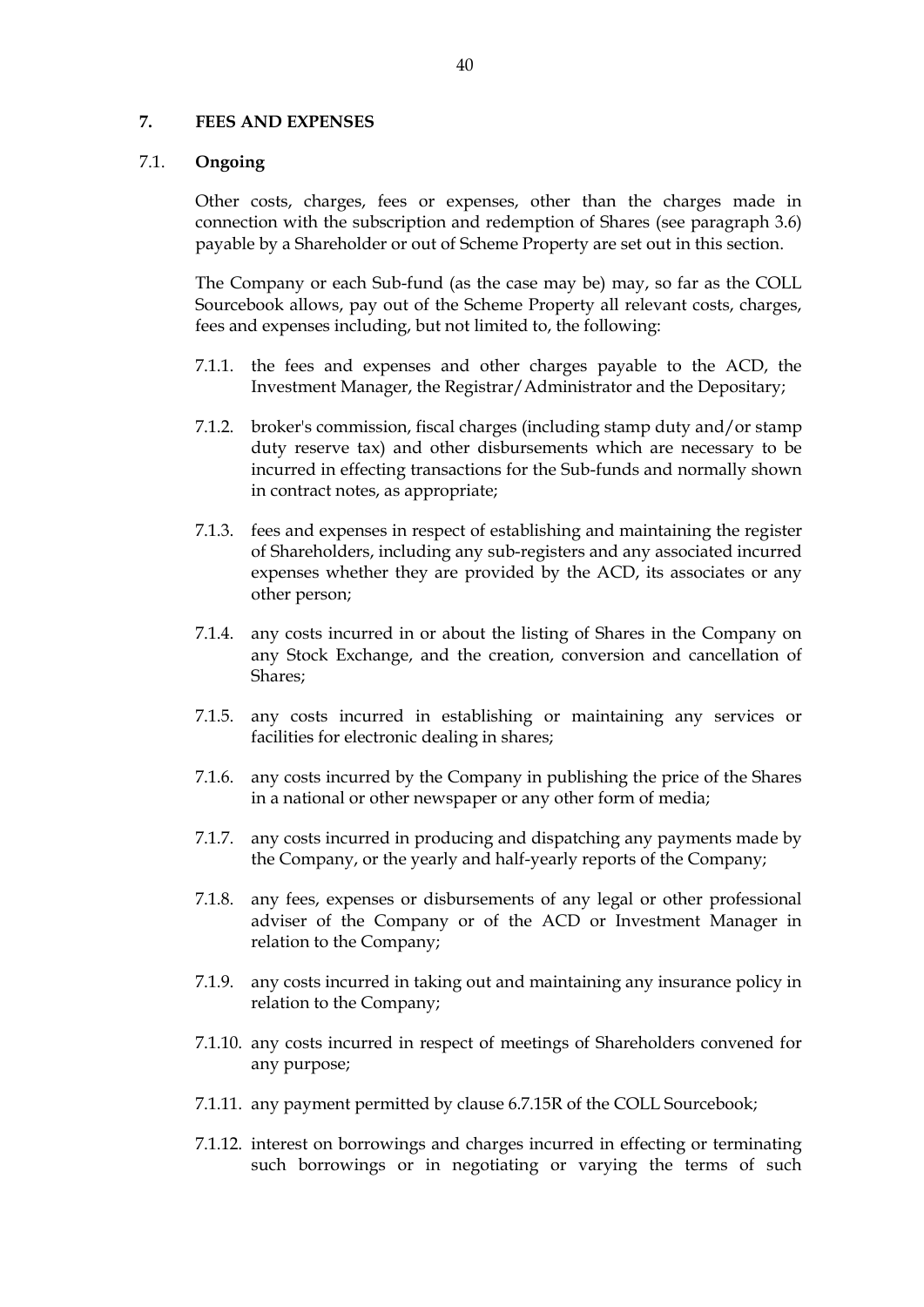## 7. FEES AND EXPENSES

### 7.1. Ongoing

Other costs, charges, fees or expenses, other than the charges made in connection with the subscription and redemption of Shares (see paragraph 3.6) payable by a Shareholder or out of Scheme Property are set out in this section.

The Company or each Sub-fund (as the case may be) may, so far as the COLL Sourcebook allows, pay out of the Scheme Property all relevant costs, charges, fees and expenses including, but not limited to, the following:

7.1.1. the fees and expenses and other charges payable to the ACD, the Investment Manager, the Registrar/Administrator and the Depositary;

7.1.2. broker's commission, fiscal charges (including stamp duty and/or stamp duty reserve tax) and other disbursements which are necessary to be incurred in effecting transactions for the Sub-funds and normally shown in contract notes, as appropriate;

7.1.3. fees and expenses in respect of establishing and maintaining the register of Shareholders, including any sub-registers and any associated incurred expenses whether they are provided by the ACD, its associates or any other person;

7.1.4. any costs incurred in or about the listing of Shares in the Company on any Stock Exchange, and the creation, conversion and cancellation of Shares;

7.1.5. any costs incurred in establishing or maintaining any services or facilities for electronic dealing in shares;

7.1.6. any costs incurred by the Company in publishing the price of the Shares in a national or other newspaper or any other form of media;

7.1.7. any costs incurred in producing and dispatching any payments made by the Company, or the yearly and half-yearly reports of the Company;

7.1.8. any fees, expenses or disbursements of any legal or other professional adviser of the Company or of the ACD or Investment Manager in relation to the Company;

7.1.9. any costs incurred in taking out and maintaining any insurance policy in relation to the Company;

7.1.10. any costs incurred in respect of meetings of Shareholders convened for any purpose;

7.1.11. any payment permitted by clause 6.7.15R of the COLL Sourcebook;

7.1.12. interest on borrowings and charges incurred in effecting or terminating such borrowings or in negotiating or varying the terms of such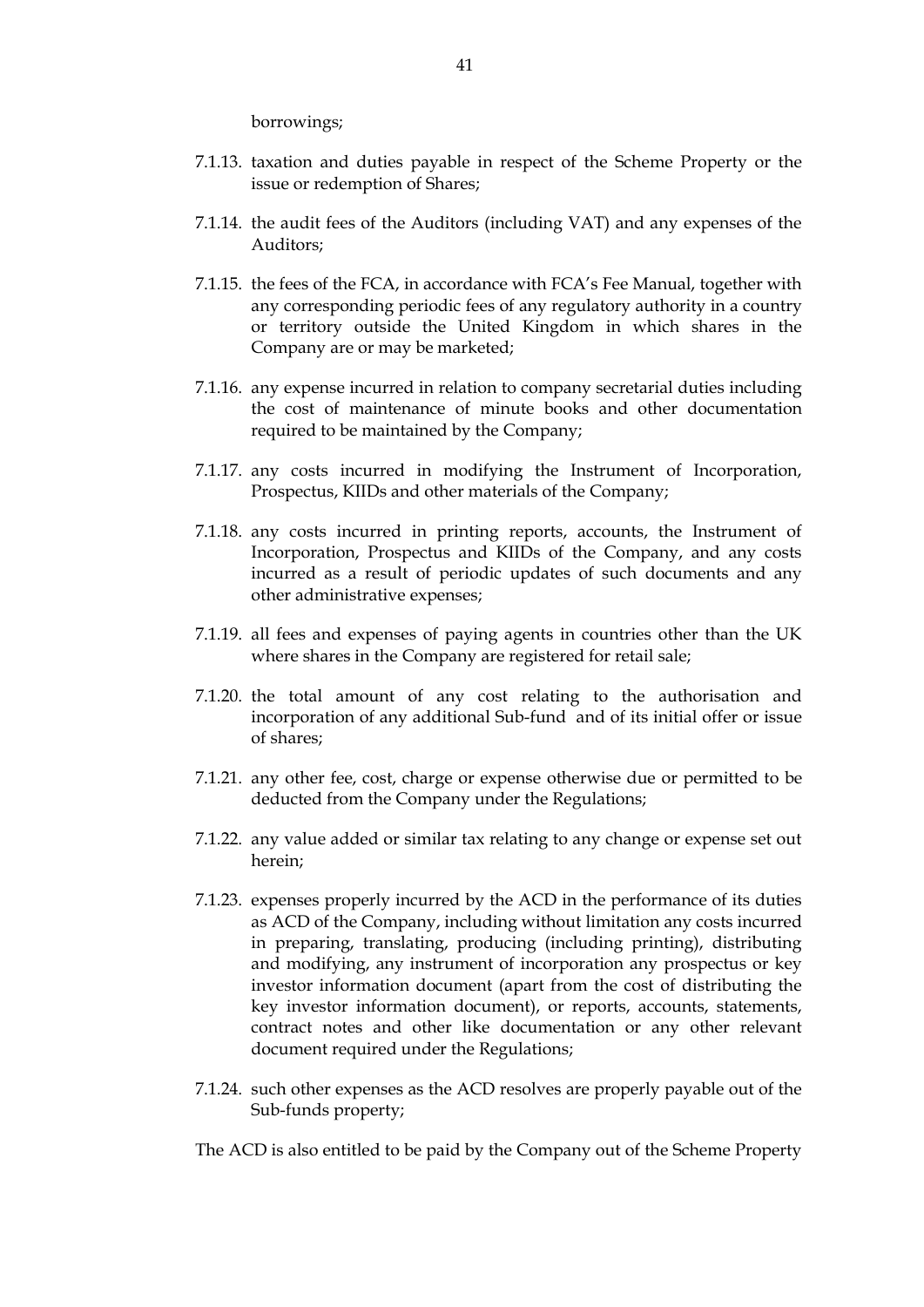borrowings;

7.1.13. taxation and duties payable in respect of the Scheme Property or the issue or redemption of Shares;

7.1.14. the audit fees of the Auditors (including VAT) and any expenses of the Auditors;

7.1.15. the fees of the FCA, in accordance with FCA's Fee Manual, together with any corresponding periodic fees of any regulatory authority in a country or territory outside the United Kingdom in which shares in the Company are or may be marketed;

7.1.16. any expense incurred in relation to company secretarial duties including the cost of maintenance of minute books and other documentation required to be maintained by the Company;

7.1.17. any costs incurred in modifying the Instrument of Incorporation, Prospectus, KIIDs and other materials of the Company;

7.1.18. any costs incurred in printing reports, accounts, the Instrument of Incorporation, Prospectus and KIIDs of the Company, and any costs incurred as a result of periodic updates of such documents and any other administrative expenses;

7.1.19. all fees and expenses of paying agents in countries other than the UK where shares in the Company are registered for retail sale;

7.1.20. the total amount of any cost relating to the authorisation and incorporation of any additional Sub-fund and of its initial offer or issue of shares;

7.1.21. any other fee, cost, charge or expense otherwise due or permitted to be deducted from the Company under the Regulations;

7.1.22. any value added or similar tax relating to any change or expense set out herein;

7.1.23. expenses properly incurred by the ACD in the performance of its duties as ACD of the Company, including without limitation any costs incurred in preparing, translating, producing (including printing), distributing and modifying, any instrument of incorporation any prospectus or key investor information document (apart from the cost of distributing the key investor information document), or reports, accounts, statements, contract notes and other like documentation or any other relevant document required under the Regulations;

7.1.24. such other expenses as the ACD resolves are properly payable out of the Sub-funds property;

The ACD is also entitled to be paid by the Company out of the Scheme Property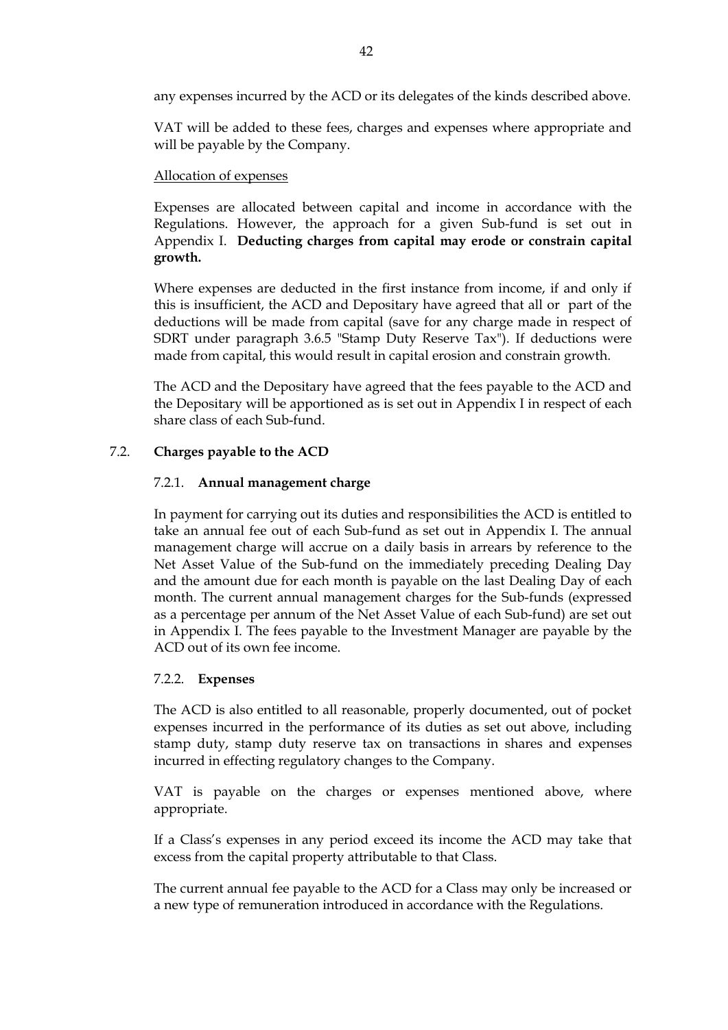any expenses incurred by the ACD or its delegates of the kinds described above.

VAT will be added to these fees, charges and expenses where appropriate and will be payable by the Company.

Allocation of expenses

Expenses are allocated between capital and income in accordance with the Regulations. However, the approach for a given Sub-fund is set out in Appendix I. **Deducting charges from capital may erode or constrain capital growth.**

Where expenses are deducted in the first instance from income, if and only if this is insufficient, the ACD and Depositary have agreed that all or part of the deductions will be made from capital (save for any charge made in respect of SDRT under paragraph 3.6.5 "Stamp Duty Reserve Tax"). If deductions were made from capital, this would result in capital erosion and constrain growth.

The ACD and the Depositary have agreed that the fees payable to the ACD and the Depositary will be apportioned as is set out in Appendix I in respect of each share class of each Sub-fund.

## 7.2. Charges payable to the ACD

### 7.2.1. Annual management charge

In payment for carrying out its duties and responsibilities the ACD is entitled to take an annual fee out of each Sub-fund as set out in Appendix I. The annual management charge will accrue on a daily basis in arrears by reference to the Net Asset Value of the Sub-fund on the immediately preceding Dealing Day and the amount due for each month is payable on the last Dealing Day of each month. The current annual management charges for the Sub-funds (expressed as a percentage per annum of the Net Asset Value of each Sub-fund) are set out in Appendix I. The fees payable to the Investment Manager are payable by the ACD out of its own fee income.

### 7.2.2. Expenses

The ACD is also entitled to all reasonable, properly documented, out of pocket expenses incurred in the performance of its duties as set out above, including stamp duty, stamp duty reserve tax on transactions in shares and expenses incurred in effecting regulatory changes to the Company.

VAT is payable on the charges or expenses mentioned above, where appropriate.

If a Class's expenses in any period exceed its income the ACD may take that excess from the capital property attributable to that Class.

The current annual fee payable to the ACD for a Class may only be increased or a new type of remuneration introduced in accordance with the Regulations.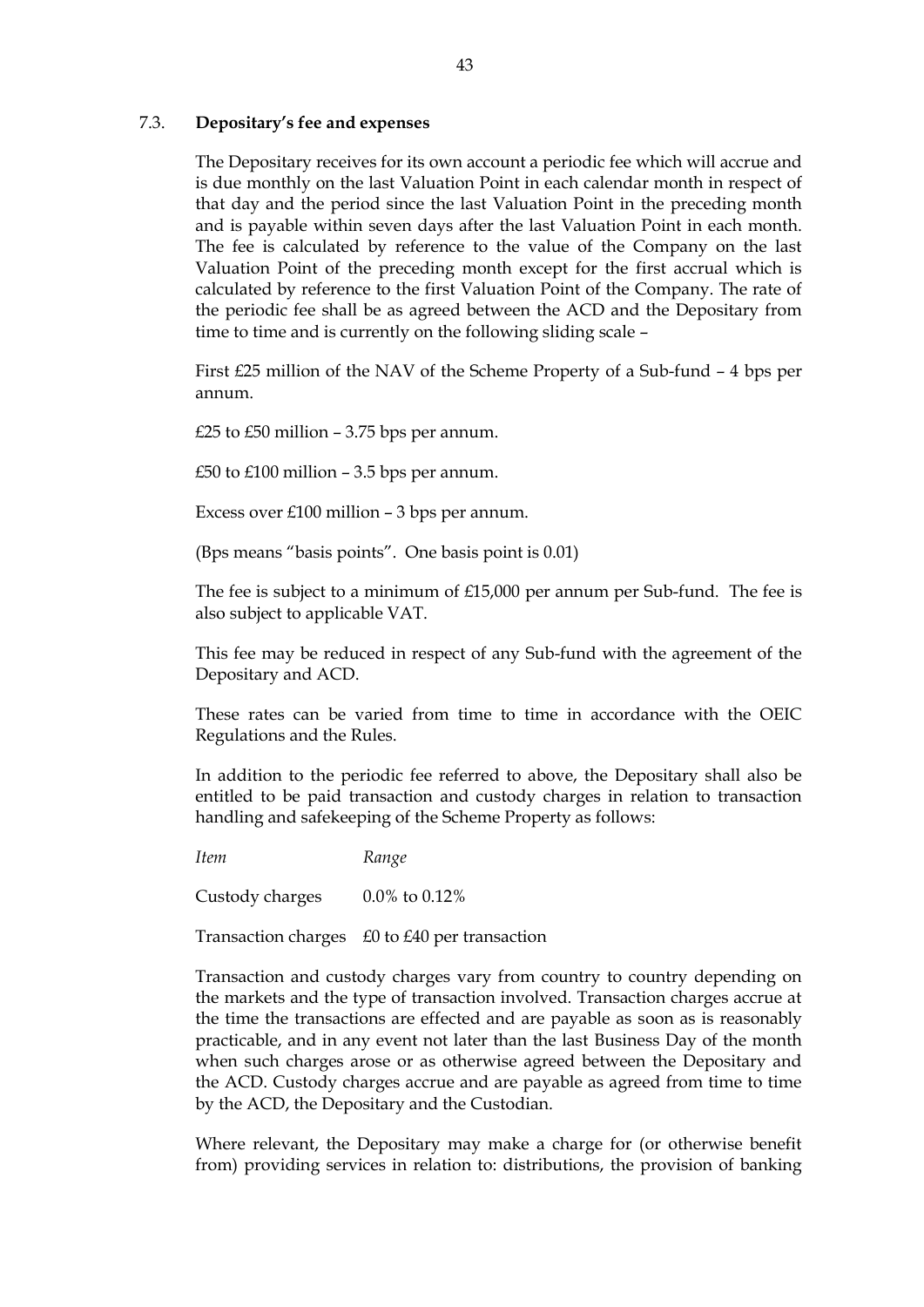### 7.3. **Depositary's fee and expenses**

The Depositary receives for its own account a periodic fee which will accrue and is due monthly on the last Valuation Point in each calendar month in respect of that day and the period since the last Valuation Point in the preceding month and is payable within seven days after the last Valuation Point in each month. The fee is calculated by reference to the value of the Company on the last Valuation Point of the preceding month except for the first accrual which is calculated by reference to the first Valuation Point of the Company. The rate of the periodic fee shall be as agreed between the ACD and the Depositary from time to time and is currently on the following sliding scale –

First £25 million of the NAV of the Scheme Property of a Sub-fund – 4 bps per annum.

£25 to £50 million – 3.75 bps per annum.

£50 to £100 million – 3.5 bps per annum.

Excess over £100 million – 3 bps per annum.

(Bps means "basis points". One basis point is 0.01)

The fee is subject to a minimum of £15,000 per annum per Sub-fund. The fee is also subject to applicable VAT.

This fee may be reduced in respect of any Sub-fund with the agreement of the Depositary and ACD.

These rates can be varied from time to time in accordance with the OEIC Regulations and the Rules.

In addition to the periodic fee referred to above, the Depositary shall also be entitled to be paid transaction and custody charges in relation to transaction handling and safekeeping of the Scheme Property as follows:

| *Item* | *Range* |
|---|---|
| Custody charges | 0.0% to 0.12% |
| Transaction charges | £0 to £40 per transaction |

Transaction and custody charges vary from country to country depending on the markets and the type of transaction involved. Transaction charges accrue at the time the transactions are effected and are payable as soon as is reasonably practicable, and in any event not later than the last Business Day of the month when such charges arose or as otherwise agreed between the Depositary and the ACD. Custody charges accrue and are payable as agreed from time to time by the ACD, the Depositary and the Custodian.

Where relevant, the Depositary may make a charge for (or otherwise benefit from) providing services in relation to: distributions, the provision of banking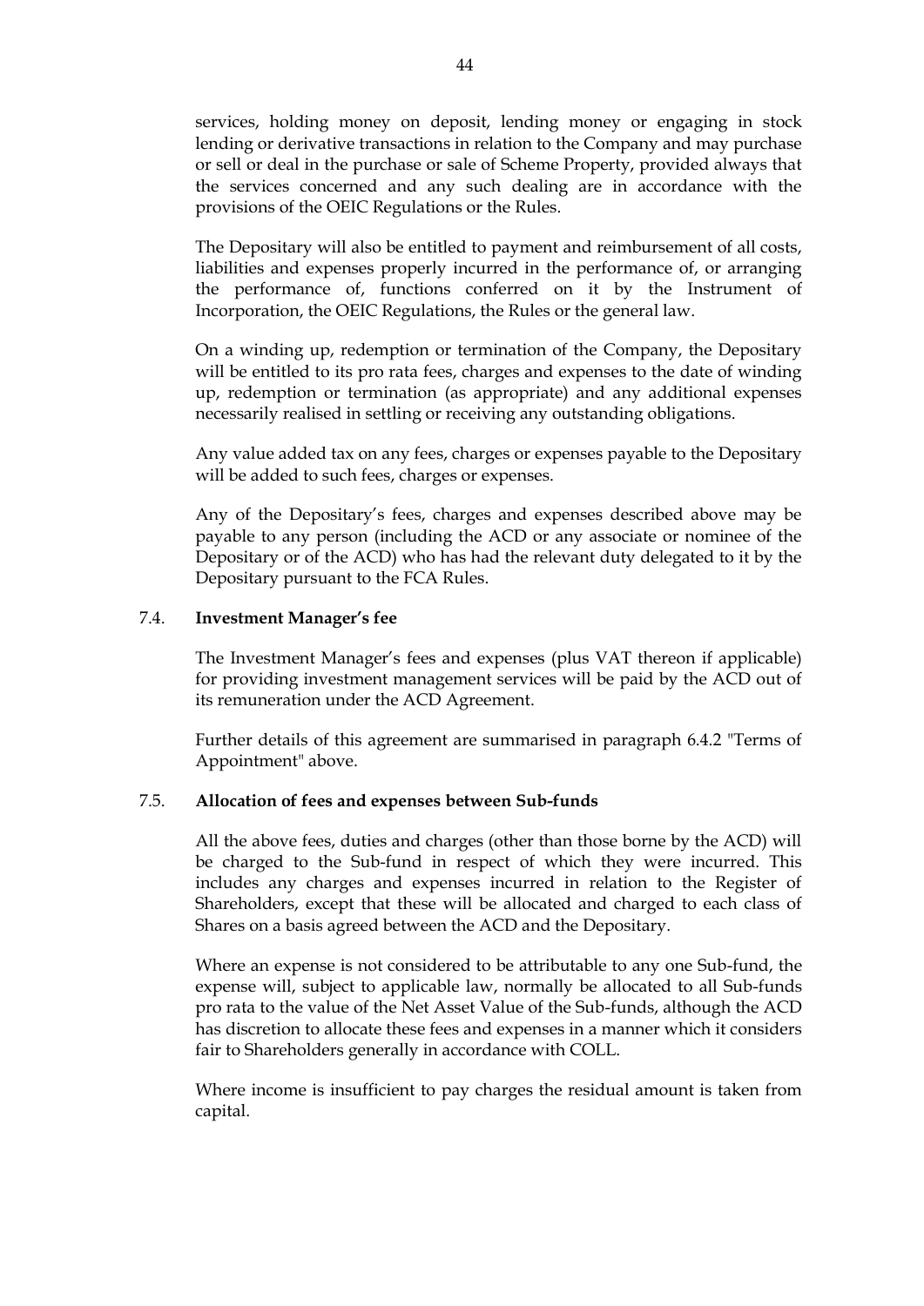services, holding money on deposit, lending money or engaging in stock lending or derivative transactions in relation to the Company and may purchase or sell or deal in the purchase or sale of Scheme Property, provided always that the services concerned and any such dealing are in accordance with the provisions of the OEIC Regulations or the Rules.

The Depositary will also be entitled to payment and reimbursement of all costs, liabilities and expenses properly incurred in the performance of, or arranging the performance of, functions conferred on it by the Instrument of Incorporation, the OEIC Regulations, the Rules or the general law.

On a winding up, redemption or termination of the Company, the Depositary will be entitled to its pro rata fees, charges and expenses to the date of winding up, redemption or termination (as appropriate) and any additional expenses necessarily realised in settling or receiving any outstanding obligations.

Any value added tax on any fees, charges or expenses payable to the Depositary will be added to such fees, charges or expenses.

Any of the Depositary's fees, charges and expenses described above may be payable to any person (including the ACD or any associate or nominee of the Depositary or of the ACD) who has had the relevant duty delegated to it by the Depositary pursuant to the FCA Rules.

### 7.4. Investment Manager's fee

The Investment Manager's fees and expenses (plus VAT thereon if applicable) for providing investment management services will be paid by the ACD out of its remuneration under the ACD Agreement.

Further details of this agreement are summarised in paragraph 6.4.2 "Terms of Appointment" above.

### 7.5. Allocation of fees and expenses between Sub-funds

All the above fees, duties and charges (other than those borne by the ACD) will be charged to the Sub-fund in respect of which they were incurred. This includes any charges and expenses incurred in relation to the Register of Shareholders, except that these will be allocated and charged to each class of Shares on a basis agreed between the ACD and the Depositary.

Where an expense is not considered to be attributable to any one Sub-fund, the expense will, subject to applicable law, normally be allocated to all Sub-funds pro rata to the value of the Net Asset Value of the Sub-funds, although the ACD has discretion to allocate these fees and expenses in a manner which it considers fair to Shareholders generally in accordance with COLL.

Where income is insufficient to pay charges the residual amount is taken from capital.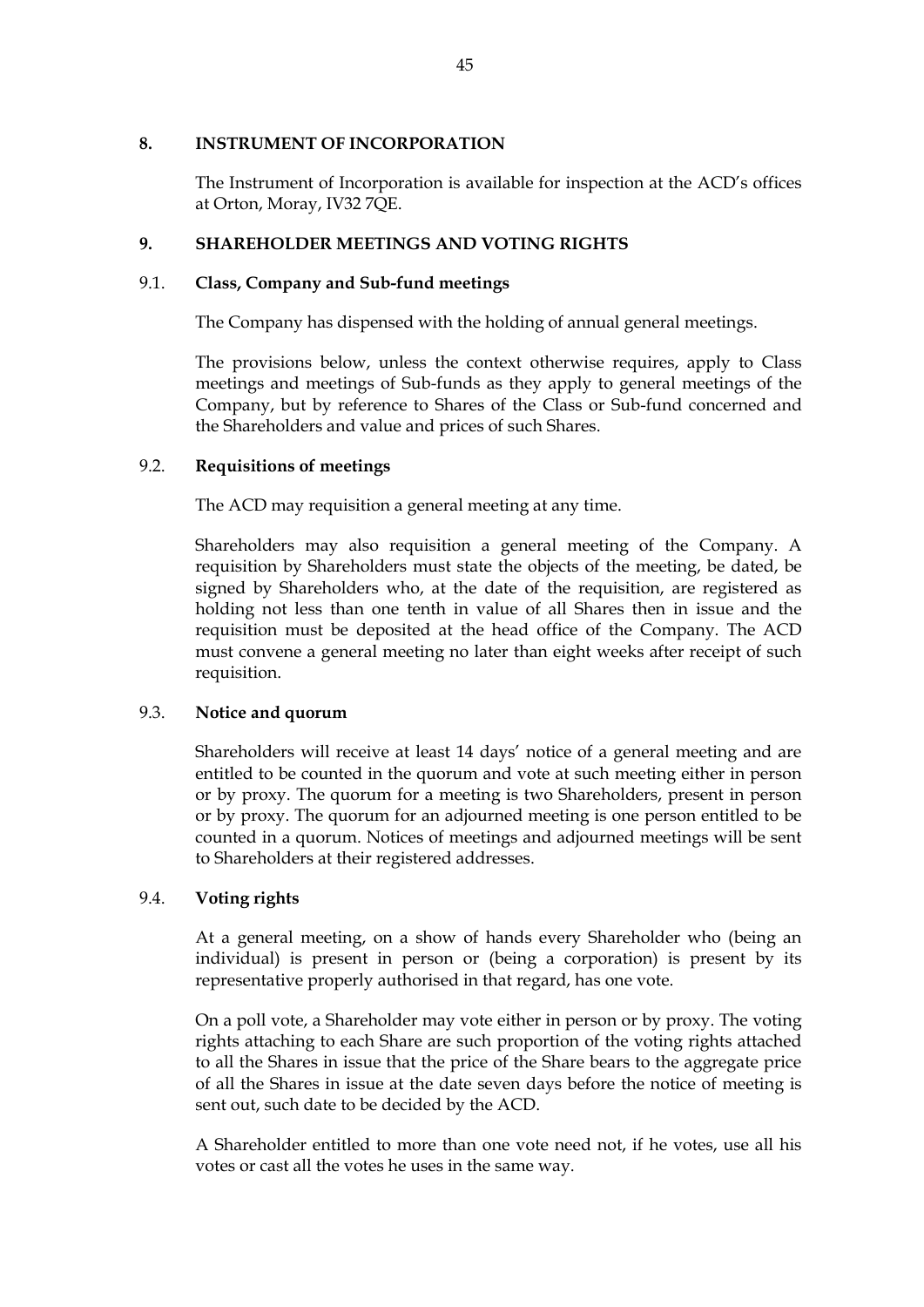## 8. INSTRUMENT OF INCORPORATION

The Instrument of Incorporation is available for inspection at the ACD's offices at Orton, Moray, IV32 7QE.

## 9. SHAREHOLDER MEETINGS AND VOTING RIGHTS

### 9.1. Class, Company and Sub-fund meetings

The Company has dispensed with the holding of annual general meetings.

The provisions below, unless the context otherwise requires, apply to Class meetings and meetings of Sub-funds as they apply to general meetings of the Company, but by reference to Shares of the Class or Sub-fund concerned and the Shareholders and value and prices of such Shares.

### 9.2. Requisitions of meetings

The ACD may requisition a general meeting at any time.

Shareholders may also requisition a general meeting of the Company. A requisition by Shareholders must state the objects of the meeting, be dated, be signed by Shareholders who, at the date of the requisition, are registered as holding not less than one tenth in value of all Shares then in issue and the requisition must be deposited at the head office of the Company. The ACD must convene a general meeting no later than eight weeks after receipt of such requisition.

### 9.3. Notice and quorum

Shareholders will receive at least 14 days' notice of a general meeting and are entitled to be counted in the quorum and vote at such meeting either in person or by proxy. The quorum for a meeting is two Shareholders, present in person or by proxy. The quorum for an adjourned meeting is one person entitled to be counted in a quorum. Notices of meetings and adjourned meetings will be sent to Shareholders at their registered addresses.

### 9.4. Voting rights

At a general meeting, on a show of hands every Shareholder who (being an individual) is present in person or (being a corporation) is present by its representative properly authorised in that regard, has one vote.

On a poll vote, a Shareholder may vote either in person or by proxy. The voting rights attaching to each Share are such proportion of the voting rights attached to all the Shares in issue that the price of the Share bears to the aggregate price of all the Shares in issue at the date seven days before the notice of meeting is sent out, such date to be decided by the ACD.

A Shareholder entitled to more than one vote need not, if he votes, use all his votes or cast all the votes he uses in the same way.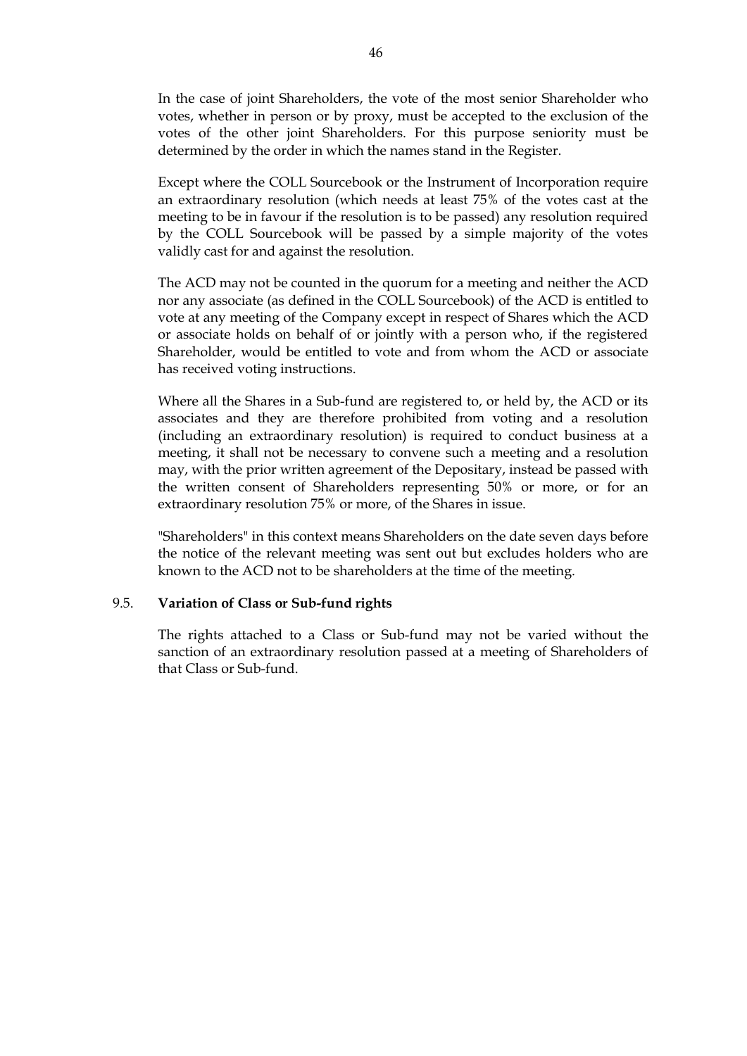In the case of joint Shareholders, the vote of the most senior Shareholder who votes, whether in person or by proxy, must be accepted to the exclusion of the votes of the other joint Shareholders. For this purpose seniority must be determined by the order in which the names stand in the Register.

Except where the COLL Sourcebook or the Instrument of Incorporation require an extraordinary resolution (which needs at least 75% of the votes cast at the meeting to be in favour if the resolution is to be passed) any resolution required by the COLL Sourcebook will be passed by a simple majority of the votes validly cast for and against the resolution.

The ACD may not be counted in the quorum for a meeting and neither the ACD nor any associate (as defined in the COLL Sourcebook) of the ACD is entitled to vote at any meeting of the Company except in respect of Shares which the ACD or associate holds on behalf of or jointly with a person who, if the registered Shareholder, would be entitled to vote and from whom the ACD or associate has received voting instructions.

Where all the Shares in a Sub-fund are registered to, or held by, the ACD or its associates and they are therefore prohibited from voting and a resolution (including an extraordinary resolution) is required to conduct business at a meeting, it shall not be necessary to convene such a meeting and a resolution may, with the prior written agreement of the Depositary, instead be passed with the written consent of Shareholders representing 50% or more, or for an extraordinary resolution 75% or more, of the Shares in issue.

"Shareholders" in this context means Shareholders on the date seven days before the notice of the relevant meeting was sent out but excludes holders who are known to the ACD not to be shareholders at the time of the meeting.

### 9.5. Variation of Class or Sub-fund rights

The rights attached to a Class or Sub-fund may not be varied without the sanction of an extraordinary resolution passed at a meeting of Shareholders of that Class or Sub-fund.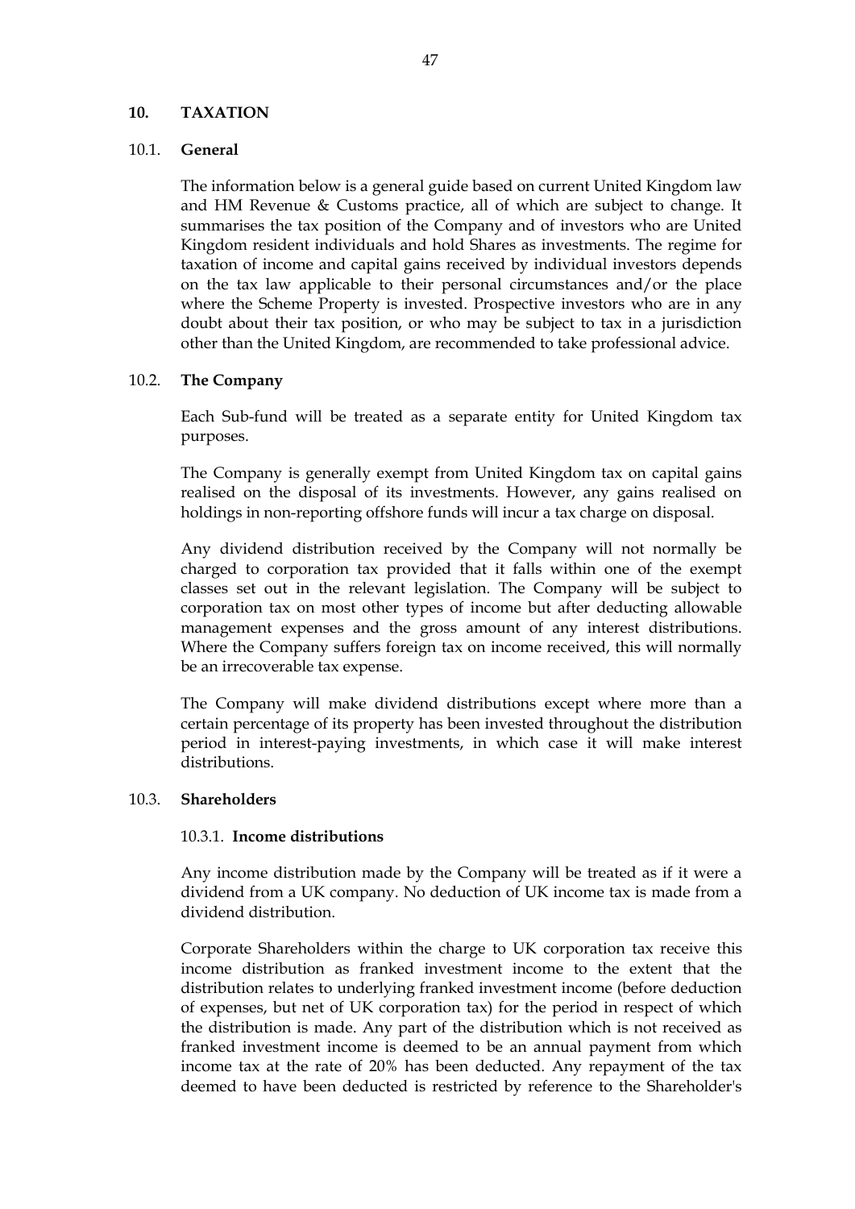## 10. TAXATION

### 10.1. General

The information below is a general guide based on current United Kingdom law and HM Revenue & Customs practice, all of which are subject to change. It summarises the tax position of the Company and of investors who are United Kingdom resident individuals and hold Shares as investments. The regime for taxation of income and capital gains received by individual investors depends on the tax law applicable to their personal circumstances and/or the place where the Scheme Property is invested. Prospective investors who are in any doubt about their tax position, or who may be subject to tax in a jurisdiction other than the United Kingdom, are recommended to take professional advice.

### 10.2. The Company

Each Sub-fund will be treated as a separate entity for United Kingdom tax purposes.

The Company is generally exempt from United Kingdom tax on capital gains realised on the disposal of its investments. However, any gains realised on holdings in non-reporting offshore funds will incur a tax charge on disposal.

Any dividend distribution received by the Company will not normally be charged to corporation tax provided that it falls within one of the exempt classes set out in the relevant legislation. The Company will be subject to corporation tax on most other types of income but after deducting allowable management expenses and the gross amount of any interest distributions. Where the Company suffers foreign tax on income received, this will normally be an irrecoverable tax expense.

The Company will make dividend distributions except where more than a certain percentage of its property has been invested throughout the distribution period in interest-paying investments, in which case it will make interest distributions.

### 10.3. Shareholders

#### 10.3.1. Income distributions

Any income distribution made by the Company will be treated as if it were a dividend from a UK company. No deduction of UK income tax is made from a dividend distribution.

Corporate Shareholders within the charge to UK corporation tax receive this income distribution as franked investment income to the extent that the distribution relates to underlying franked investment income (before deduction of expenses, but net of UK corporation tax) for the period in respect of which the distribution is made. Any part of the distribution which is not received as franked investment income is deemed to be an annual payment from which income tax at the rate of 20% has been deducted. Any repayment of the tax deemed to have been deducted is restricted by reference to the Shareholder's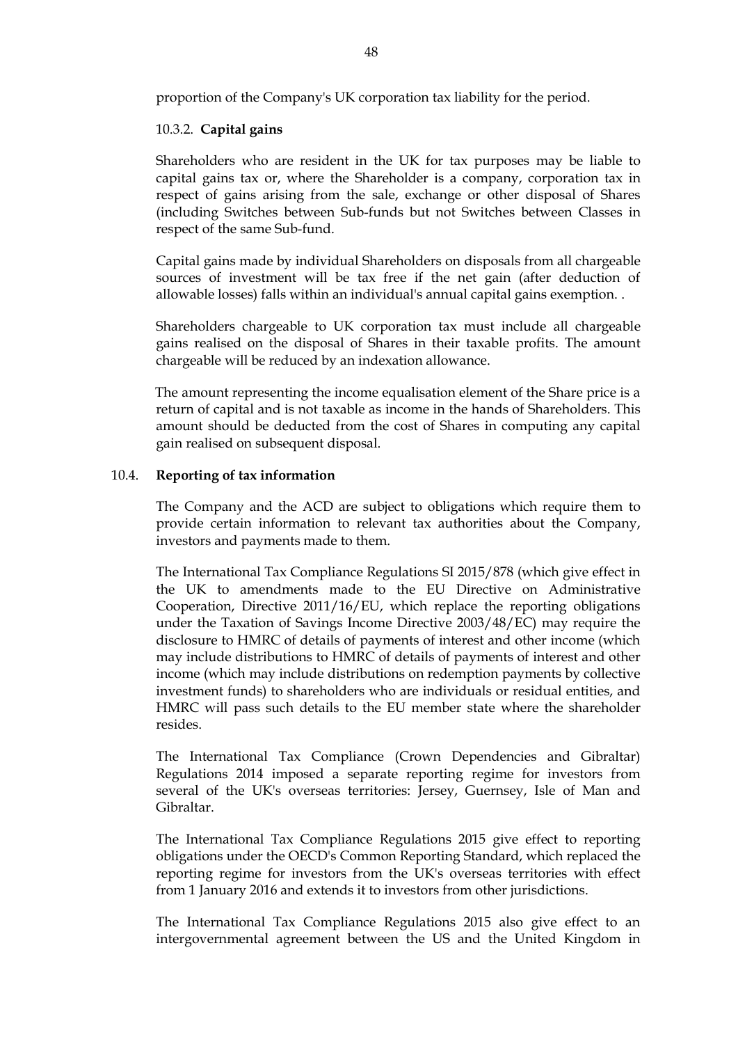proportion of the Company's UK corporation tax liability for the period.

### 10.3.2. Capital gains

Shareholders who are resident in the UK for tax purposes may be liable to capital gains tax or, where the Shareholder is a company, corporation tax in respect of gains arising from the sale, exchange or other disposal of Shares (including Switches between Sub-funds but not Switches between Classes in respect of the same Sub-fund.

Capital gains made by individual Shareholders on disposals from all chargeable sources of investment will be tax free if the net gain (after deduction of allowable losses) falls within an individual's annual capital gains exemption. .

Shareholders chargeable to UK corporation tax must include all chargeable gains realised on the disposal of Shares in their taxable profits. The amount chargeable will be reduced by an indexation allowance.

The amount representing the income equalisation element of the Share price is a return of capital and is not taxable as income in the hands of Shareholders. This amount should be deducted from the cost of Shares in computing any capital gain realised on subsequent disposal.

## 10.4. Reporting of tax information

The Company and the ACD are subject to obligations which require them to provide certain information to relevant tax authorities about the Company, investors and payments made to them.

The International Tax Compliance Regulations SI 2015/878 (which give effect in the UK to amendments made to the EU Directive on Administrative Cooperation, Directive 2011/16/EU, which replace the reporting obligations under the Taxation of Savings Income Directive 2003/48/EC) may require the disclosure to HMRC of details of payments of interest and other income (which may include distributions to HMRC of details of payments of interest and other income (which may include distributions on redemption payments by collective investment funds) to shareholders who are individuals or residual entities, and HMRC will pass such details to the EU member state where the shareholder resides.

The International Tax Compliance (Crown Dependencies and Gibraltar) Regulations 2014 imposed a separate reporting regime for investors from several of the UK's overseas territories: Jersey, Guernsey, Isle of Man and Gibraltar.

The International Tax Compliance Regulations 2015 give effect to reporting obligations under the OECD's Common Reporting Standard, which replaced the reporting regime for investors from the UK's overseas territories with effect from 1 January 2016 and extends it to investors from other jurisdictions.

The International Tax Compliance Regulations 2015 also give effect to an intergovernmental agreement between the US and the United Kingdom in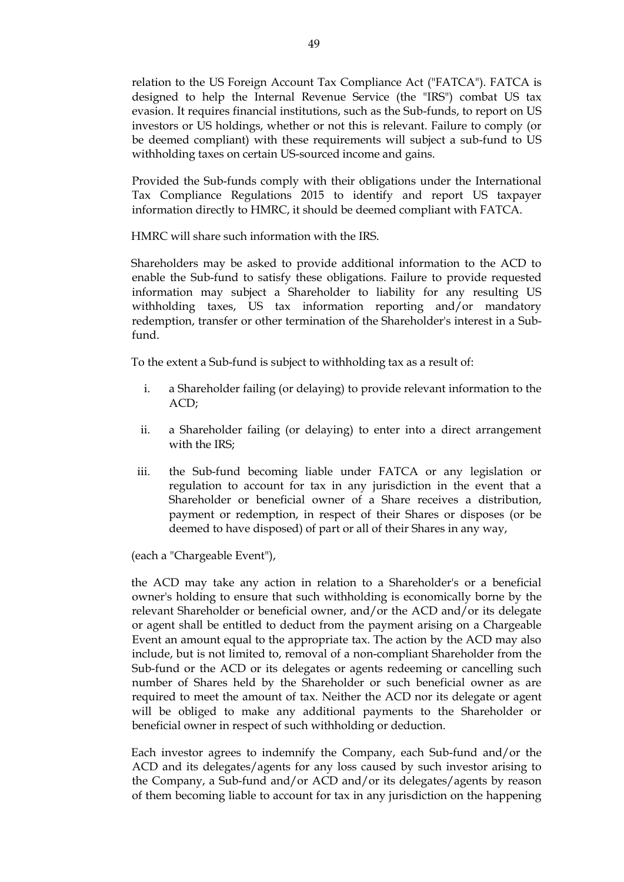relation to the US Foreign Account Tax Compliance Act ("FATCA"). FATCA is designed to help the Internal Revenue Service (the "IRS") combat US tax evasion. It requires financial institutions, such as the Sub-funds, to report on US investors or US holdings, whether or not this is relevant. Failure to comply (or be deemed compliant) with these requirements will subject a sub-fund to US withholding taxes on certain US-sourced income and gains.

Provided the Sub-funds comply with their obligations under the International Tax Compliance Regulations 2015 to identify and report US taxpayer information directly to HMRC, it should be deemed compliant with FATCA.

HMRC will share such information with the IRS.

Shareholders may be asked to provide additional information to the ACD to enable the Sub-fund to satisfy these obligations. Failure to provide requested information may subject a Shareholder to liability for any resulting US withholding taxes, US tax information reporting and/or mandatory redemption, transfer or other termination of the Shareholder's interest in a Sub-fund.

To the extent a Sub-fund is subject to withholding tax as a result of:

i. a Shareholder failing (or delaying) to provide relevant information to the ACD;

ii. a Shareholder failing (or delaying) to enter into a direct arrangement with the IRS;

iii. the Sub-fund becoming liable under FATCA or any legislation or regulation to account for tax in any jurisdiction in the event that a Shareholder or beneficial owner of a Share receives a distribution, payment or redemption, in respect of their Shares or disposes (or be deemed to have disposed) of part or all of their Shares in any way,

(each a "Chargeable Event"),

the ACD may take any action in relation to a Shareholder's or a beneficial owner's holding to ensure that such withholding is economically borne by the relevant Shareholder or beneficial owner, and/or the ACD and/or its delegate or agent shall be entitled to deduct from the payment arising on a Chargeable Event an amount equal to the appropriate tax. The action by the ACD may also include, but is not limited to, removal of a non-compliant Shareholder from the Sub-fund or the ACD or its delegates or agents redeeming or cancelling such number of Shares held by the Shareholder or such beneficial owner as are required to meet the amount of tax. Neither the ACD nor its delegate or agent will be obliged to make any additional payments to the Shareholder or beneficial owner in respect of such withholding or deduction.

Each investor agrees to indemnify the Company, each Sub-fund and/or the ACD and its delegates/agents for any loss caused by such investor arising to the Company, a Sub-fund and/or ACD and/or its delegates/agents by reason of them becoming liable to account for tax in any jurisdiction on the happening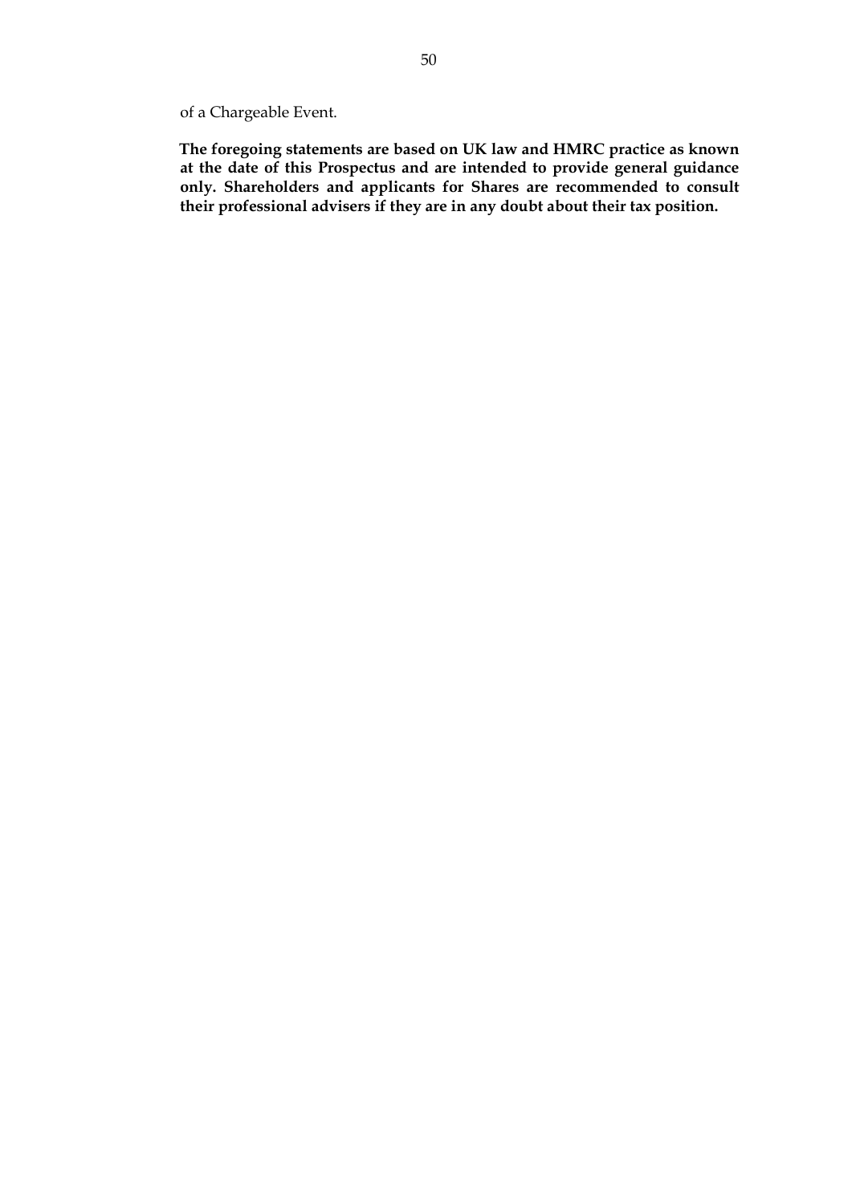of a Chargeable Event.

**The foregoing statements are based on UK law and HMRC practice as known at the date of this Prospectus and are intended to provide general guidance only. Shareholders and applicants for Shares are recommended to consult their professional advisers if they are in any doubt about their tax position.**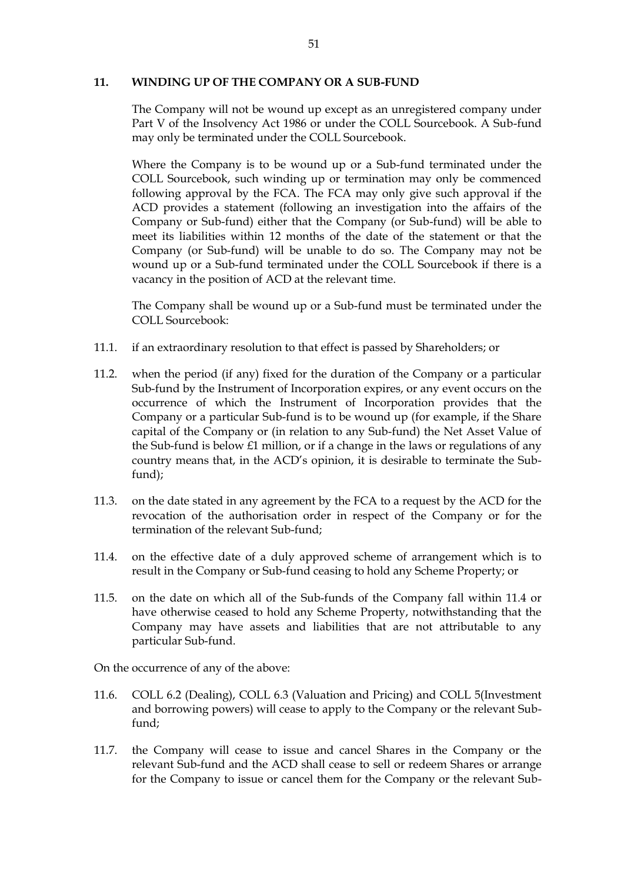## 11. WINDING UP OF THE COMPANY OR A SUB-FUND

The Company will not be wound up except as an unregistered company under Part V of the Insolvency Act 1986 or under the COLL Sourcebook. A Sub-fund may only be terminated under the COLL Sourcebook.

Where the Company is to be wound up or a Sub-fund terminated under the COLL Sourcebook, such winding up or termination may only be commenced following approval by the FCA. The FCA may only give such approval if the ACD provides a statement (following an investigation into the affairs of the Company or Sub-fund) either that the Company (or Sub-fund) will be able to meet its liabilities within 12 months of the date of the statement or that the Company (or Sub-fund) will be unable to do so. The Company may not be wound up or a Sub-fund terminated under the COLL Sourcebook if there is a vacancy in the position of ACD at the relevant time.

The Company shall be wound up or a Sub-fund must be terminated under the COLL Sourcebook:

11.1. if an extraordinary resolution to that effect is passed by Shareholders; or

11.2. when the period (if any) fixed for the duration of the Company or a particular Sub-fund by the Instrument of Incorporation expires, or any event occurs on the occurrence of which the Instrument of Incorporation provides that the Company or a particular Sub-fund is to be wound up (for example, if the Share capital of the Company or (in relation to any Sub-fund) the Net Asset Value of the Sub-fund is below £1 million, or if a change in the laws or regulations of any country means that, in the ACD's opinion, it is desirable to terminate the Sub-fund);

11.3. on the date stated in any agreement by the FCA to a request by the ACD for the revocation of the authorisation order in respect of the Company or for the termination of the relevant Sub-fund;

11.4. on the effective date of a duly approved scheme of arrangement which is to result in the Company or Sub-fund ceasing to hold any Scheme Property; or

11.5. on the date on which all of the Sub-funds of the Company fall within 11.4 or have otherwise ceased to hold any Scheme Property, notwithstanding that the Company may have assets and liabilities that are not attributable to any particular Sub-fund.

On the occurrence of any of the above:

11.6. COLL 6.2 (Dealing), COLL 6.3 (Valuation and Pricing) and COLL 5(Investment and borrowing powers) will cease to apply to the Company or the relevant Sub-fund;

11.7. the Company will cease to issue and cancel Shares in the Company or the relevant Sub-fund and the ACD shall cease to sell or redeem Shares or arrange for the Company to issue or cancel them for the Company or the relevant Sub-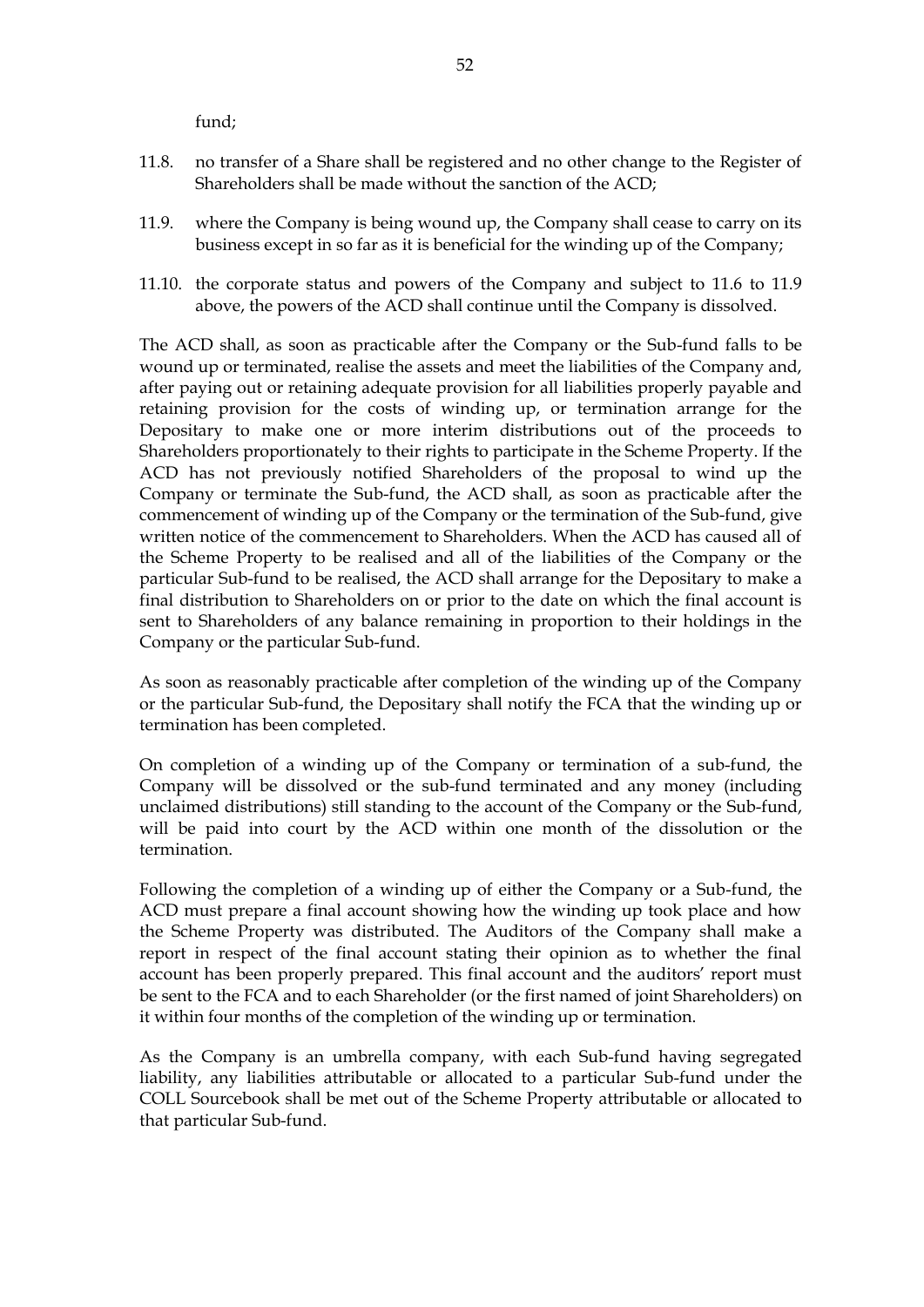fund;

11.8. no transfer of a Share shall be registered and no other change to the Register of Shareholders shall be made without the sanction of the ACD;

11.9. where the Company is being wound up, the Company shall cease to carry on its business except in so far as it is beneficial for the winding up of the Company;

11.10. the corporate status and powers of the Company and subject to 11.6 to 11.9 above, the powers of the ACD shall continue until the Company is dissolved.

The ACD shall, as soon as practicable after the Company or the Sub-fund falls to be wound up or terminated, realise the assets and meet the liabilities of the Company and, after paying out or retaining adequate provision for all liabilities properly payable and retaining provision for the costs of winding up, or termination arrange for the Depositary to make one or more interim distributions out of the proceeds to Shareholders proportionately to their rights to participate in the Scheme Property. If the ACD has not previously notified Shareholders of the proposal to wind up the Company or terminate the Sub-fund, the ACD shall, as soon as practicable after the commencement of winding up of the Company or the termination of the Sub-fund, give written notice of the commencement to Shareholders. When the ACD has caused all of the Scheme Property to be realised and all of the liabilities of the Company or the particular Sub-fund to be realised, the ACD shall arrange for the Depositary to make a final distribution to Shareholders on or prior to the date on which the final account is sent to Shareholders of any balance remaining in proportion to their holdings in the Company or the particular Sub-fund.

As soon as reasonably practicable after completion of the winding up of the Company or the particular Sub-fund, the Depositary shall notify the FCA that the winding up or termination has been completed.

On completion of a winding up of the Company or termination of a sub-fund, the Company will be dissolved or the sub-fund terminated and any money (including unclaimed distributions) still standing to the account of the Company or the Sub-fund, will be paid into court by the ACD within one month of the dissolution or the termination.

Following the completion of a winding up of either the Company or a Sub-fund, the ACD must prepare a final account showing how the winding up took place and how the Scheme Property was distributed. The Auditors of the Company shall make a report in respect of the final account stating their opinion as to whether the final account has been properly prepared. This final account and the auditors' report must be sent to the FCA and to each Shareholder (or the first named of joint Shareholders) on it within four months of the completion of the winding up or termination.

As the Company is an umbrella company, with each Sub-fund having segregated liability, any liabilities attributable or allocated to a particular Sub-fund under the COLL Sourcebook shall be met out of the Scheme Property attributable or allocated to that particular Sub-fund.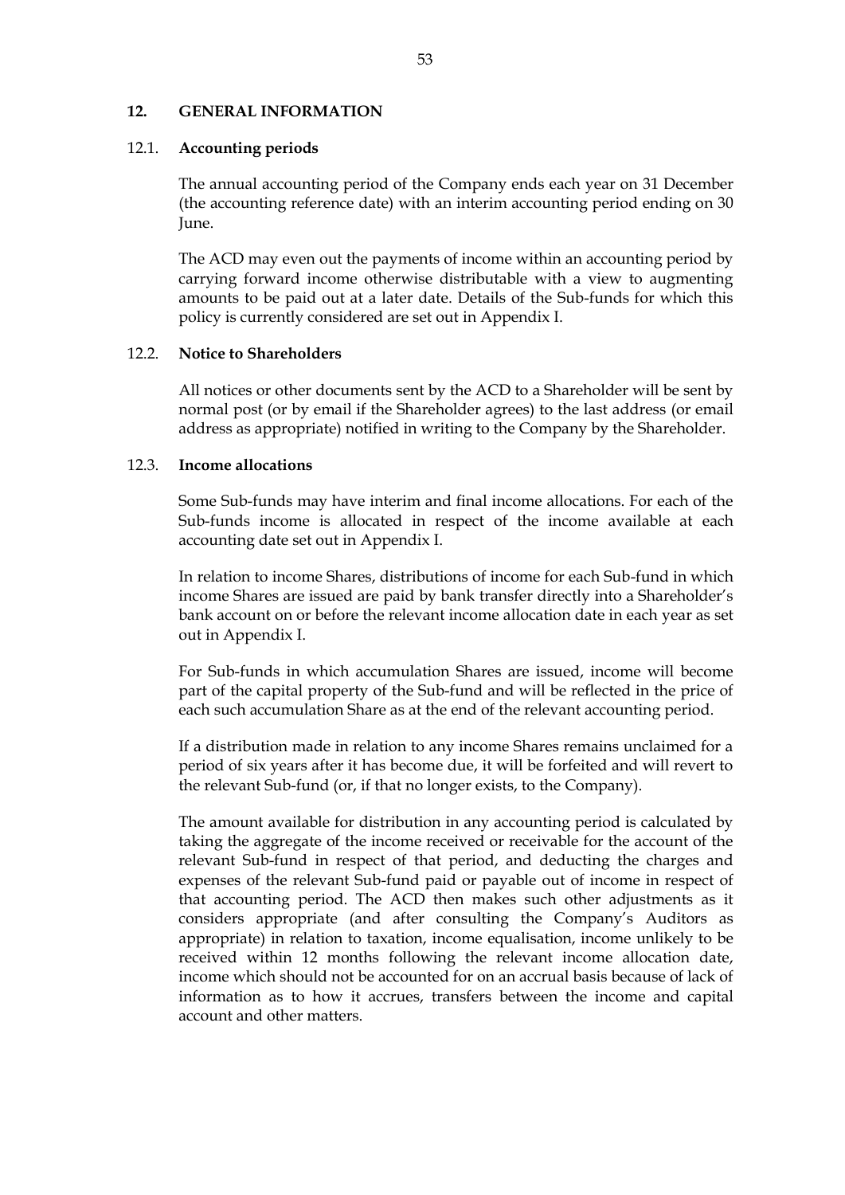## 12. GENERAL INFORMATION

### 12.1. Accounting periods

The annual accounting period of the Company ends each year on 31 December (the accounting reference date) with an interim accounting period ending on 30 June.

The ACD may even out the payments of income within an accounting period by carrying forward income otherwise distributable with a view to augmenting amounts to be paid out at a later date. Details of the Sub-funds for which this policy is currently considered are set out in Appendix I.

### 12.2. Notice to Shareholders

All notices or other documents sent by the ACD to a Shareholder will be sent by normal post (or by email if the Shareholder agrees) to the last address (or email address as appropriate) notified in writing to the Company by the Shareholder.

### 12.3. Income allocations

Some Sub-funds may have interim and final income allocations. For each of the Sub-funds income is allocated in respect of the income available at each accounting date set out in Appendix I.

In relation to income Shares, distributions of income for each Sub-fund in which income Shares are issued are paid by bank transfer directly into a Shareholder's bank account on or before the relevant income allocation date in each year as set out in Appendix I.

For Sub-funds in which accumulation Shares are issued, income will become part of the capital property of the Sub-fund and will be reflected in the price of each such accumulation Share as at the end of the relevant accounting period.

If a distribution made in relation to any income Shares remains unclaimed for a period of six years after it has become due, it will be forfeited and will revert to the relevant Sub-fund (or, if that no longer exists, to the Company).

The amount available for distribution in any accounting period is calculated by taking the aggregate of the income received or receivable for the account of the relevant Sub-fund in respect of that period, and deducting the charges and expenses of the relevant Sub-fund paid or payable out of income in respect of that accounting period. The ACD then makes such other adjustments as it considers appropriate (and after consulting the Company's Auditors as appropriate) in relation to taxation, income equalisation, income unlikely to be received within 12 months following the relevant income allocation date, income which should not be accounted for on an accrual basis because of lack of information as to how it accrues, transfers between the income and capital account and other matters.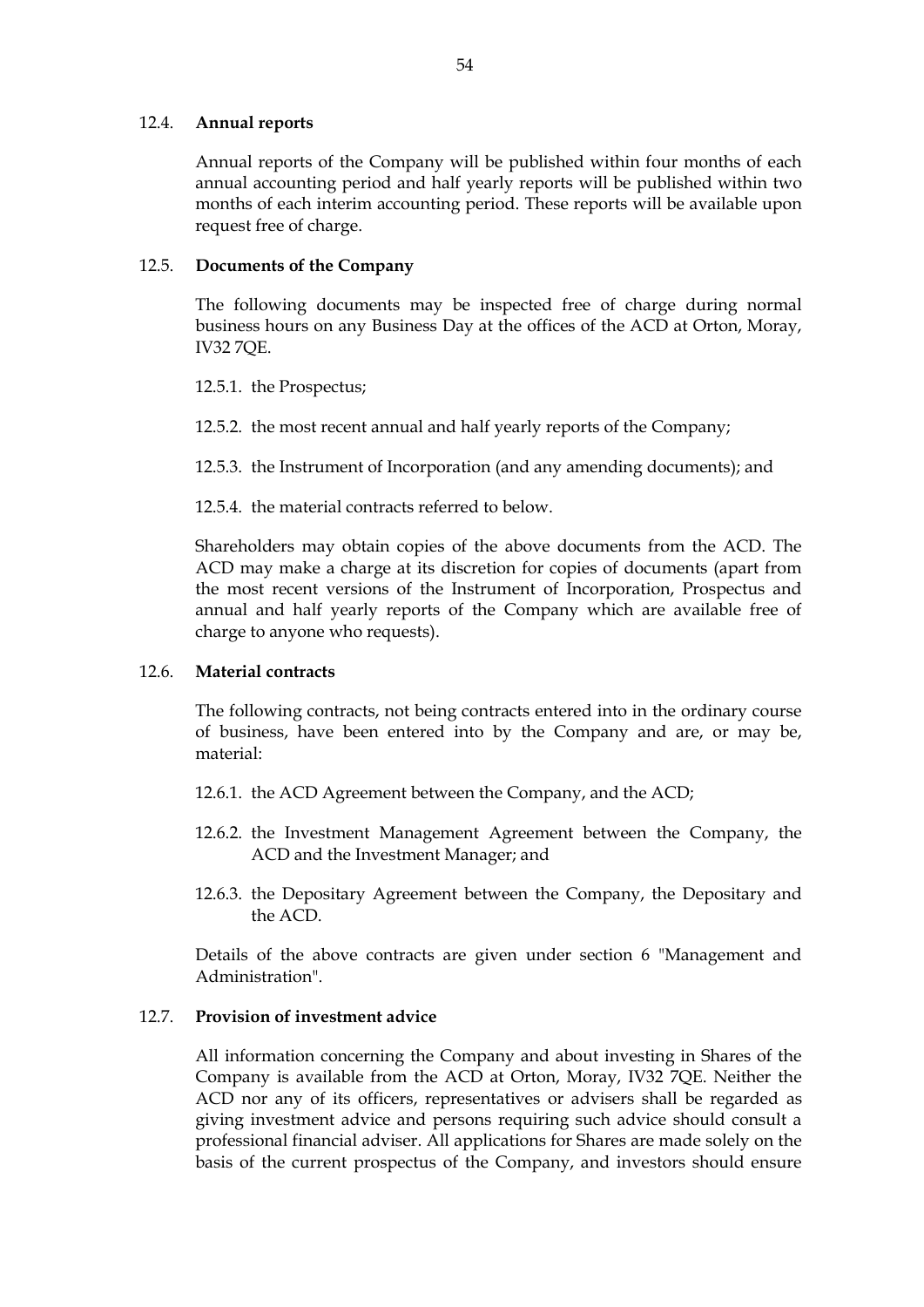### 12.4. Annual reports

Annual reports of the Company will be published within four months of each annual accounting period and half yearly reports will be published within two months of each interim accounting period. These reports will be available upon request free of charge.

### 12.5. Documents of the Company

The following documents may be inspected free of charge during normal business hours on any Business Day at the offices of the ACD at Orton, Moray, IV32 7QE.

12.5.1. the Prospectus;

12.5.2. the most recent annual and half yearly reports of the Company;

12.5.3. the Instrument of Incorporation (and any amending documents); and

12.5.4. the material contracts referred to below.

Shareholders may obtain copies of the above documents from the ACD. The ACD may make a charge at its discretion for copies of documents (apart from the most recent versions of the Instrument of Incorporation, Prospectus and annual and half yearly reports of the Company which are available free of charge to anyone who requests).

### 12.6. Material contracts

The following contracts, not being contracts entered into in the ordinary course of business, have been entered into by the Company and are, or may be, material:

12.6.1. the ACD Agreement between the Company, and the ACD;

12.6.2. the Investment Management Agreement between the Company, the ACD and the Investment Manager; and

12.6.3. the Depositary Agreement between the Company, the Depositary and the ACD.

Details of the above contracts are given under section 6 "Management and Administration".

### 12.7. Provision of investment advice

All information concerning the Company and about investing in Shares of the Company is available from the ACD at Orton, Moray, IV32 7QE. Neither the ACD nor any of its officers, representatives or advisers shall be regarded as giving investment advice and persons requiring such advice should consult a professional financial adviser. All applications for Shares are made solely on the basis of the current prospectus of the Company, and investors should ensure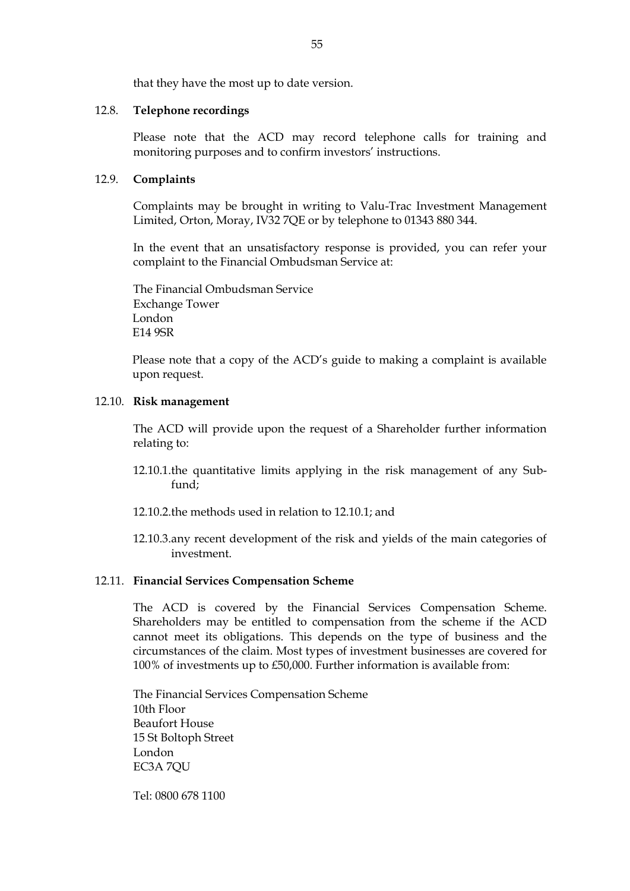that they have the most up to date version.

### 12.8. Telephone recordings

Please note that the ACD may record telephone calls for training and monitoring purposes and to confirm investors' instructions.

### 12.9. Complaints

Complaints may be brought in writing to Valu-Trac Investment Management Limited, Orton, Moray, IV32 7QE or by telephone to 01343 880 344.

In the event that an unsatisfactory response is provided, you can refer your complaint to the Financial Ombudsman Service at:

The Financial Ombudsman Service
Exchange Tower
London
E14 9SR

Please note that a copy of the ACD's guide to making a complaint is available upon request.

### 12.10. Risk management

The ACD will provide upon the request of a Shareholder further information relating to:

12.10.1. the quantitative limits applying in the risk management of any Sub-fund;

12.10.2. the methods used in relation to 12.10.1; and

12.10.3. any recent development of the risk and yields of the main categories of investment.

### 12.11. Financial Services Compensation Scheme

The ACD is covered by the Financial Services Compensation Scheme. Shareholders may be entitled to compensation from the scheme if the ACD cannot meet its obligations. This depends on the type of business and the circumstances of the claim. Most types of investment businesses are covered for 100% of investments up to £50,000. Further information is available from:

The Financial Services Compensation Scheme
10th Floor
Beaufort House
15 St Boltoph Street
London
EC3A 7QU

Tel: 0800 678 1100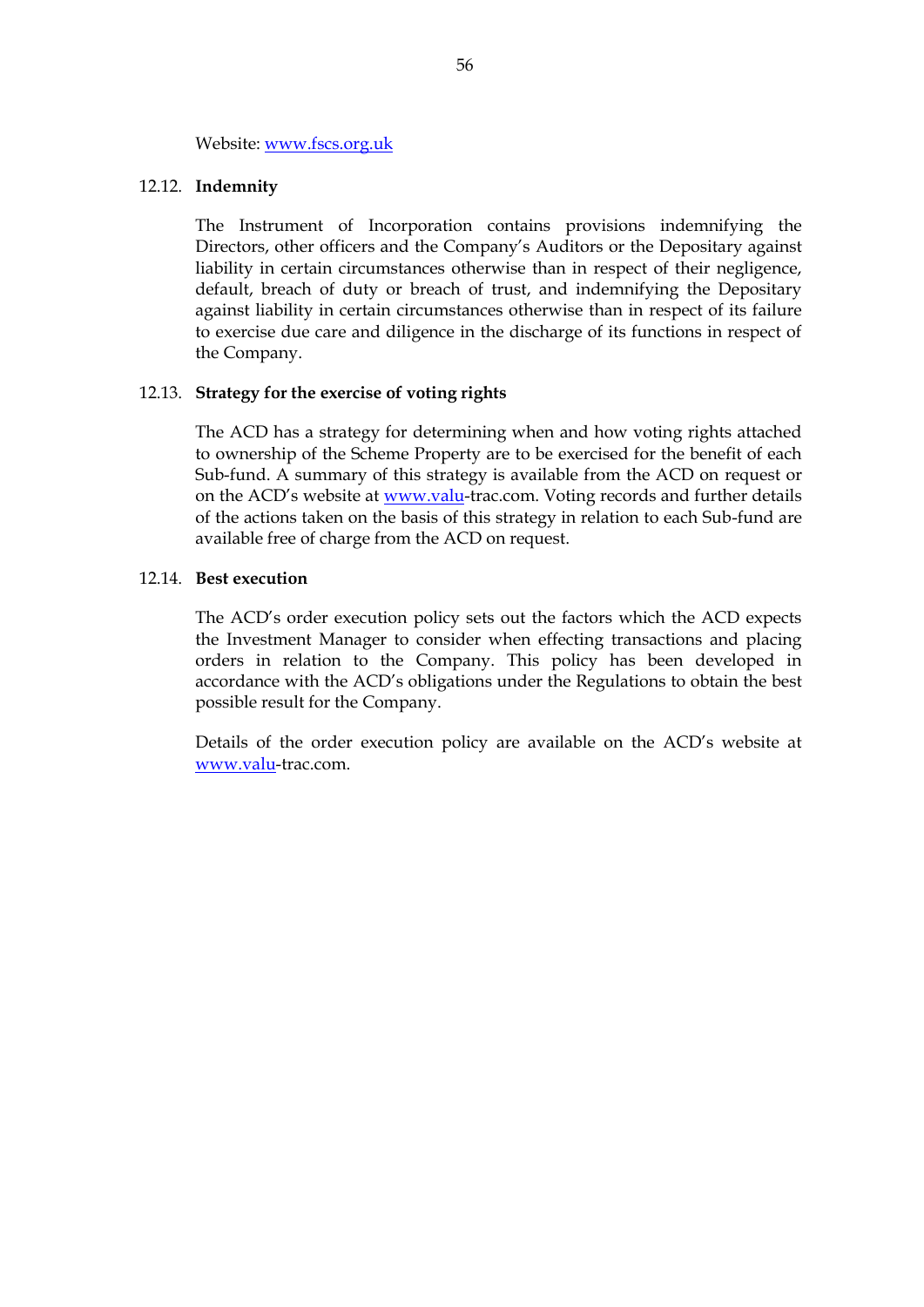Website: www.fscs.org.uk

### 12.12. Indemnity

The Instrument of Incorporation contains provisions indemnifying the Directors, other officers and the Company's Auditors or the Depositary against liability in certain circumstances otherwise than in respect of their negligence, default, breach of duty or breach of trust, and indemnifying the Depositary against liability in certain circumstances otherwise than in respect of its failure to exercise due care and diligence in the discharge of its functions in respect of the Company.

### 12.13. Strategy for the exercise of voting rights

The ACD has a strategy for determining when and how voting rights attached to ownership of the Scheme Property are to be exercised for the benefit of each Sub-fund. A summary of this strategy is available from the ACD on request or on the ACD's website at www.valu-trac.com. Voting records and further details of the actions taken on the basis of this strategy in relation to each Sub-fund are available free of charge from the ACD on request.

### 12.14. Best execution

The ACD's order execution policy sets out the factors which the ACD expects the Investment Manager to consider when effecting transactions and placing orders in relation to the Company. This policy has been developed in accordance with the ACD's obligations under the Regulations to obtain the best possible result for the Company.

Details of the order execution policy are available on the ACD's website at www.valu-trac.com.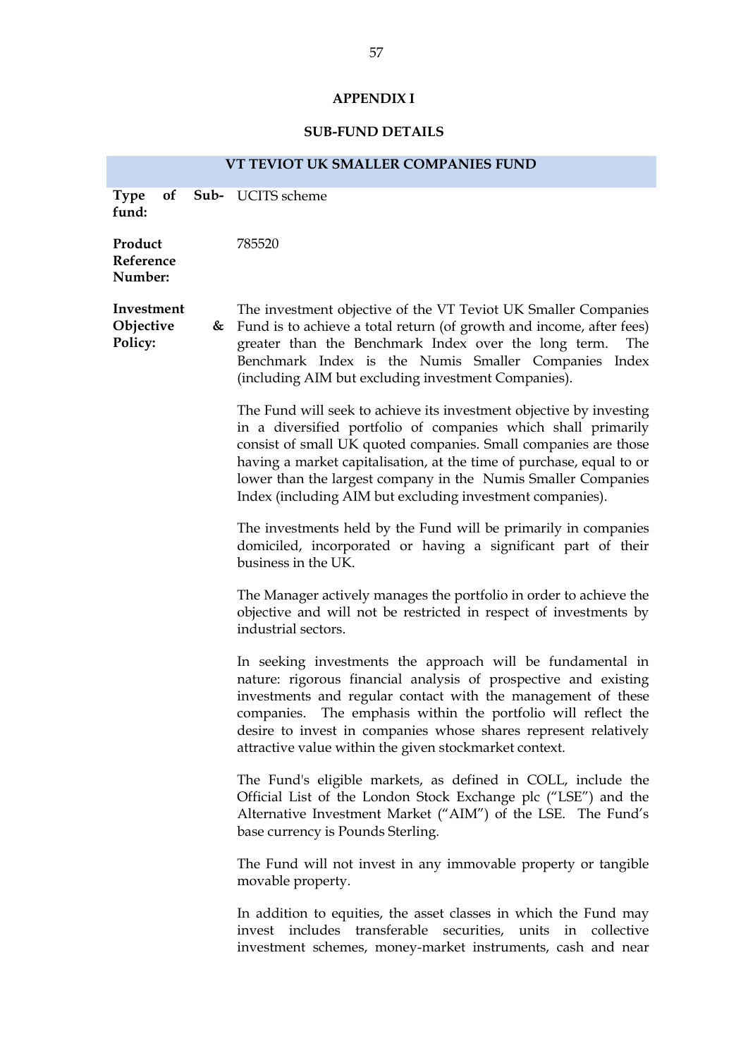# APPENDIX I

## SUB-FUND DETAILS

### VT TEVIOT UK SMALLER COMPANIES FUND

| | |
|---|---|
| **Type of Sub-fund:** | UCITS scheme |
| **Product Reference Number:** | 785520 |
| **Investment Objective & Policy:** | The investment objective of the VT Teviot UK Smaller Companies Fund is to achieve a total return (of growth and income, after fees) greater than the Benchmark Index over the long term. The Benchmark Index is the Numis Smaller Companies Index (including AIM but excluding investment Companies).<br><br>The Fund will seek to achieve its investment objective by investing in a diversified portfolio of companies which shall primarily consist of small UK quoted companies. Small companies are those having a market capitalisation, at the time of purchase, equal to or lower than the largest company in the Numis Smaller Companies Index (including AIM but excluding investment companies).<br><br>The investments held by the Fund will be primarily in companies domiciled, incorporated or having a significant part of their business in the UK.<br><br>The Manager actively manages the portfolio in order to achieve the objective and will not be restricted in respect of investments by industrial sectors.<br><br>In seeking investments the approach will be fundamental in nature: rigorous financial analysis of prospective and existing investments and regular contact with the management of these companies. The emphasis within the portfolio will reflect the desire to invest in companies whose shares represent relatively attractive value within the given stockmarket context.<br><br>The Fund's eligible markets, as defined in COLL, include the Official List of the London Stock Exchange plc ("LSE") and the Alternative Investment Market ("AIM") of the LSE. The Fund's base currency is Pounds Sterling.<br><br>The Fund will not invest in any immovable property or tangible movable property.<br><br>In addition to equities, the asset classes in which the Fund may invest includes transferable securities, units in collective investment schemes, money-market instruments, cash and near |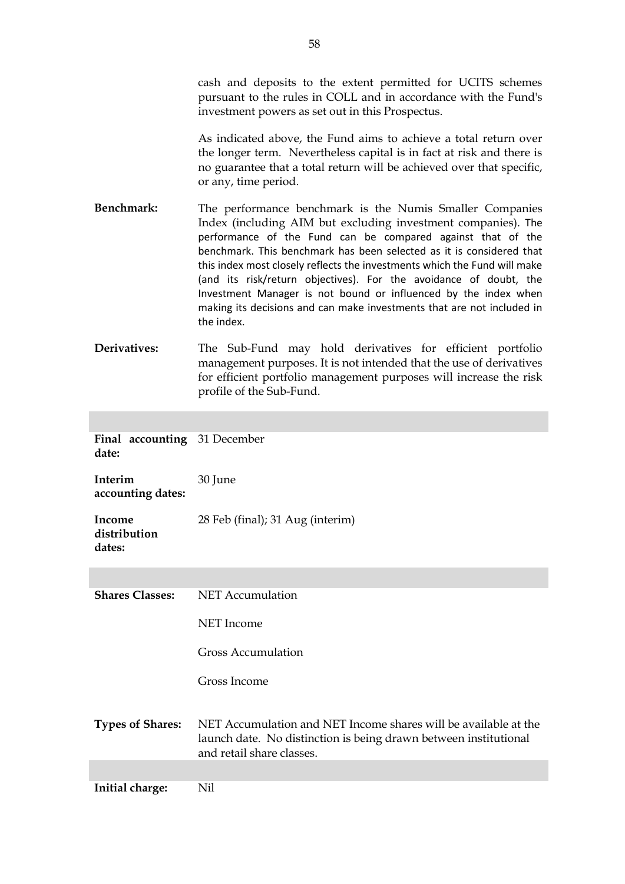cash and deposits to the extent permitted for UCITS schemes pursuant to the rules in COLL and in accordance with the Fund's investment powers as set out in this Prospectus.

As indicated above, the Fund aims to achieve a total return over the longer term. Nevertheless capital is in fact at risk and there is no guarantee that a total return will be achieved over that specific, or any, time period.

| | |
|---|---|
| **Benchmark:** | The performance benchmark is the Numis Smaller Companies Index (including AIM but excluding investment companies). The performance of the Fund can be compared against that of the benchmark. This benchmark has been selected as it is considered that this index most closely reflects the investments which the Fund will make (and its risk/return objectives). For the avoidance of doubt, the Investment Manager is not bound or influenced by the index when making its decisions and can make investments that are not included in the index. |
| **Derivatives:** | The Sub-Fund may hold derivatives for efficient portfolio management purposes. It is not intended that the use of derivatives for efficient portfolio management purposes will increase the risk profile of the Sub-Fund. |
| | |
| **Final accounting date:** | 31 December |
| **Interim accounting dates:** | 30 June |
| **Income distribution dates:** | 28 Feb (final); 31 Aug (interim) |
| | |
| **Shares Classes:** | NET Accumulation<br><br>NET Income<br><br>Gross Accumulation<br><br>Gross Income |
| **Types of Shares:** | NET Accumulation and NET Income shares will be available at the launch date. No distinction is being drawn between institutional and retail share classes. |
| | |
| **Initial charge:** | Nil |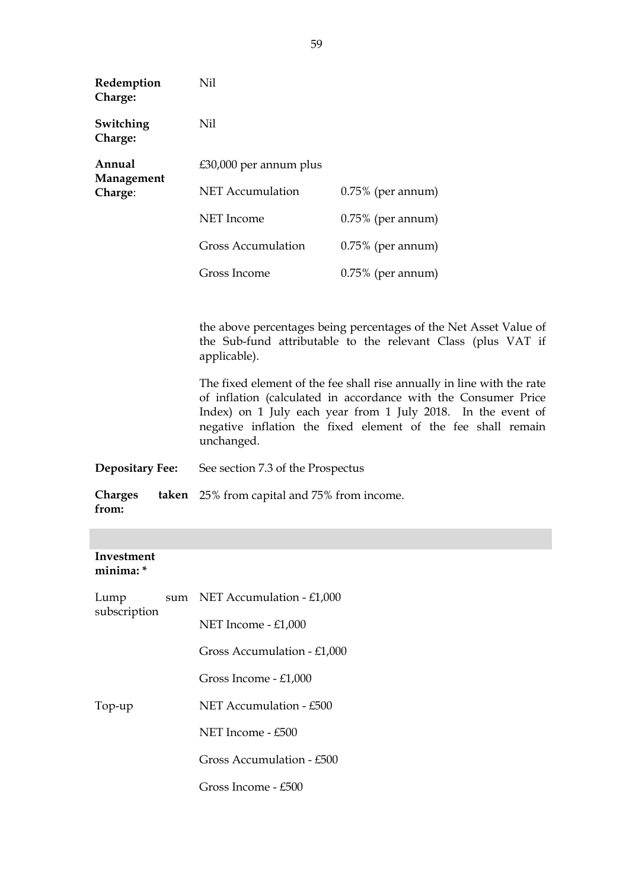**Redemption Charge:** Nil

**Switching Charge:** Nil

**Annual Management Charge**: £30,000 per annum plus

| | |
|---|---|
| NET Accumulation | 0.75% (per annum) |
| NET Income | 0.75% (per annum) |
| Gross Accumulation | 0.75% (per annum) |
| Gross Income | 0.75% (per annum) |

the above percentages being percentages of the Net Asset Value of the Sub-fund attributable to the relevant Class (plus VAT if applicable).

The fixed element of the fee shall rise annually in line with the rate of inflation (calculated in accordance with the Consumer Price Index) on 1 July each year from 1 July 2018. In the event of negative inflation the fixed element of the fee shall remain unchanged.

**Depositary Fee:** See section 7.3 of the Prospectus

**Charges taken from:** 25% from capital and 75% from income.

**Investment minima: ***

Lump sum subscription

- NET Accumulation - £1,000
- NET Income - £1,000
- Gross Accumulation - £1,000
- Gross Income - £1,000

Top-up

- NET Accumulation - £500
- NET Income - £500
- Gross Accumulation - £500
- Gross Income - £500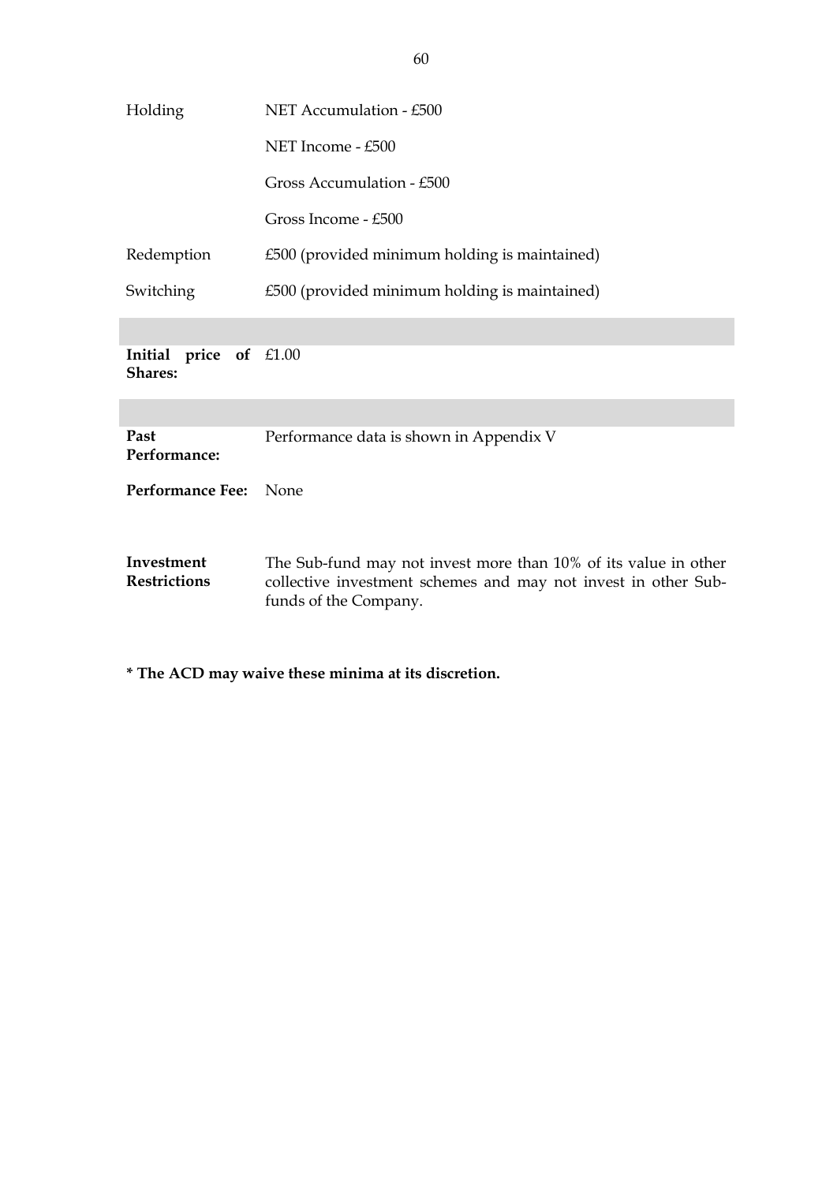| | |
|---|---|
| Holding | NET Accumulation - £500 |
| | NET Income - £500 |
| | Gross Accumulation - £500 |
| | Gross Income - £500 |
| Redemption | £500 (provided minimum holding is maintained) |
| Switching | £500 (provided minimum holding is maintained) |
| | |
| **Initial price of Shares:** | £1.00 |
| | |
| **Past Performance:** | Performance data is shown in Appendix V |
| **Performance Fee:** | None |
| **Investment Restrictions** | The Sub-fund may not invest more than 10% of its value in other collective investment schemes and may not invest in other Sub-funds of the Company. |

**\* The ACD may waive these minima at its discretion.**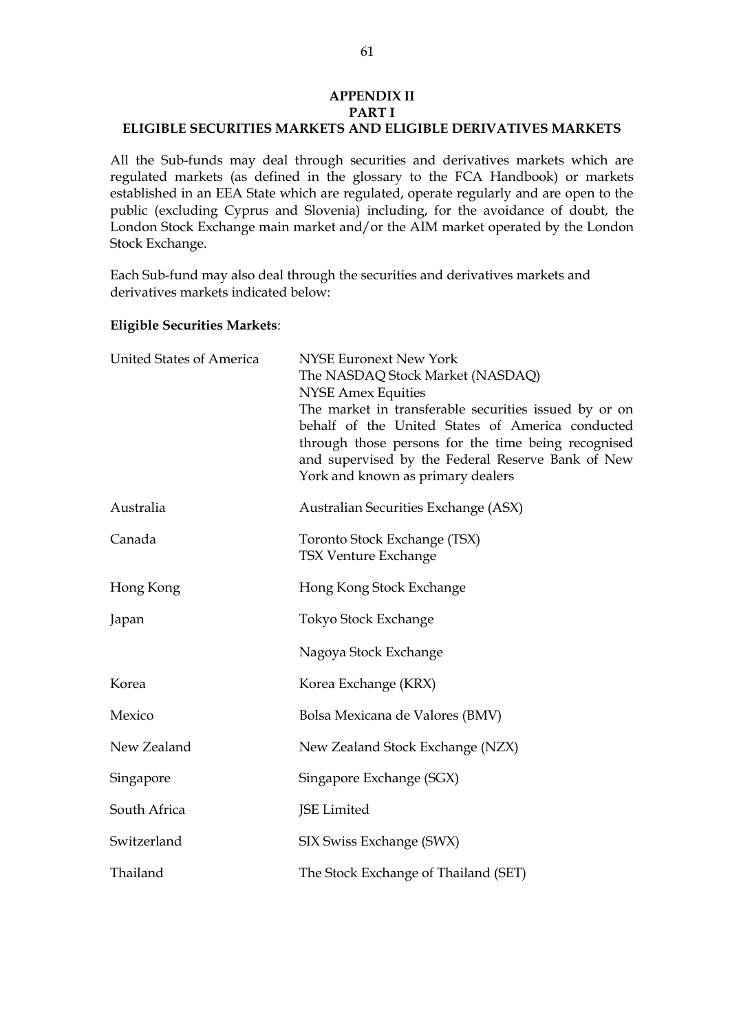# APPENDIX II
## PART I
## ELIGIBLE SECURITIES MARKETS AND ELIGIBLE DERIVATIVES MARKETS

All the Sub-funds may deal through securities and derivatives markets which are regulated markets (as defined in the glossary to the FCA Handbook) or markets established in an EEA State which are regulated, operate regularly and are open to the public (excluding Cyprus and Slovenia) including, for the avoidance of doubt, the London Stock Exchange main market and/or the AIM market operated by the London Stock Exchange.

Each Sub-fund may also deal through the securities and derivatives markets and derivatives markets indicated below:

**Eligible Securities Markets**:

| | |
|---|---|
| United States of America | NYSE Euronext New York<br>The NASDAQ Stock Market (NASDAQ)<br>NYSE Amex Equities<br>The market in transferable securities issued by or on behalf of the United States of America conducted through those persons for the time being recognised and supervised by the Federal Reserve Bank of New York and known as primary dealers |
| Australia | Australian Securities Exchange (ASX) |
| Canada | Toronto Stock Exchange (TSX)<br>TSX Venture Exchange |
| Hong Kong | Hong Kong Stock Exchange |
| Japan | Tokyo Stock Exchange |
| | Nagoya Stock Exchange |
| Korea | Korea Exchange (KRX) |
| Mexico | Bolsa Mexicana de Valores (BMV) |
| New Zealand | New Zealand Stock Exchange (NZX) |
| Singapore | Singapore Exchange (SGX) |
| South Africa | JSE Limited |
| Switzerland | SIX Swiss Exchange (SWX) |
| Thailand | The Stock Exchange of Thailand (SET) |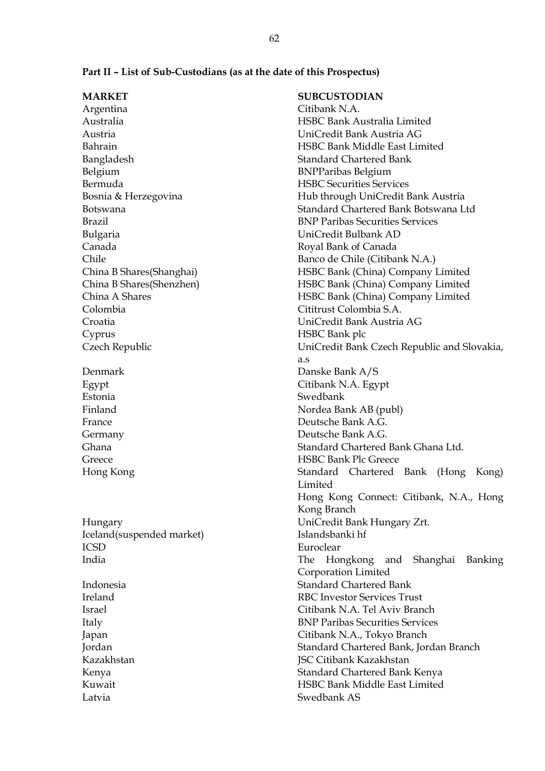**Part II – List of Sub-Custodians (as at the date of this Prospectus)**

| MARKET | SUBCUSTODIAN |
|---|---|
| Argentina | Citibank N.A. |
| Australia | HSBC Bank Australia Limited |
| Austria | UniCredit Bank Austria AG |
| Bahrain | HSBC Bank Middle East Limited |
| Bangladesh | Standard Chartered Bank |
| Belgium | BNPParibas Belgium |
| Bermuda | HSBC Securities Services |
| Bosnia & Herzegovina | Hub through UniCredit Bank Austria |
| Botswana | Standard Chartered Bank Botswana Ltd |
| Brazil | BNP Paribas Securities Services |
| Bulgaria | UniCredit Bulbank AD |
| Canada | Royal Bank of Canada |
| Chile | Banco de Chile (Citibank N.A.) |
| China B Shares(Shanghai) | HSBC Bank (China) Company Limited |
| China B Shares(Shenzhen) | HSBC Bank (China) Company Limited |
| China A Shares | HSBC Bank (China) Company Limited |
| Colombia | Cititrust Colombia S.A. |
| Croatia | UniCredit Bank Austria AG |
| Cyprus | HSBC Bank plc |
| Czech Republic | UniCredit Bank Czech Republic and Slovakia, a.s |
| Denmark | Danske Bank A/S |
| Egypt | Citibank N.A. Egypt |
| Estonia | Swedbank |
| Finland | Nordea Bank AB (publ) |
| France | Deutsche Bank A.G. |
| Germany | Deutsche Bank A.G. |
| Ghana | Standard Chartered Bank Ghana Ltd. |
| Greece | HSBC Bank Plc Greece |
| Hong Kong | Standard Chartered Bank (Hong Kong) Limited<br>Hong Kong Connect: Citibank, N.A., Hong Kong Branch |
| Hungary | UniCredit Bank Hungary Zrt. |
| Iceland(suspended market) | Islandsbanki hf |
| ICSD | Euroclear |
| India | The Hongkong and Shanghai Banking Corporation Limited |
| Indonesia | Standard Chartered Bank |
| Ireland | RBC Investor Services Trust |
| Israel | Citibank N.A. Tel Aviv Branch |
| Italy | BNP Paribas Securities Services |
| Japan | Citibank N.A., Tokyo Branch |
| Jordan | Standard Chartered Bank, Jordan Branch |
| Kazakhstan | JSC Citibank Kazakhstan |
| Kenya | Standard Chartered Bank Kenya |
| Kuwait | HSBC Bank Middle East Limited |
| Latvia | Swedbank AS |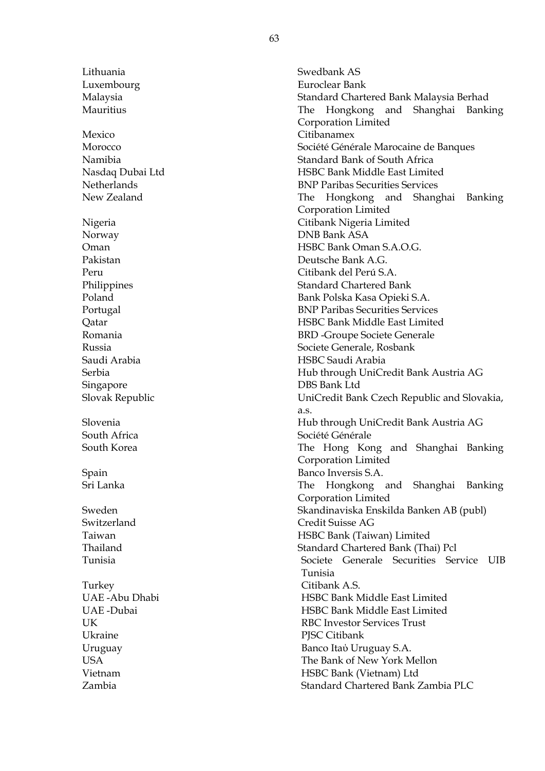| | |
|---|---|
| Lithuania | Swedbank AS |
| Luxembourg | Euroclear Bank |
| Malaysia | Standard Chartered Bank Malaysia Berhad |
| Mauritius | The Hongkong and Shanghai Banking Corporation Limited |
| Mexico | Citibanamex |
| Morocco | Société Générale Marocaine de Banques |
| Namibia | Standard Bank of South Africa |
| Nasdaq Dubai Ltd | HSBC Bank Middle East Limited |
| Netherlands | BNP Paribas Securities Services |
| New Zealand | The Hongkong and Shanghai Banking Corporation Limited |
| Nigeria | Citibank Nigeria Limited |
| Norway | DNB Bank ASA |
| Oman | HSBC Bank Oman S.A.O.G. |
| Pakistan | Deutsche Bank A.G. |
| Peru | Citibank del Perú S.A. |
| Philippines | Standard Chartered Bank |
| Poland | Bank Polska Kasa Opieki S.A. |
| Portugal | BNP Paribas Securities Services |
| Qatar | HSBC Bank Middle East Limited |
| Romania | BRD -Groupe Societe Generale |
| Russia | Societe Generale, Rosbank |
| Saudi Arabia | HSBC Saudi Arabia |
| Serbia | Hub through UniCredit Bank Austria AG |
| Singapore | DBS Bank Ltd |
| Slovak Republic | UniCredit Bank Czech Republic and Slovakia, a.s. |
| Slovenia | Hub through UniCredit Bank Austria AG |
| South Africa | Société Générale |
| South Korea | The Hong Kong and Shanghai Banking Corporation Limited |
| Spain | Banco Inversis S.A. |
| Sri Lanka | The Hongkong and Shanghai Banking Corporation Limited |
| Sweden | Skandinaviska Enskilda Banken AB (publ) |
| Switzerland | Credit Suisse AG |
| Taiwan | HSBC Bank (Taiwan) Limited |
| Thailand | Standard Chartered Bank (Thai) Pcl |
| Tunisia | Societe Generale Securities Service UIB Tunisia |
| Turkey | Citibank A.S. |
| UAE -Abu Dhabi | HSBC Bank Middle East Limited |
| UAE -Dubai | HSBC Bank Middle East Limited |
| UK | RBC Investor Services Trust |
| Ukraine | PJSC Citibank |
| Uruguay | Banco Itaὺ Uruguay S.A. |
| USA | The Bank of New York Mellon |
| Vietnam | HSBC Bank (Vietnam) Ltd |
| Zambia | Standard Chartered Bank Zambia PLC |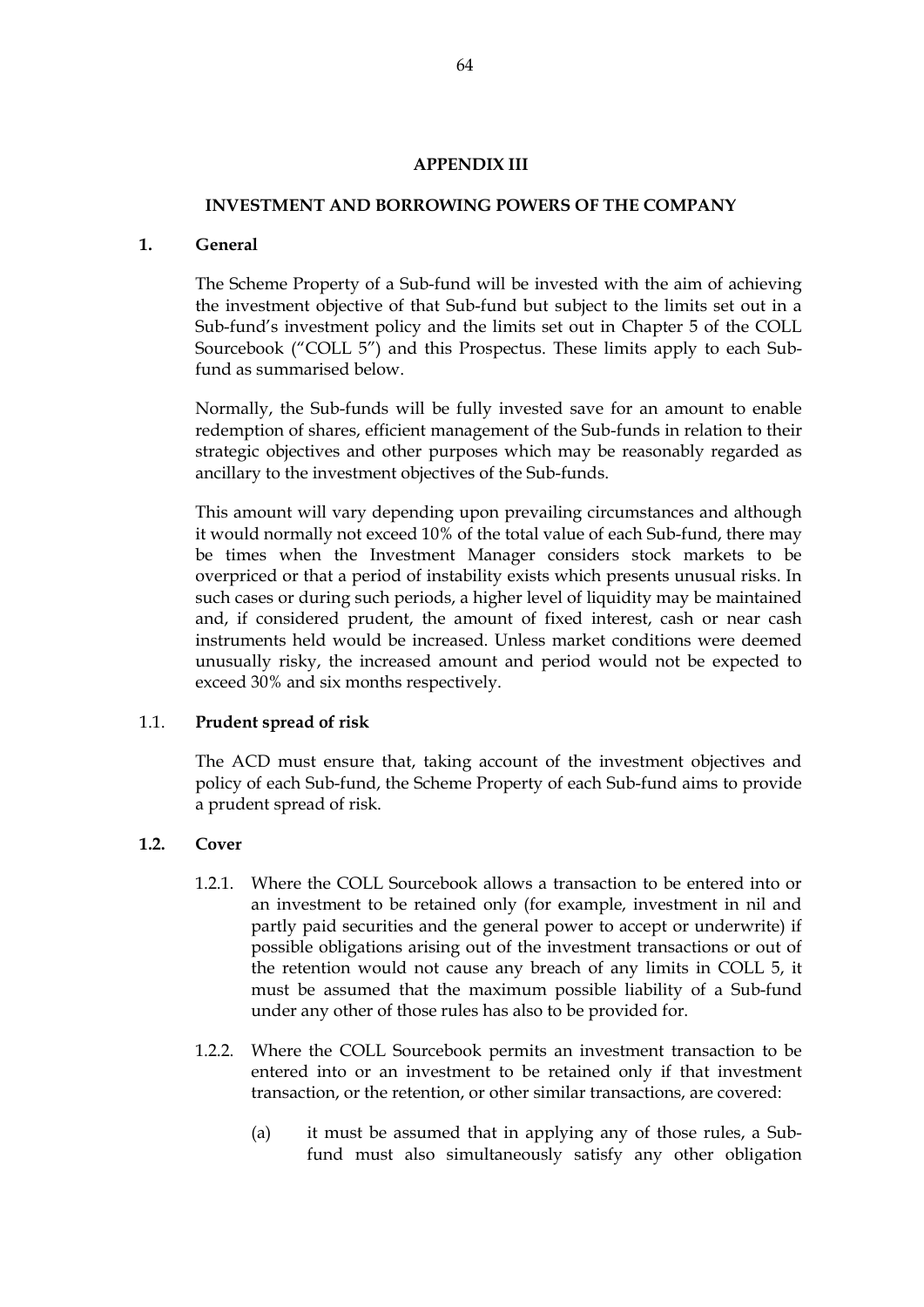# APPENDIX III

## INVESTMENT AND BORROWING POWERS OF THE COMPANY

### 1. General

The Scheme Property of a Sub-fund will be invested with the aim of achieving the investment objective of that Sub-fund but subject to the limits set out in a Sub-fund's investment policy and the limits set out in Chapter 5 of the COLL Sourcebook ("COLL 5") and this Prospectus. These limits apply to each Sub-fund as summarised below.

Normally, the Sub-funds will be fully invested save for an amount to enable redemption of shares, efficient management of the Sub-funds in relation to their strategic objectives and other purposes which may be reasonably regarded as ancillary to the investment objectives of the Sub-funds.

This amount will vary depending upon prevailing circumstances and although it would normally not exceed 10% of the total value of each Sub-fund, there may be times when the Investment Manager considers stock markets to be overpriced or that a period of instability exists which presents unusual risks. In such cases or during such periods, a higher level of liquidity may be maintained and, if considered prudent, the amount of fixed interest, cash or near cash instruments held would be increased. Unless market conditions were deemed unusually risky, the increased amount and period would not be expected to exceed 30% and six months respectively.

### 1.1. Prudent spread of risk

The ACD must ensure that, taking account of the investment objectives and policy of each Sub-fund, the Scheme Property of each Sub-fund aims to provide a prudent spread of risk.

### 1.2. Cover

1.2.1. Where the COLL Sourcebook allows a transaction to be entered into or an investment to be retained only (for example, investment in nil and partly paid securities and the general power to accept or underwrite) if possible obligations arising out of the investment transactions or out of the retention would not cause any breach of any limits in COLL 5, it must be assumed that the maximum possible liability of a Sub-fund under any other of those rules has also to be provided for.

1.2.2. Where the COLL Sourcebook permits an investment transaction to be entered into or an investment to be retained only if that investment transaction, or the retention, or other similar transactions, are covered:

(a) it must be assumed that in applying any of those rules, a Sub-fund must also simultaneously satisfy any other obligation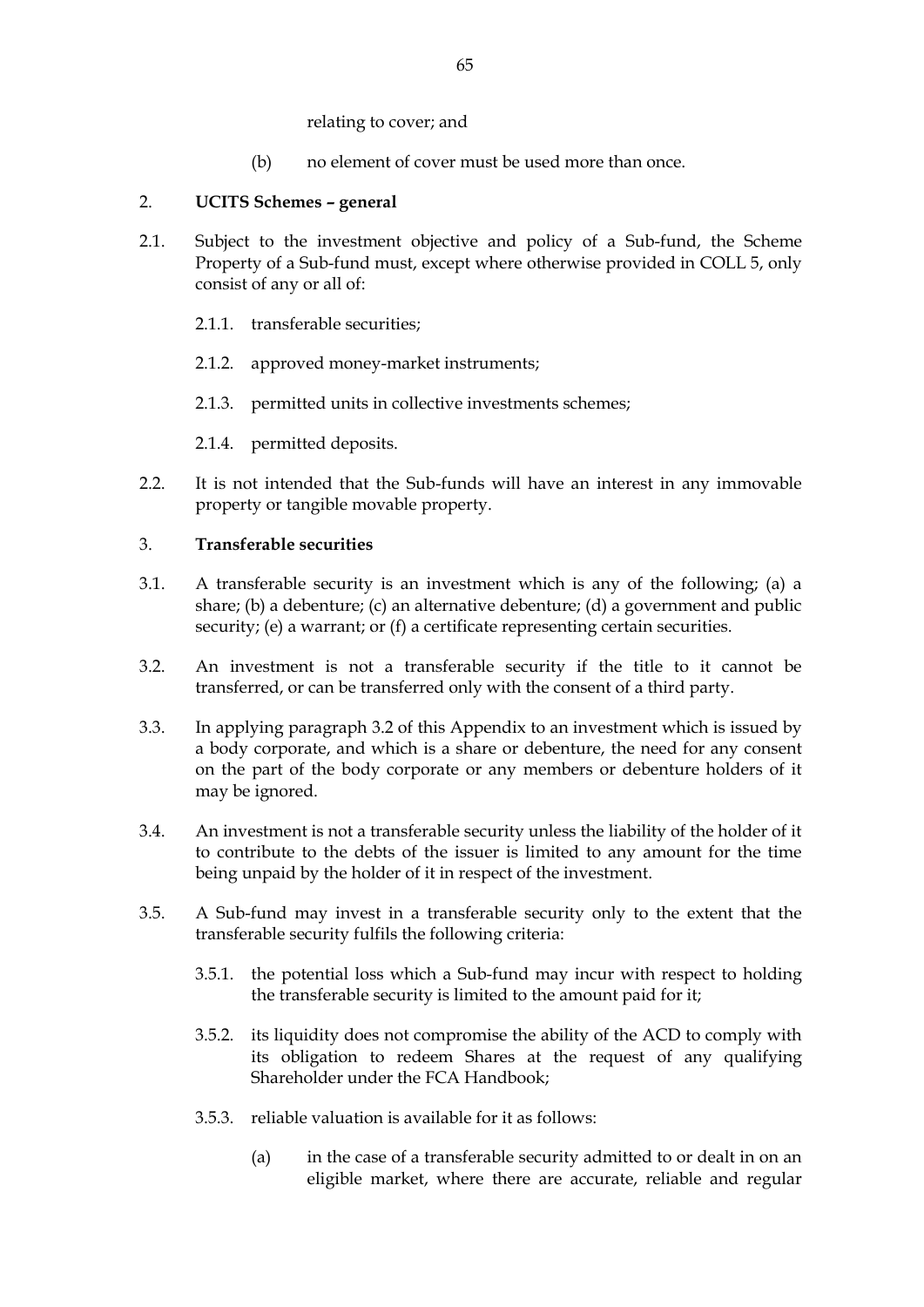relating to cover; and

(b) no element of cover must be used more than once.

2. **UCITS Schemes – general**

2.1. Subject to the investment objective and policy of a Sub-fund, the Scheme Property of a Sub-fund must, except where otherwise provided in COLL 5, only consist of any or all of:

2.1.1. transferable securities;

2.1.2. approved money-market instruments;

2.1.3. permitted units in collective investments schemes;

2.1.4. permitted deposits.

2.2. It is not intended that the Sub-funds will have an interest in any immovable property or tangible movable property.

3. **Transferable securities**

3.1. A transferable security is an investment which is any of the following; (a) a share; (b) a debenture; (c) an alternative debenture; (d) a government and public security; (e) a warrant; or (f) a certificate representing certain securities.

3.2. An investment is not a transferable security if the title to it cannot be transferred, or can be transferred only with the consent of a third party.

3.3. In applying paragraph 3.2 of this Appendix to an investment which is issued by a body corporate, and which is a share or debenture, the need for any consent on the part of the body corporate or any members or debenture holders of it may be ignored.

3.4. An investment is not a transferable security unless the liability of the holder of it to contribute to the debts of the issuer is limited to any amount for the time being unpaid by the holder of it in respect of the investment.

3.5. A Sub-fund may invest in a transferable security only to the extent that the transferable security fulfils the following criteria:

3.5.1. the potential loss which a Sub-fund may incur with respect to holding the transferable security is limited to the amount paid for it;

3.5.2. its liquidity does not compromise the ability of the ACD to comply with its obligation to redeem Shares at the request of any qualifying Shareholder under the FCA Handbook;

3.5.3. reliable valuation is available for it as follows:

(a) in the case of a transferable security admitted to or dealt in on an eligible market, where there are accurate, reliable and regular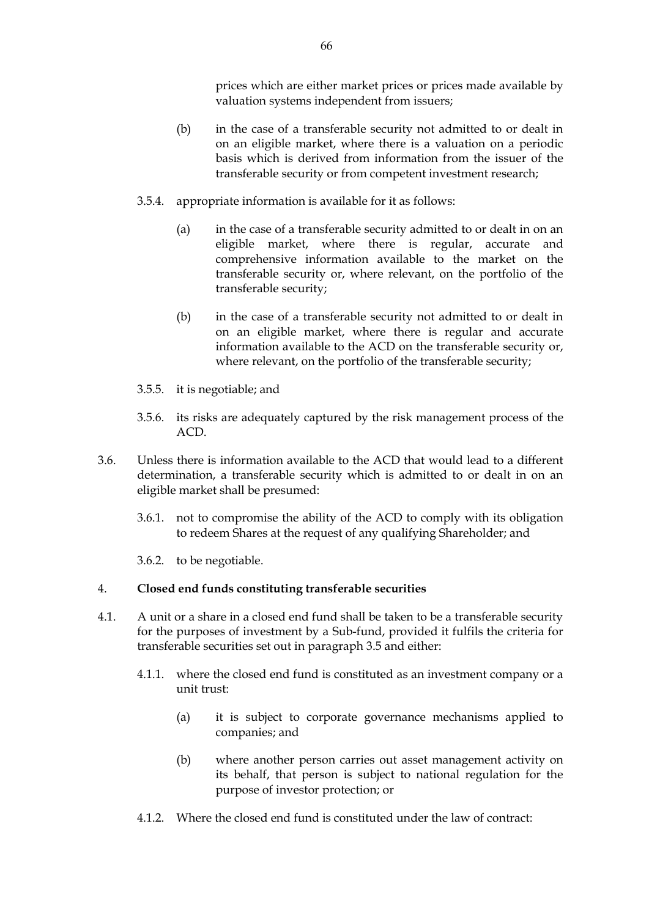prices which are either market prices or prices made available by valuation systems independent from issuers;

(b) in the case of a transferable security not admitted to or dealt in on an eligible market, where there is a valuation on a periodic basis which is derived from information from the issuer of the transferable security or from competent investment research;

3.5.4. appropriate information is available for it as follows:

(a) in the case of a transferable security admitted to or dealt in on an eligible market, where there is regular, accurate and comprehensive information available to the market on the transferable security or, where relevant, on the portfolio of the transferable security;

(b) in the case of a transferable security not admitted to or dealt in on an eligible market, where there is regular and accurate information available to the ACD on the transferable security or, where relevant, on the portfolio of the transferable security;

3.5.5. it is negotiable; and

3.5.6. its risks are adequately captured by the risk management process of the ACD.

3.6. Unless there is information available to the ACD that would lead to a different determination, a transferable security which is admitted to or dealt in on an eligible market shall be presumed:

3.6.1. not to compromise the ability of the ACD to comply with its obligation to redeem Shares at the request of any qualifying Shareholder; and

3.6.2. to be negotiable.

4. **Closed end funds constituting transferable securities**

4.1. A unit or a share in a closed end fund shall be taken to be a transferable security for the purposes of investment by a Sub-fund, provided it fulfils the criteria for transferable securities set out in paragraph 3.5 and either:

4.1.1. where the closed end fund is constituted as an investment company or a unit trust:

(a) it is subject to corporate governance mechanisms applied to companies; and

(b) where another person carries out asset management activity on its behalf, that person is subject to national regulation for the purpose of investor protection; or

4.1.2. Where the closed end fund is constituted under the law of contract: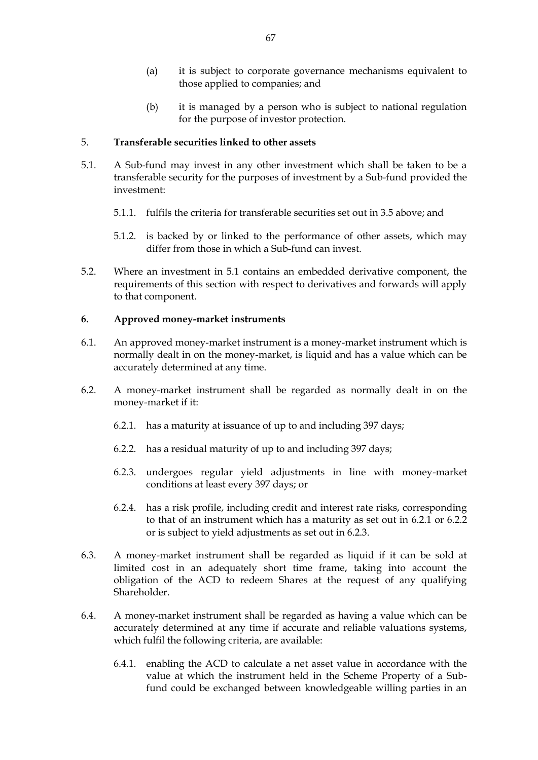(a) it is subject to corporate governance mechanisms equivalent to those applied to companies; and

(b) it is managed by a person who is subject to national regulation for the purpose of investor protection.

5. **Transferable securities linked to other assets**

5.1. A Sub-fund may invest in any other investment which shall be taken to be a transferable security for the purposes of investment by a Sub-fund provided the investment:

5.1.1. fulfils the criteria for transferable securities set out in 3.5 above; and

5.1.2. is backed by or linked to the performance of other assets, which may differ from those in which a Sub-fund can invest.

5.2. Where an investment in 5.1 contains an embedded derivative component, the requirements of this section with respect to derivatives and forwards will apply to that component.

**6. Approved money-market instruments**

6.1. An approved money-market instrument is a money-market instrument which is normally dealt in on the money-market, is liquid and has a value which can be accurately determined at any time.

6.2. A money-market instrument shall be regarded as normally dealt in on the money-market if it:

6.2.1. has a maturity at issuance of up to and including 397 days;

6.2.2. has a residual maturity of up to and including 397 days;

6.2.3. undergoes regular yield adjustments in line with money-market conditions at least every 397 days; or

6.2.4. has a risk profile, including credit and interest rate risks, corresponding to that of an instrument which has a maturity as set out in 6.2.1 or 6.2.2 or is subject to yield adjustments as set out in 6.2.3.

6.3. A money-market instrument shall be regarded as liquid if it can be sold at limited cost in an adequately short time frame, taking into account the obligation of the ACD to redeem Shares at the request of any qualifying Shareholder.

6.4. A money-market instrument shall be regarded as having a value which can be accurately determined at any time if accurate and reliable valuations systems, which fulfil the following criteria, are available:

6.4.1. enabling the ACD to calculate a net asset value in accordance with the value at which the instrument held in the Scheme Property of a Sub-fund could be exchanged between knowledgeable willing parties in an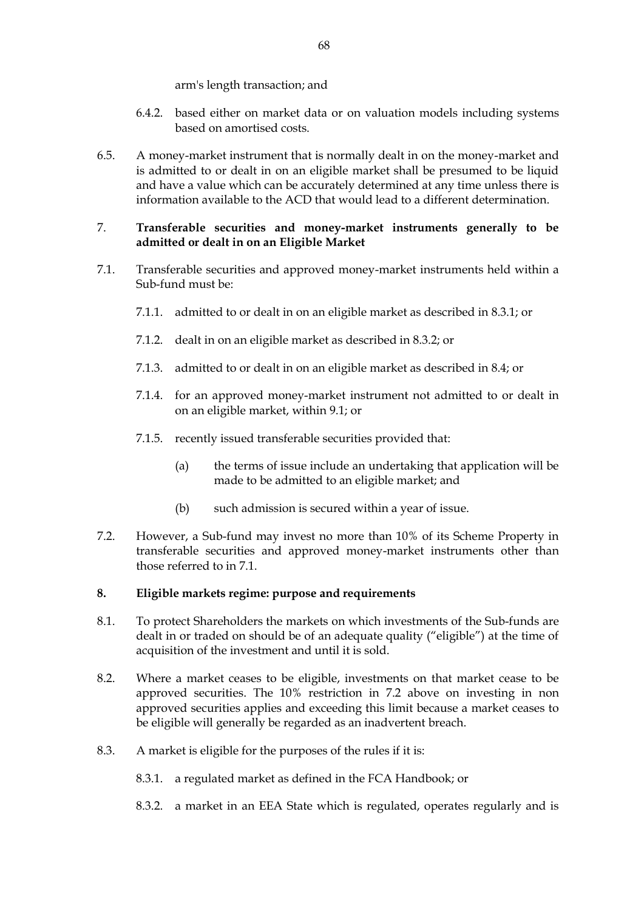arm's length transaction; and

6.4.2. based either on market data or on valuation models including systems based on amortised costs.

6.5. A money-market instrument that is normally dealt in on the money-market and is admitted to or dealt in on an eligible market shall be presumed to be liquid and have a value which can be accurately determined at any time unless there is information available to the ACD that would lead to a different determination.

7. **Transferable securities and money-market instruments generally to be admitted or dealt in on an Eligible Market**

7.1. Transferable securities and approved money-market instruments held within a Sub-fund must be:

7.1.1. admitted to or dealt in on an eligible market as described in 8.3.1; or

7.1.2. dealt in on an eligible market as described in 8.3.2; or

7.1.3. admitted to or dealt in on an eligible market as described in 8.4; or

7.1.4. for an approved money-market instrument not admitted to or dealt in on an eligible market, within 9.1; or

7.1.5. recently issued transferable securities provided that:

(a) the terms of issue include an undertaking that application will be made to be admitted to an eligible market; and

(b) such admission is secured within a year of issue.

7.2. However, a Sub-fund may invest no more than 10% of its Scheme Property in transferable securities and approved money-market instruments other than those referred to in 7.1.

**8. Eligible markets regime: purpose and requirements**

8.1. To protect Shareholders the markets on which investments of the Sub-funds are dealt in or traded on should be of an adequate quality ("eligible") at the time of acquisition of the investment and until it is sold.

8.2. Where a market ceases to be eligible, investments on that market cease to be approved securities. The 10% restriction in 7.2 above on investing in non approved securities applies and exceeding this limit because a market ceases to be eligible will generally be regarded as an inadvertent breach.

8.3. A market is eligible for the purposes of the rules if it is:

8.3.1. a regulated market as defined in the FCA Handbook; or

8.3.2. a market in an EEA State which is regulated, operates regularly and is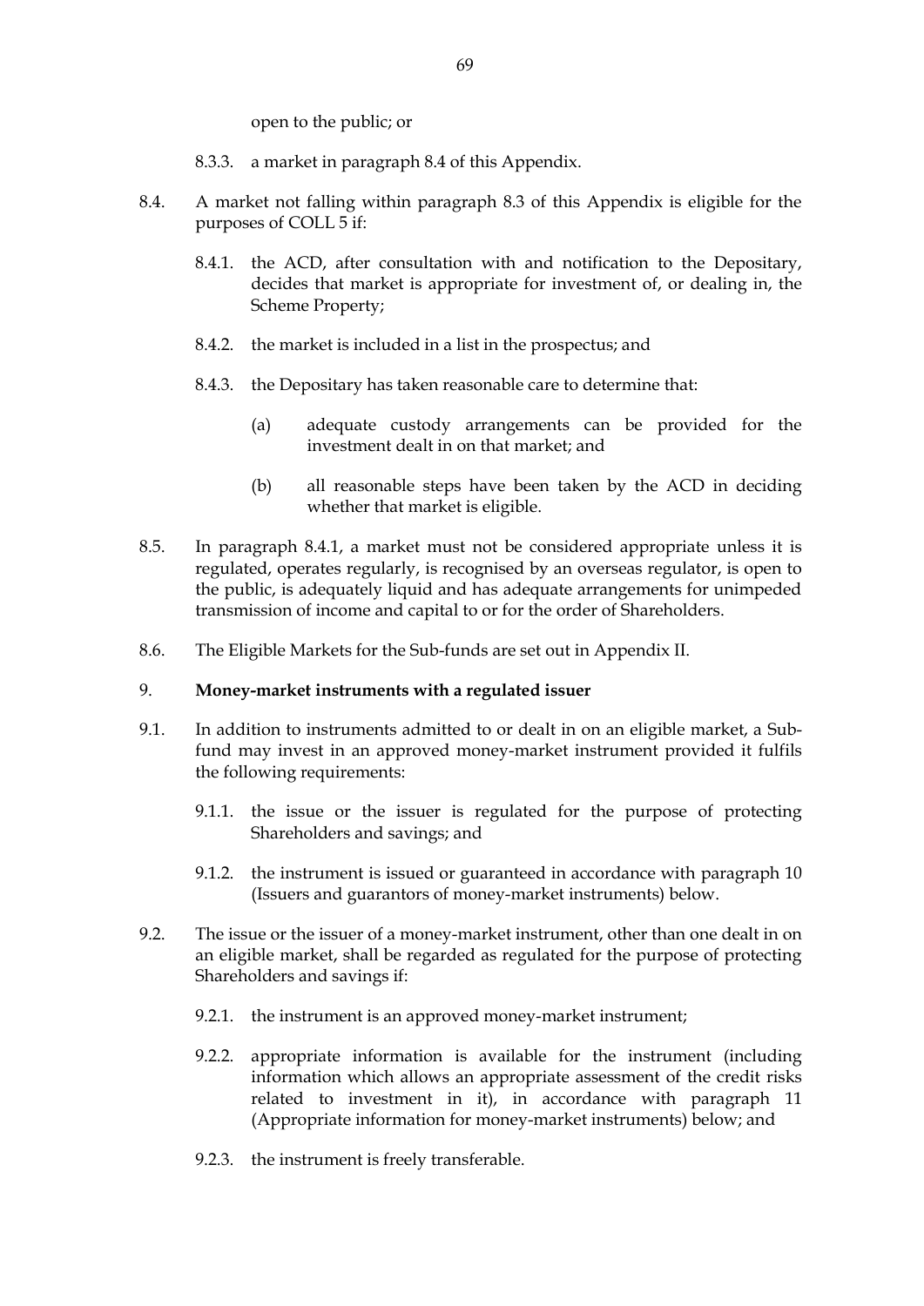open to the public; or

8.3.3. a market in paragraph 8.4 of this Appendix.

8.4. A market not falling within paragraph 8.3 of this Appendix is eligible for the purposes of COLL 5 if:

8.4.1. the ACD, after consultation with and notification to the Depositary, decides that market is appropriate for investment of, or dealing in, the Scheme Property;

8.4.2. the market is included in a list in the prospectus; and

8.4.3. the Depositary has taken reasonable care to determine that:

(a) adequate custody arrangements can be provided for the investment dealt in on that market; and

(b) all reasonable steps have been taken by the ACD in deciding whether that market is eligible.

8.5. In paragraph 8.4.1, a market must not be considered appropriate unless it is regulated, operates regularly, is recognised by an overseas regulator, is open to the public, is adequately liquid and has adequate arrangements for unimpeded transmission of income and capital to or for the order of Shareholders.

8.6. The Eligible Markets for the Sub-funds are set out in Appendix II.

## 9. Money-market instruments with a regulated issuer

9.1. In addition to instruments admitted to or dealt in on an eligible market, a Sub-fund may invest in an approved money-market instrument provided it fulfils the following requirements:

9.1.1. the issue or the issuer is regulated for the purpose of protecting Shareholders and savings; and

9.1.2. the instrument is issued or guaranteed in accordance with paragraph 10 (Issuers and guarantors of money-market instruments) below.

9.2. The issue or the issuer of a money-market instrument, other than one dealt in on an eligible market, shall be regarded as regulated for the purpose of protecting Shareholders and savings if:

9.2.1. the instrument is an approved money-market instrument;

9.2.2. appropriate information is available for the instrument (including information which allows an appropriate assessment of the credit risks related to investment in it), in accordance with paragraph 11 (Appropriate information for money-market instruments) below; and

9.2.3. the instrument is freely transferable.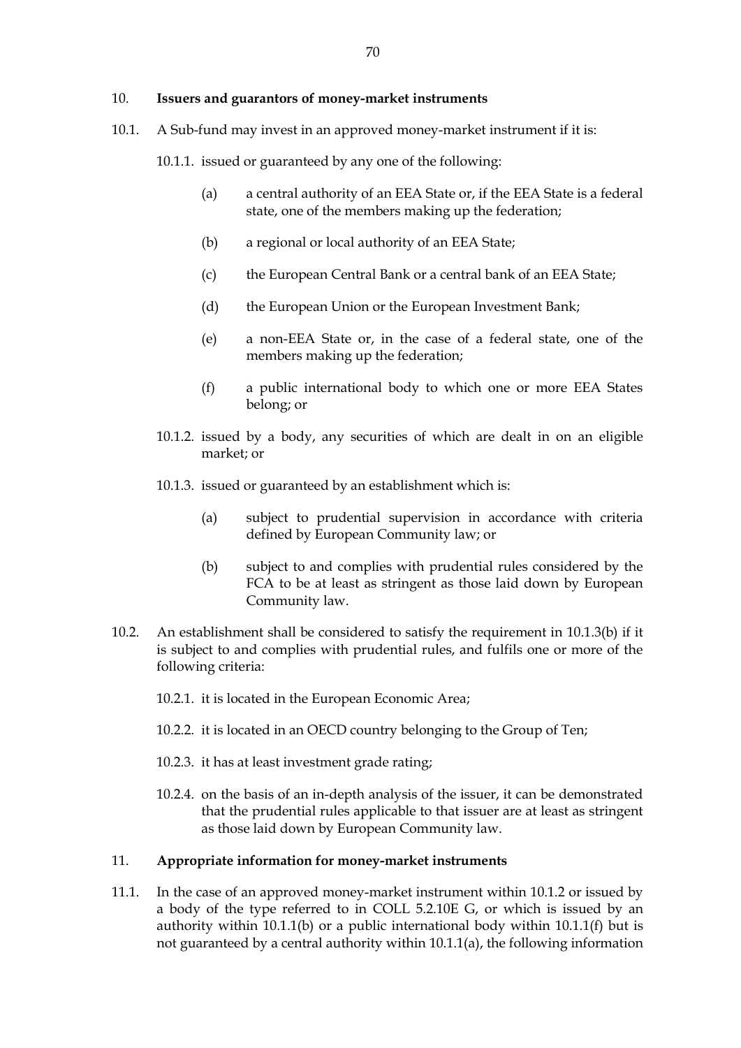## 10. Issuers and guarantors of money-market instruments

10.1. A Sub-fund may invest in an approved money-market instrument if it is:

10.1.1. issued or guaranteed by any one of the following:

(a) a central authority of an EEA State or, if the EEA State is a federal state, one of the members making up the federation;

(b) a regional or local authority of an EEA State;

(c) the European Central Bank or a central bank of an EEA State;

(d) the European Union or the European Investment Bank;

(e) a non-EEA State or, in the case of a federal state, one of the members making up the federation;

(f) a public international body to which one or more EEA States belong; or

10.1.2. issued by a body, any securities of which are dealt in on an eligible market; or

10.1.3. issued or guaranteed by an establishment which is:

(a) subject to prudential supervision in accordance with criteria defined by European Community law; or

(b) subject to and complies with prudential rules considered by the FCA to be at least as stringent as those laid down by European Community law.

10.2. An establishment shall be considered to satisfy the requirement in 10.1.3(b) if it is subject to and complies with prudential rules, and fulfils one or more of the following criteria:

10.2.1. it is located in the European Economic Area;

10.2.2. it is located in an OECD country belonging to the Group of Ten;

10.2.3. it has at least investment grade rating;

10.2.4. on the basis of an in-depth analysis of the issuer, it can be demonstrated that the prudential rules applicable to that issuer are at least as stringent as those laid down by European Community law.

## 11. Appropriate information for money-market instruments

11.1. In the case of an approved money-market instrument within 10.1.2 or issued by a body of the type referred to in COLL 5.2.10E G, or which is issued by an authority within 10.1.1(b) or a public international body within 10.1.1(f) but is not guaranteed by a central authority within 10.1.1(a), the following information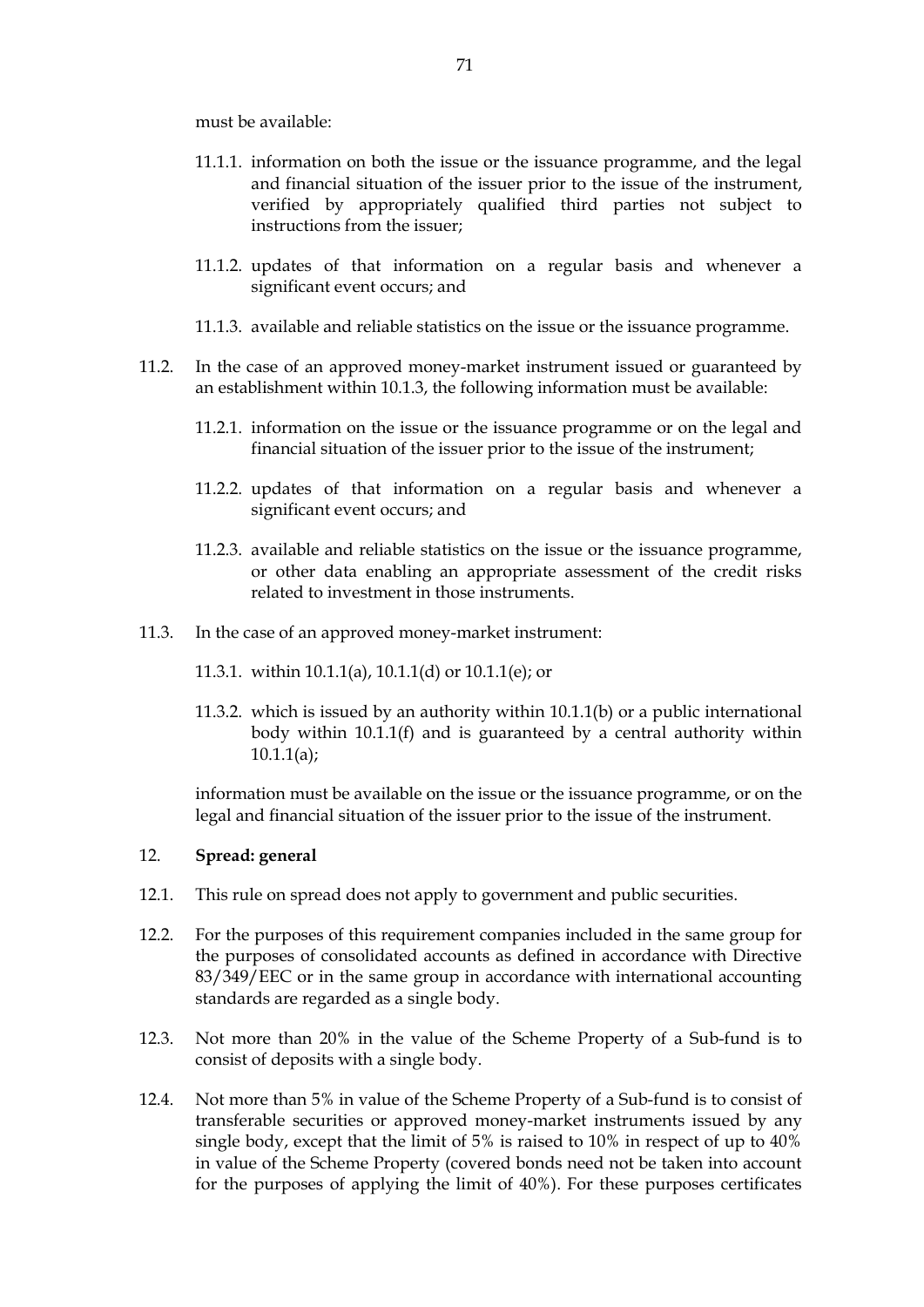must be available:

11.1.1. information on both the issue or the issuance programme, and the legal and financial situation of the issuer prior to the issue of the instrument, verified by appropriately qualified third parties not subject to instructions from the issuer;

11.1.2. updates of that information on a regular basis and whenever a significant event occurs; and

11.1.3. available and reliable statistics on the issue or the issuance programme.

11.2. In the case of an approved money-market instrument issued or guaranteed by an establishment within 10.1.3, the following information must be available:

11.2.1. information on the issue or the issuance programme or on the legal and financial situation of the issuer prior to the issue of the instrument;

11.2.2. updates of that information on a regular basis and whenever a significant event occurs; and

11.2.3. available and reliable statistics on the issue or the issuance programme, or other data enabling an appropriate assessment of the credit risks related to investment in those instruments.

11.3. In the case of an approved money-market instrument:

11.3.1. within 10.1.1(a), 10.1.1(d) or 10.1.1(e); or

11.3.2. which is issued by an authority within 10.1.1(b) or a public international body within 10.1.1(f) and is guaranteed by a central authority within 10.1.1(a);

information must be available on the issue or the issuance programme, or on the legal and financial situation of the issuer prior to the issue of the instrument.

## 12. Spread: general

12.1. This rule on spread does not apply to government and public securities.

12.2. For the purposes of this requirement companies included in the same group for the purposes of consolidated accounts as defined in accordance with Directive 83/349/EEC or in the same group in accordance with international accounting standards are regarded as a single body.

12.3. Not more than 20% in the value of the Scheme Property of a Sub-fund is to consist of deposits with a single body.

12.4. Not more than 5% in value of the Scheme Property of a Sub-fund is to consist of transferable securities or approved money-market instruments issued by any single body, except that the limit of 5% is raised to 10% in respect of up to 40% in value of the Scheme Property (covered bonds need not be taken into account for the purposes of applying the limit of 40%). For these purposes certificates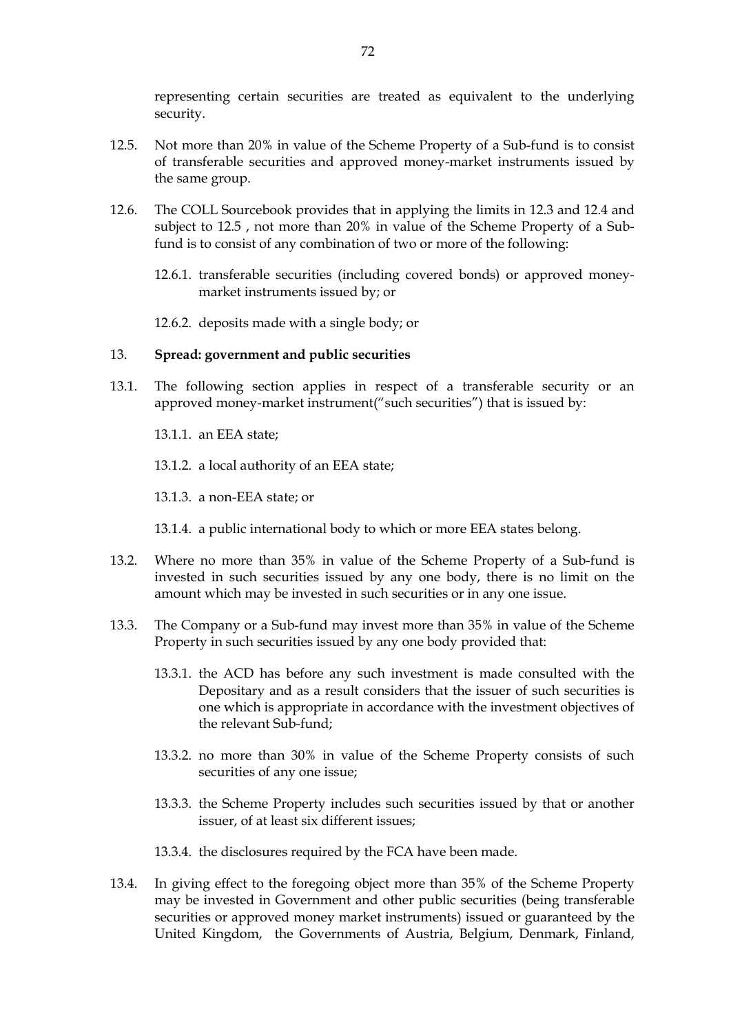representing certain securities are treated as equivalent to the underlying security.

12.5. Not more than 20% in value of the Scheme Property of a Sub-fund is to consist of transferable securities and approved money-market instruments issued by the same group.

12.6. The COLL Sourcebook provides that in applying the limits in 12.3 and 12.4 and subject to 12.5 , not more than 20% in value of the Scheme Property of a Sub-fund is to consist of any combination of two or more of the following:

12.6.1. transferable securities (including covered bonds) or approved money-market instruments issued by; or

12.6.2. deposits made with a single body; or

13. **Spread: government and public securities**

13.1. The following section applies in respect of a transferable security or an approved money-market instrument("such securities") that is issued by:

13.1.1. an EEA state;

13.1.2. a local authority of an EEA state;

13.1.3. a non-EEA state; or

13.1.4. a public international body to which or more EEA states belong.

13.2. Where no more than 35% in value of the Scheme Property of a Sub-fund is invested in such securities issued by any one body, there is no limit on the amount which may be invested in such securities or in any one issue.

13.3. The Company or a Sub-fund may invest more than 35% in value of the Scheme Property in such securities issued by any one body provided that:

13.3.1. the ACD has before any such investment is made consulted with the Depositary and as a result considers that the issuer of such securities is one which is appropriate in accordance with the investment objectives of the relevant Sub-fund;

13.3.2. no more than 30% in value of the Scheme Property consists of such securities of any one issue;

13.3.3. the Scheme Property includes such securities issued by that or another issuer, of at least six different issues;

13.3.4. the disclosures required by the FCA have been made.

13.4. In giving effect to the foregoing object more than 35% of the Scheme Property may be invested in Government and other public securities (being transferable securities or approved money market instruments) issued or guaranteed by the United Kingdom, the Governments of Austria, Belgium, Denmark, Finland,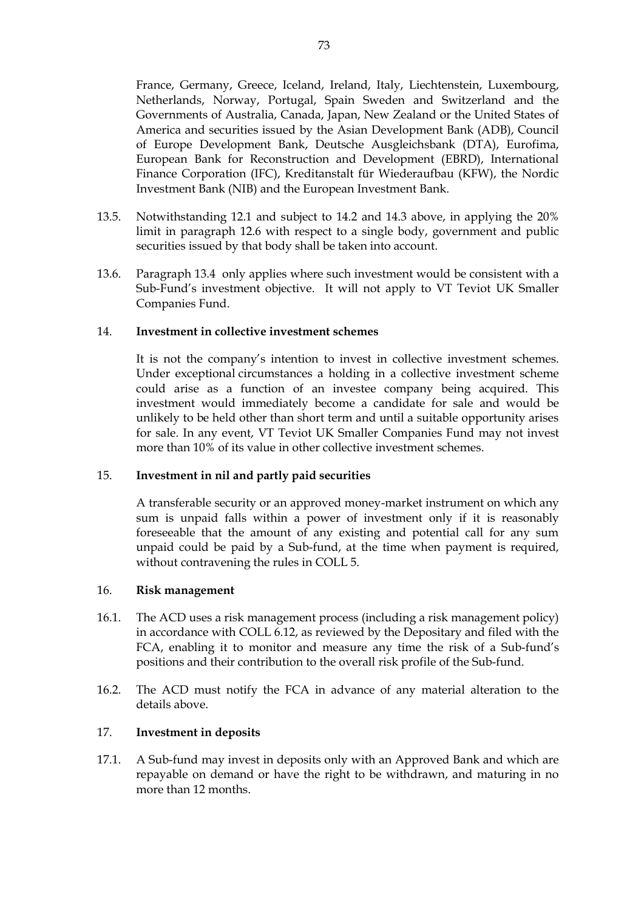France, Germany, Greece, Iceland, Ireland, Italy, Liechtenstein, Luxembourg, Netherlands, Norway, Portugal, Spain Sweden and Switzerland and the Governments of Australia, Canada, Japan, New Zealand or the United States of America and securities issued by the Asian Development Bank (ADB), Council of Europe Development Bank, Deutsche Ausgleichsbank (DTA), Eurofima, European Bank for Reconstruction and Development (EBRD), International Finance Corporation (IFC), Kreditanstalt für Wiederaufbau (KFW), the Nordic Investment Bank (NIB) and the European Investment Bank.

13.5. Notwithstanding 12.1 and subject to 14.2 and 14.3 above, in applying the 20% limit in paragraph 12.6 with respect to a single body, government and public securities issued by that body shall be taken into account.

13.6. Paragraph 13.4 only applies where such investment would be consistent with a Sub-Fund's investment objective. It will not apply to VT Teviot UK Smaller Companies Fund.

14. **Investment in collective investment schemes**

It is not the company's intention to invest in collective investment schemes. Under exceptional circumstances a holding in a collective investment scheme could arise as a function of an investee company being acquired. This investment would immediately become a candidate for sale and would be unlikely to be held other than short term and until a suitable opportunity arises for sale. In any event, VT Teviot UK Smaller Companies Fund may not invest more than 10% of its value in other collective investment schemes.

15. **Investment in nil and partly paid securities**

A transferable security or an approved money-market instrument on which any sum is unpaid falls within a power of investment only if it is reasonably foreseeable that the amount of any existing and potential call for any sum unpaid could be paid by a Sub-fund, at the time when payment is required, without contravening the rules in COLL 5.

16. **Risk management**

16.1. The ACD uses a risk management process (including a risk management policy) in accordance with COLL 6.12, as reviewed by the Depositary and filed with the FCA, enabling it to monitor and measure any time the risk of a Sub-fund's positions and their contribution to the overall risk profile of the Sub-fund.

16.2. The ACD must notify the FCA in advance of any material alteration to the details above.

17. **Investment in deposits**

17.1. A Sub-fund may invest in deposits only with an Approved Bank and which are repayable on demand or have the right to be withdrawn, and maturing in no more than 12 months.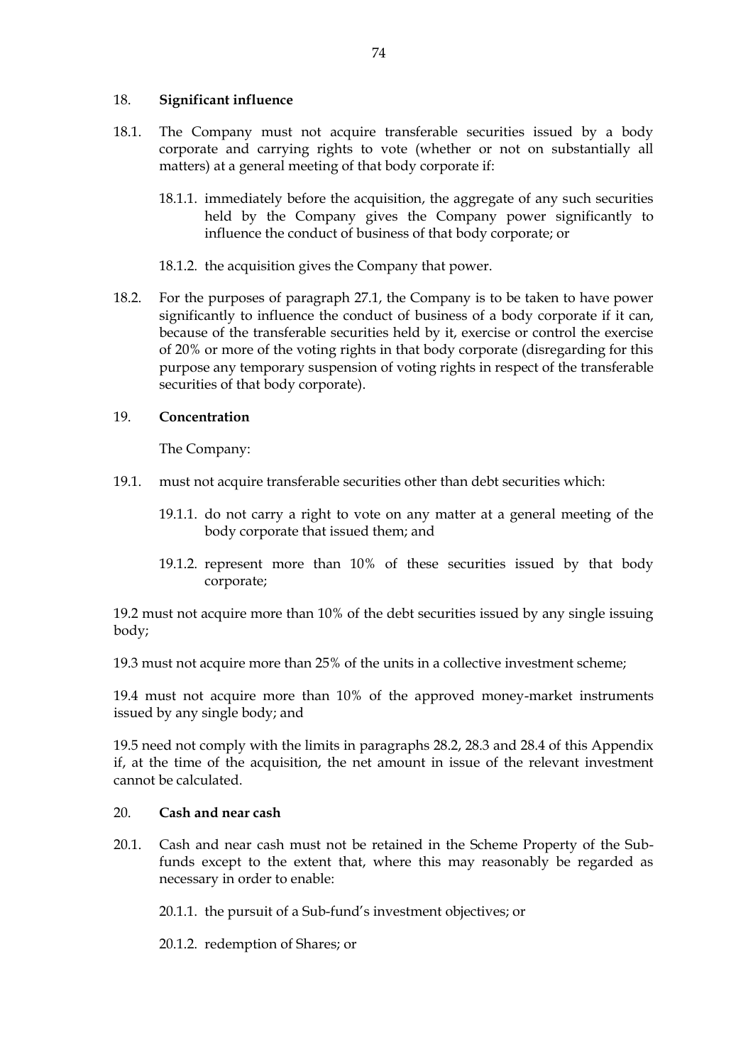18. **Significant influence**

18.1. The Company must not acquire transferable securities issued by a body corporate and carrying rights to vote (whether or not on substantially all matters) at a general meeting of that body corporate if:

18.1.1. immediately before the acquisition, the aggregate of any such securities held by the Company gives the Company power significantly to influence the conduct of business of that body corporate; or

18.1.2. the acquisition gives the Company that power.

18.2. For the purposes of paragraph 27.1, the Company is to be taken to have power significantly to influence the conduct of business of a body corporate if it can, because of the transferable securities held by it, exercise or control the exercise of 20% or more of the voting rights in that body corporate (disregarding for this purpose any temporary suspension of voting rights in respect of the transferable securities of that body corporate).

19. **Concentration**

The Company:

19.1. must not acquire transferable securities other than debt securities which:

19.1.1. do not carry a right to vote on any matter at a general meeting of the body corporate that issued them; and

19.1.2. represent more than 10% of these securities issued by that body corporate;

19.2 must not acquire more than 10% of the debt securities issued by any single issuing body;

19.3 must not acquire more than 25% of the units in a collective investment scheme;

19.4 must not acquire more than 10% of the approved money-market instruments issued by any single body; and

19.5 need not comply with the limits in paragraphs 28.2, 28.3 and 28.4 of this Appendix if, at the time of the acquisition, the net amount in issue of the relevant investment cannot be calculated.

20. **Cash and near cash**

20.1. Cash and near cash must not be retained in the Scheme Property of the Sub-funds except to the extent that, where this may reasonably be regarded as necessary in order to enable:

20.1.1. the pursuit of a Sub-fund's investment objectives; or

20.1.2. redemption of Shares; or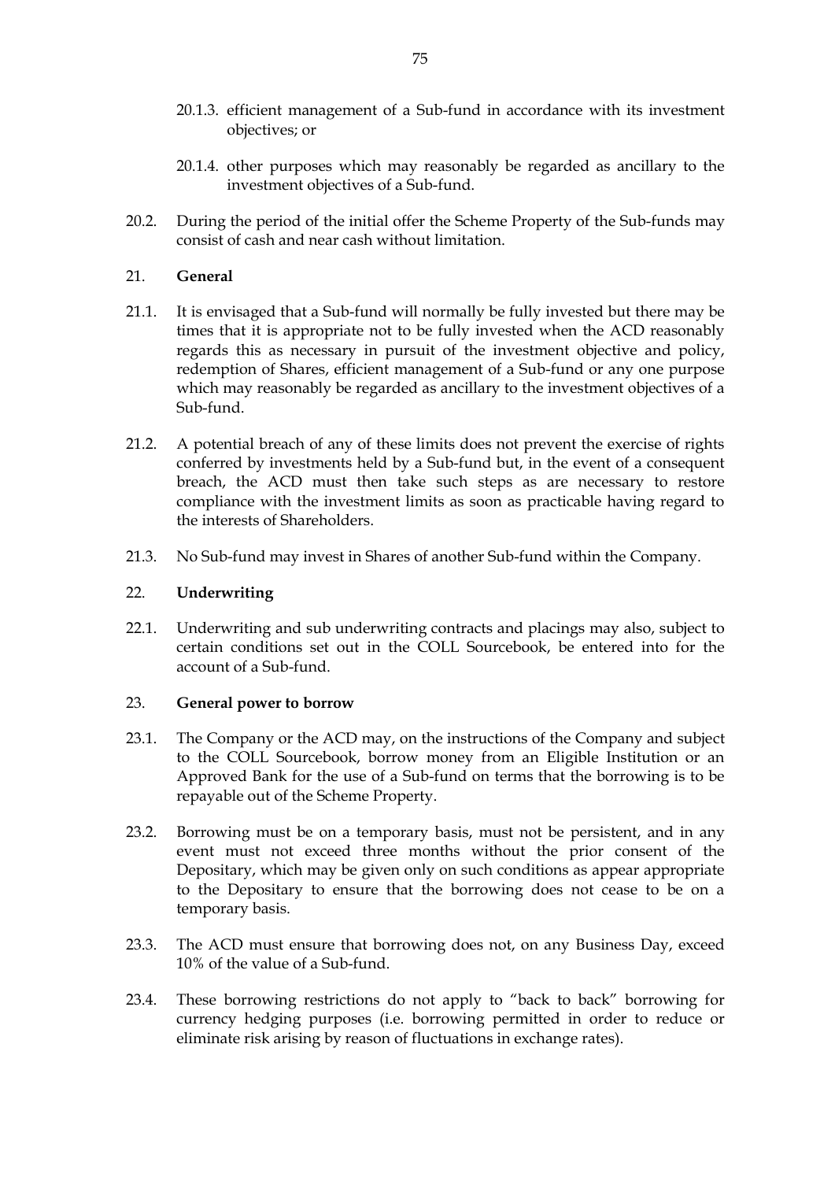20.1.3. efficient management of a Sub-fund in accordance with its investment objectives; or

20.1.4. other purposes which may reasonably be regarded as ancillary to the investment objectives of a Sub-fund.

20.2. During the period of the initial offer the Scheme Property of the Sub-funds may consist of cash and near cash without limitation.

21. **General**

21.1. It is envisaged that a Sub-fund will normally be fully invested but there may be times that it is appropriate not to be fully invested when the ACD reasonably regards this as necessary in pursuit of the investment objective and policy, redemption of Shares, efficient management of a Sub-fund or any one purpose which may reasonably be regarded as ancillary to the investment objectives of a Sub-fund.

21.2. A potential breach of any of these limits does not prevent the exercise of rights conferred by investments held by a Sub-fund but, in the event of a consequent breach, the ACD must then take such steps as are necessary to restore compliance with the investment limits as soon as practicable having regard to the interests of Shareholders.

21.3. No Sub-fund may invest in Shares of another Sub-fund within the Company.

22. **Underwriting**

22.1. Underwriting and sub underwriting contracts and placings may also, subject to certain conditions set out in the COLL Sourcebook, be entered into for the account of a Sub-fund.

23. **General power to borrow**

23.1. The Company or the ACD may, on the instructions of the Company and subject to the COLL Sourcebook, borrow money from an Eligible Institution or an Approved Bank for the use of a Sub-fund on terms that the borrowing is to be repayable out of the Scheme Property.

23.2. Borrowing must be on a temporary basis, must not be persistent, and in any event must not exceed three months without the prior consent of the Depositary, which may be given only on such conditions as appear appropriate to the Depositary to ensure that the borrowing does not cease to be on a temporary basis.

23.3. The ACD must ensure that borrowing does not, on any Business Day, exceed 10% of the value of a Sub-fund.

23.4. These borrowing restrictions do not apply to "back to back" borrowing for currency hedging purposes (i.e. borrowing permitted in order to reduce or eliminate risk arising by reason of fluctuations in exchange rates).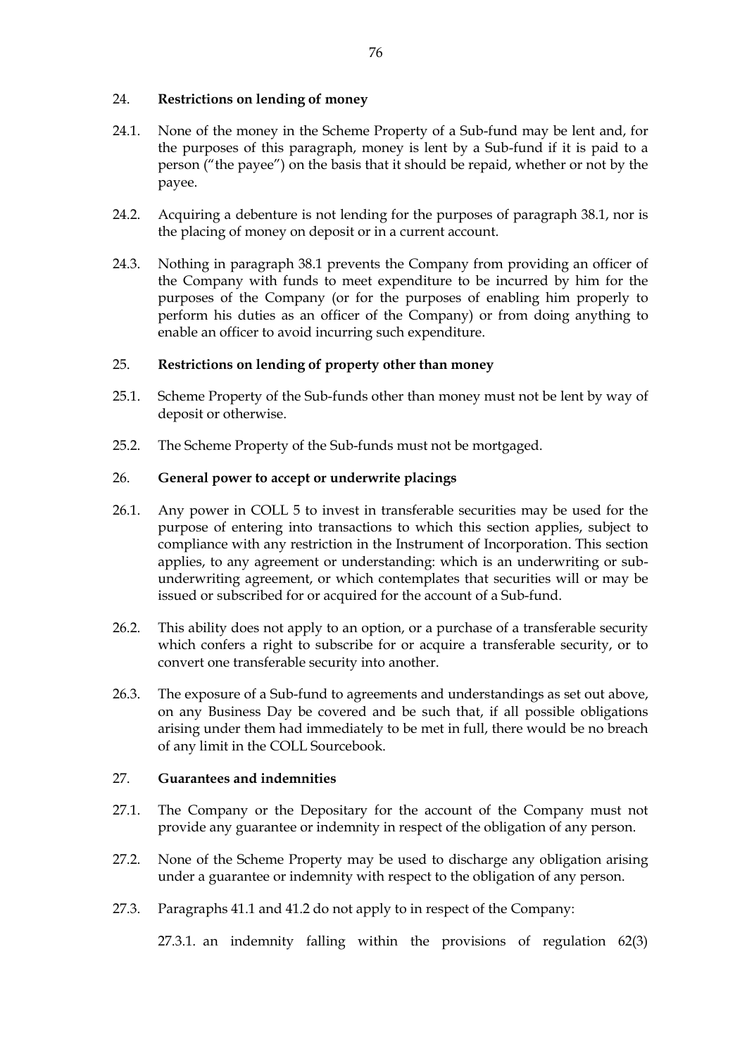## 24. **Restrictions on lending of money**

24.1. None of the money in the Scheme Property of a Sub-fund may be lent and, for the purposes of this paragraph, money is lent by a Sub-fund if it is paid to a person ("the payee") on the basis that it should be repaid, whether or not by the payee.

24.2. Acquiring a debenture is not lending for the purposes of paragraph 38.1, nor is the placing of money on deposit or in a current account.

24.3. Nothing in paragraph 38.1 prevents the Company from providing an officer of the Company with funds to meet expenditure to be incurred by him for the purposes of the Company (or for the purposes of enabling him properly to perform his duties as an officer of the Company) or from doing anything to enable an officer to avoid incurring such expenditure.

## 25. **Restrictions on lending of property other than money**

25.1. Scheme Property of the Sub-funds other than money must not be lent by way of deposit or otherwise.

25.2. The Scheme Property of the Sub-funds must not be mortgaged.

## 26. **General power to accept or underwrite placings**

26.1. Any power in COLL 5 to invest in transferable securities may be used for the purpose of entering into transactions to which this section applies, subject to compliance with any restriction in the Instrument of Incorporation. This section applies, to any agreement or understanding: which is an underwriting or sub-underwriting agreement, or which contemplates that securities will or may be issued or subscribed for or acquired for the account of a Sub-fund.

26.2. This ability does not apply to an option, or a purchase of a transferable security which confers a right to subscribe for or acquire a transferable security, or to convert one transferable security into another.

26.3. The exposure of a Sub-fund to agreements and understandings as set out above, on any Business Day be covered and be such that, if all possible obligations arising under them had immediately to be met in full, there would be no breach of any limit in the COLL Sourcebook.

## 27. **Guarantees and indemnities**

27.1. The Company or the Depositary for the account of the Company must not provide any guarantee or indemnity in respect of the obligation of any person.

27.2. None of the Scheme Property may be used to discharge any obligation arising under a guarantee or indemnity with respect to the obligation of any person.

27.3. Paragraphs 41.1 and 41.2 do not apply to in respect of the Company:

27.3.1. an indemnity falling within the provisions of regulation 62(3)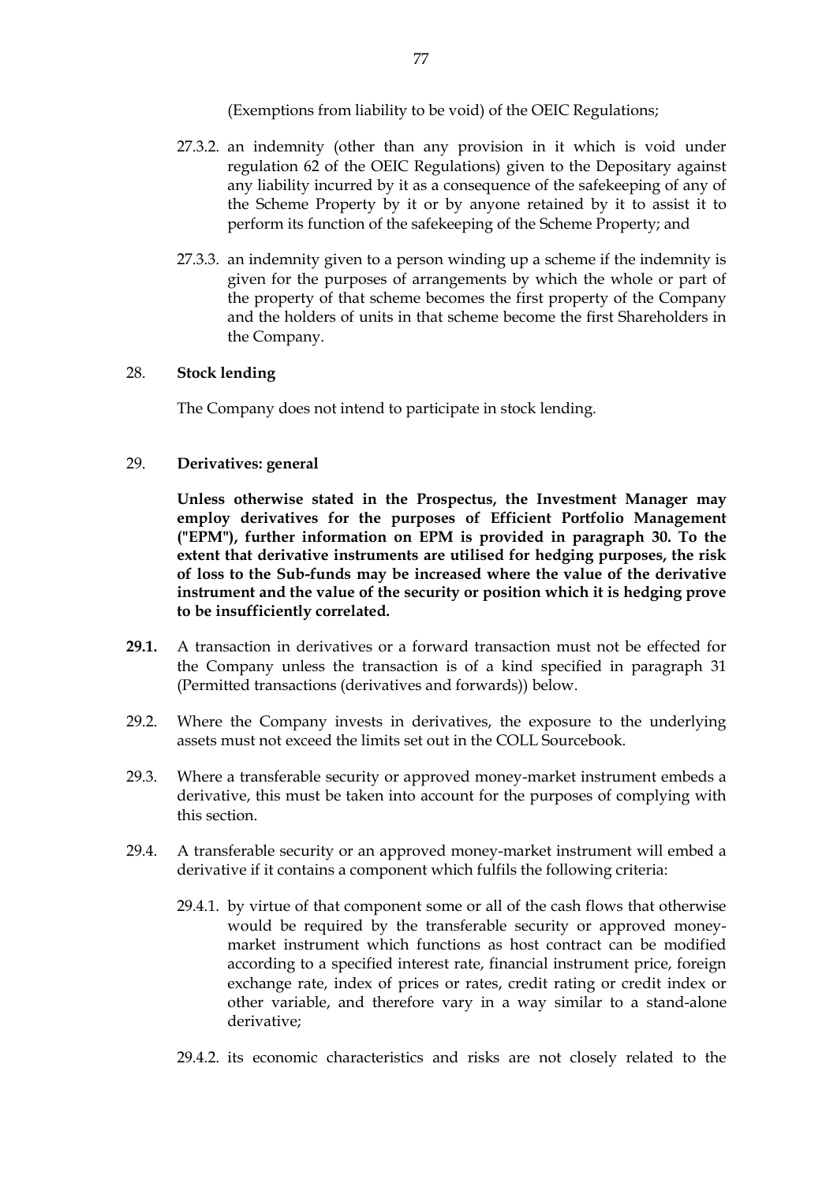(Exemptions from liability to be void) of the OEIC Regulations;

27.3.2. an indemnity (other than any provision in it which is void under regulation 62 of the OEIC Regulations) given to the Depositary against any liability incurred by it as a consequence of the safekeeping of any of the Scheme Property by it or by anyone retained by it to assist it to perform its function of the safekeeping of the Scheme Property; and

27.3.3. an indemnity given to a person winding up a scheme if the indemnity is given for the purposes of arrangements by which the whole or part of the property of that scheme becomes the first property of the Company and the holders of units in that scheme become the first Shareholders in the Company.

28. **Stock lending**

The Company does not intend to participate in stock lending.

29. **Derivatives: general**

**Unless otherwise stated in the Prospectus, the Investment Manager may employ derivatives for the purposes of Efficient Portfolio Management ("EPM"), further information on EPM is provided in paragraph 30. To the extent that derivative instruments are utilised for hedging purposes, the risk of loss to the Sub-funds may be increased where the value of the derivative instrument and the value of the security or position which it is hedging prove to be insufficiently correlated.**

**29.1.** A transaction in derivatives or a forward transaction must not be effected for the Company unless the transaction is of a kind specified in paragraph 31 (Permitted transactions (derivatives and forwards)) below.

29.2. Where the Company invests in derivatives, the exposure to the underlying assets must not exceed the limits set out in the COLL Sourcebook.

29.3. Where a transferable security or approved money-market instrument embeds a derivative, this must be taken into account for the purposes of complying with this section.

29.4. A transferable security or an approved money-market instrument will embed a derivative if it contains a component which fulfils the following criteria:

29.4.1. by virtue of that component some or all of the cash flows that otherwise would be required by the transferable security or approved money-market instrument which functions as host contract can be modified according to a specified interest rate, financial instrument price, foreign exchange rate, index of prices or rates, credit rating or credit index or other variable, and therefore vary in a way similar to a stand-alone derivative;

29.4.2. its economic characteristics and risks are not closely related to the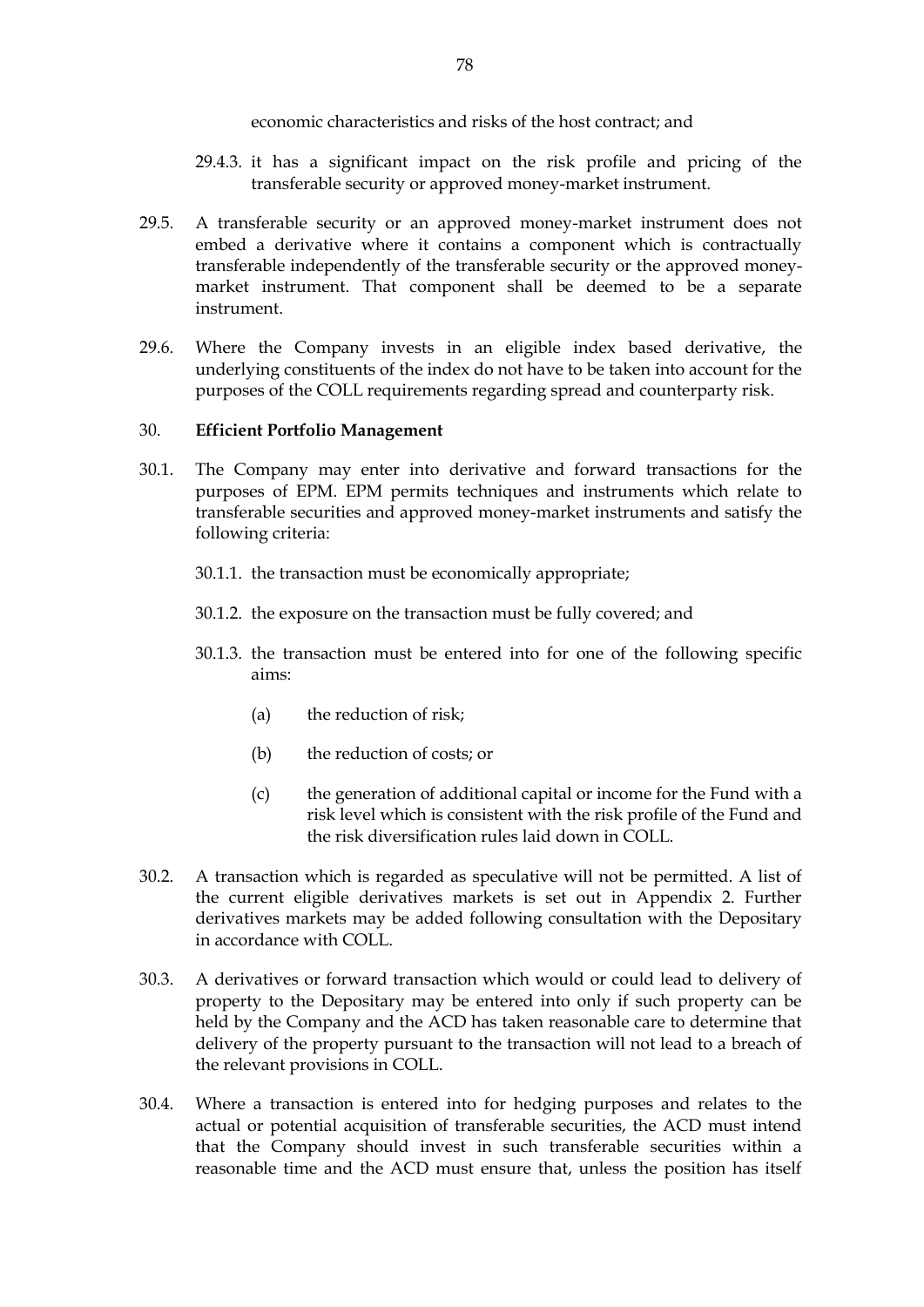economic characteristics and risks of the host contract; and

29.4.3. it has a significant impact on the risk profile and pricing of the transferable security or approved money-market instrument.

29.5. A transferable security or an approved money-market instrument does not embed a derivative where it contains a component which is contractually transferable independently of the transferable security or the approved money-market instrument. That component shall be deemed to be a separate instrument.

29.6. Where the Company invests in an eligible index based derivative, the underlying constituents of the index do not have to be taken into account for the purposes of the COLL requirements regarding spread and counterparty risk.

30. **Efficient Portfolio Management**

30.1. The Company may enter into derivative and forward transactions for the purposes of EPM. EPM permits techniques and instruments which relate to transferable securities and approved money-market instruments and satisfy the following criteria:

30.1.1. the transaction must be economically appropriate;

30.1.2. the exposure on the transaction must be fully covered; and

30.1.3. the transaction must be entered into for one of the following specific aims:

(a) the reduction of risk;

(b) the reduction of costs; or

(c) the generation of additional capital or income for the Fund with a risk level which is consistent with the risk profile of the Fund and the risk diversification rules laid down in COLL.

30.2. A transaction which is regarded as speculative will not be permitted. A list of the current eligible derivatives markets is set out in Appendix 2. Further derivatives markets may be added following consultation with the Depositary in accordance with COLL.

30.3. A derivatives or forward transaction which would or could lead to delivery of property to the Depositary may be entered into only if such property can be held by the Company and the ACD has taken reasonable care to determine that delivery of the property pursuant to the transaction will not lead to a breach of the relevant provisions in COLL.

30.4. Where a transaction is entered into for hedging purposes and relates to the actual or potential acquisition of transferable securities, the ACD must intend that the Company should invest in such transferable securities within a reasonable time and the ACD must ensure that, unless the position has itself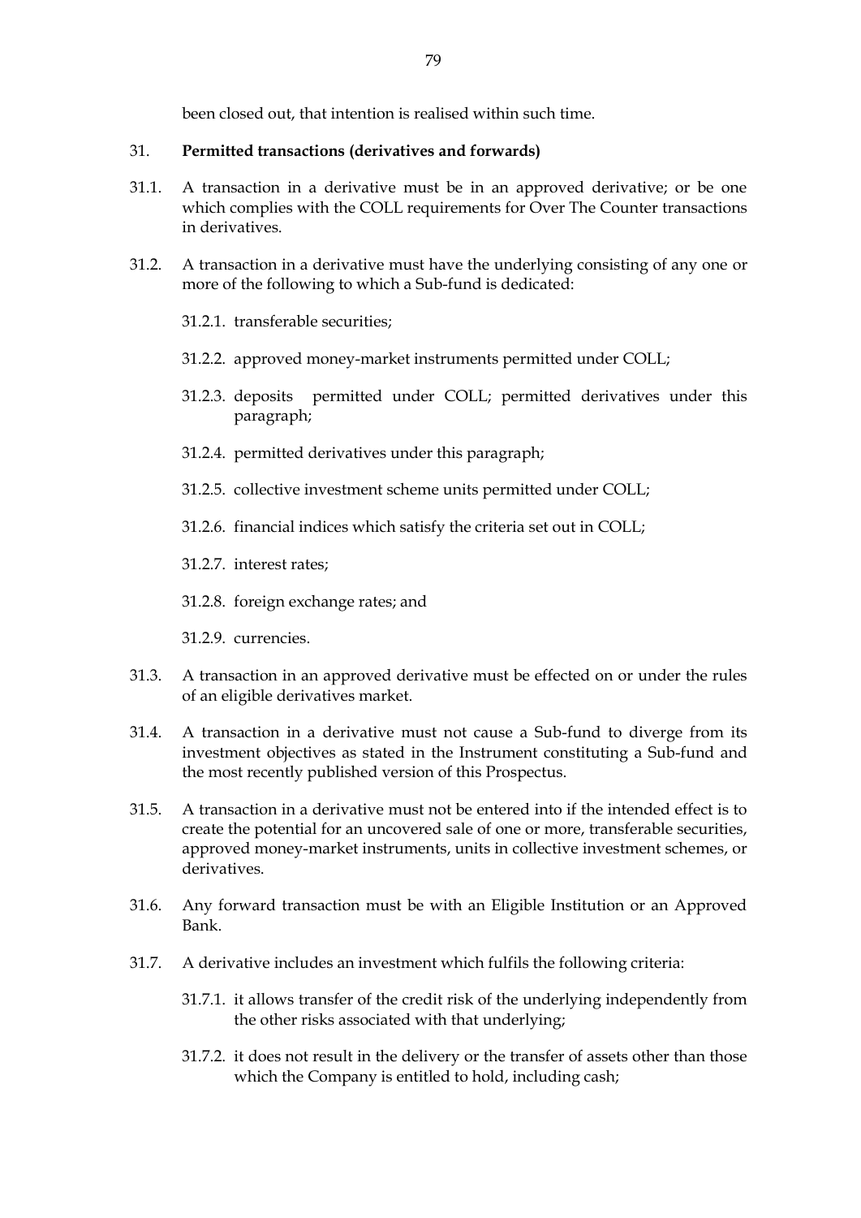been closed out, that intention is realised within such time.

## 31. **Permitted transactions (derivatives and forwards)**

31.1. A transaction in a derivative must be in an approved derivative; or be one which complies with the COLL requirements for Over The Counter transactions in derivatives.

31.2. A transaction in a derivative must have the underlying consisting of any one or more of the following to which a Sub-fund is dedicated:

31.2.1. transferable securities;

31.2.2. approved money-market instruments permitted under COLL;

31.2.3. deposits permitted under COLL; permitted derivatives under this paragraph;

31.2.4. permitted derivatives under this paragraph;

31.2.5. collective investment scheme units permitted under COLL;

31.2.6. financial indices which satisfy the criteria set out in COLL;

31.2.7. interest rates;

31.2.8. foreign exchange rates; and

31.2.9. currencies.

31.3. A transaction in an approved derivative must be effected on or under the rules of an eligible derivatives market.

31.4. A transaction in a derivative must not cause a Sub-fund to diverge from its investment objectives as stated in the Instrument constituting a Sub-fund and the most recently published version of this Prospectus.

31.5. A transaction in a derivative must not be entered into if the intended effect is to create the potential for an uncovered sale of one or more, transferable securities, approved money-market instruments, units in collective investment schemes, or derivatives.

31.6. Any forward transaction must be with an Eligible Institution or an Approved Bank.

31.7. A derivative includes an investment which fulfils the following criteria:

31.7.1. it allows transfer of the credit risk of the underlying independently from the other risks associated with that underlying;

31.7.2. it does not result in the delivery or the transfer of assets other than those which the Company is entitled to hold, including cash;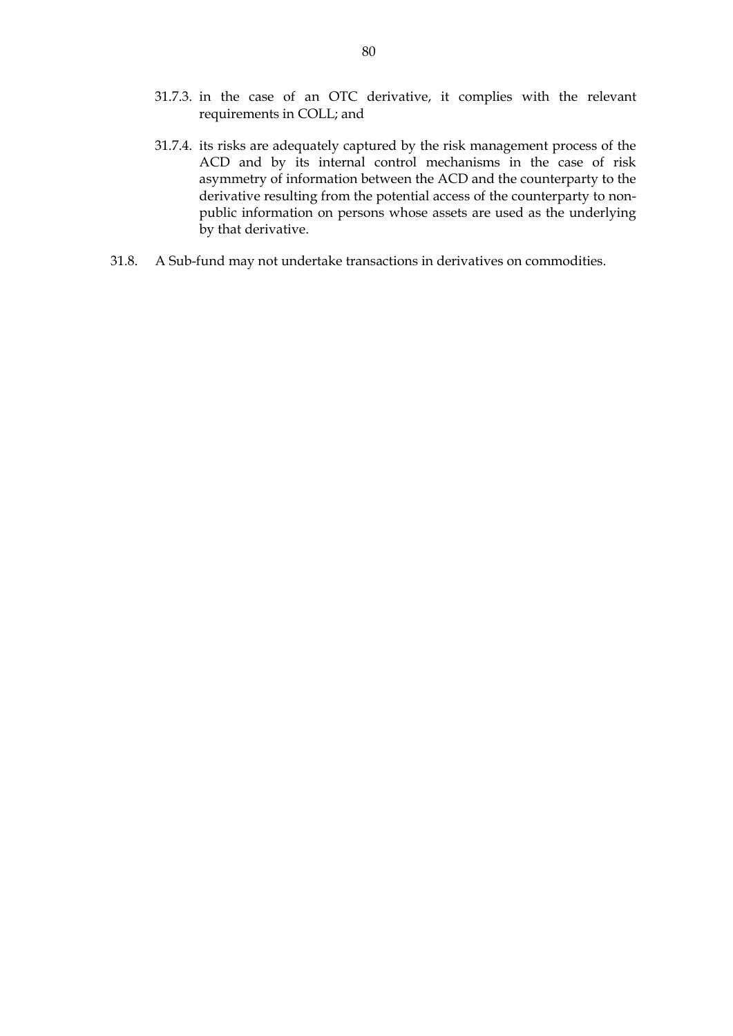31.7.3. in the case of an OTC derivative, it complies with the relevant requirements in COLL; and

31.7.4. its risks are adequately captured by the risk management process of the ACD and by its internal control mechanisms in the case of risk asymmetry of information between the ACD and the counterparty to the derivative resulting from the potential access of the counterparty to non-public information on persons whose assets are used as the underlying by that derivative.

31.8. A Sub-fund may not undertake transactions in derivatives on commodities.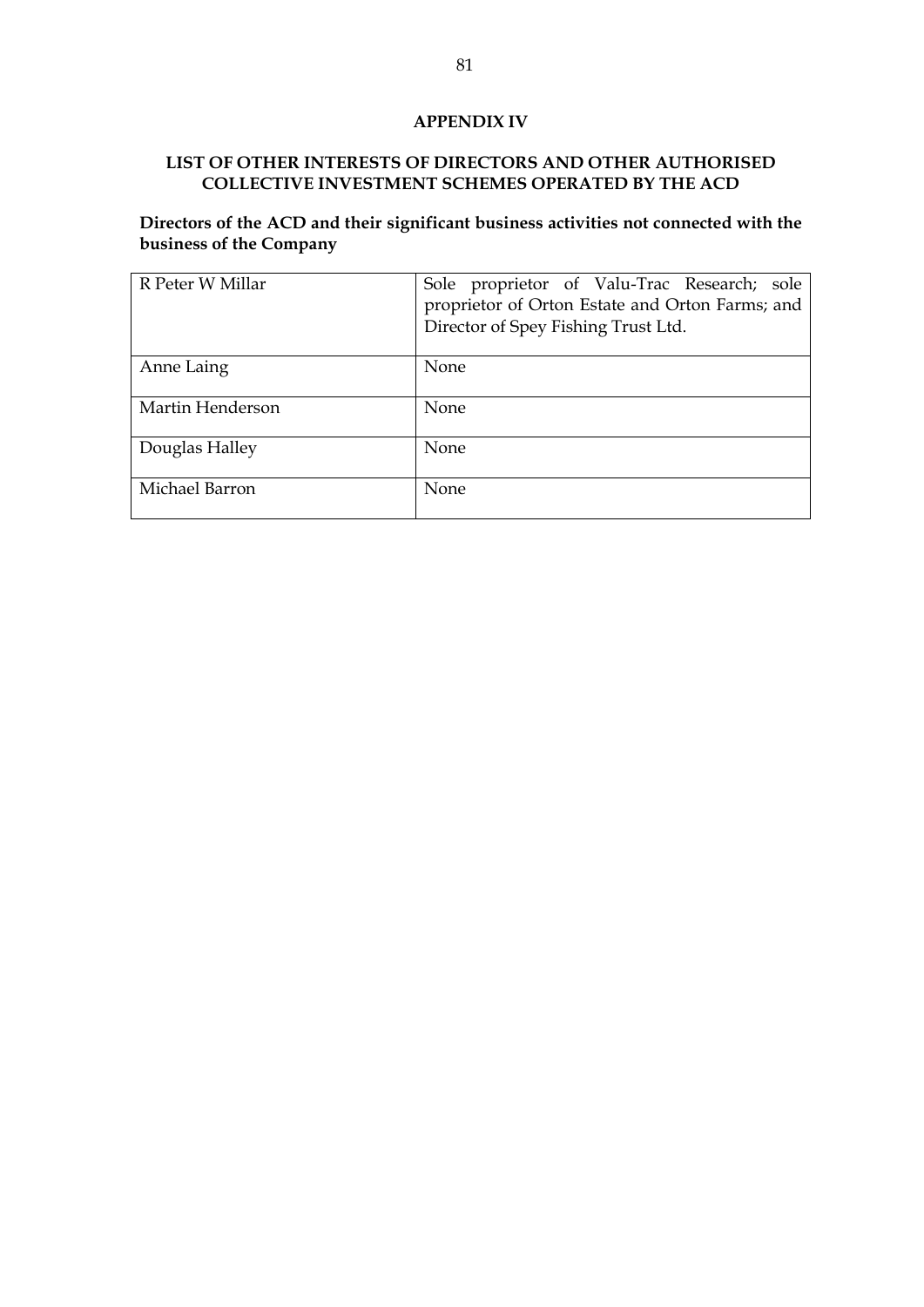## APPENDIX IV

## LIST OF OTHER INTERESTS OF DIRECTORS AND OTHER AUTHORISED COLLECTIVE INVESTMENT SCHEMES OPERATED BY THE ACD

**Directors of the ACD and their significant business activities not connected with the business of the Company**

| | |
|---|---|
| R Peter W Millar | Sole proprietor of Valu-Trac Research; sole proprietor of Orton Estate and Orton Farms; and Director of Spey Fishing Trust Ltd. |
| Anne Laing | None |
| Martin Henderson | None |
| Douglas Halley | None |
| Michael Barron | None |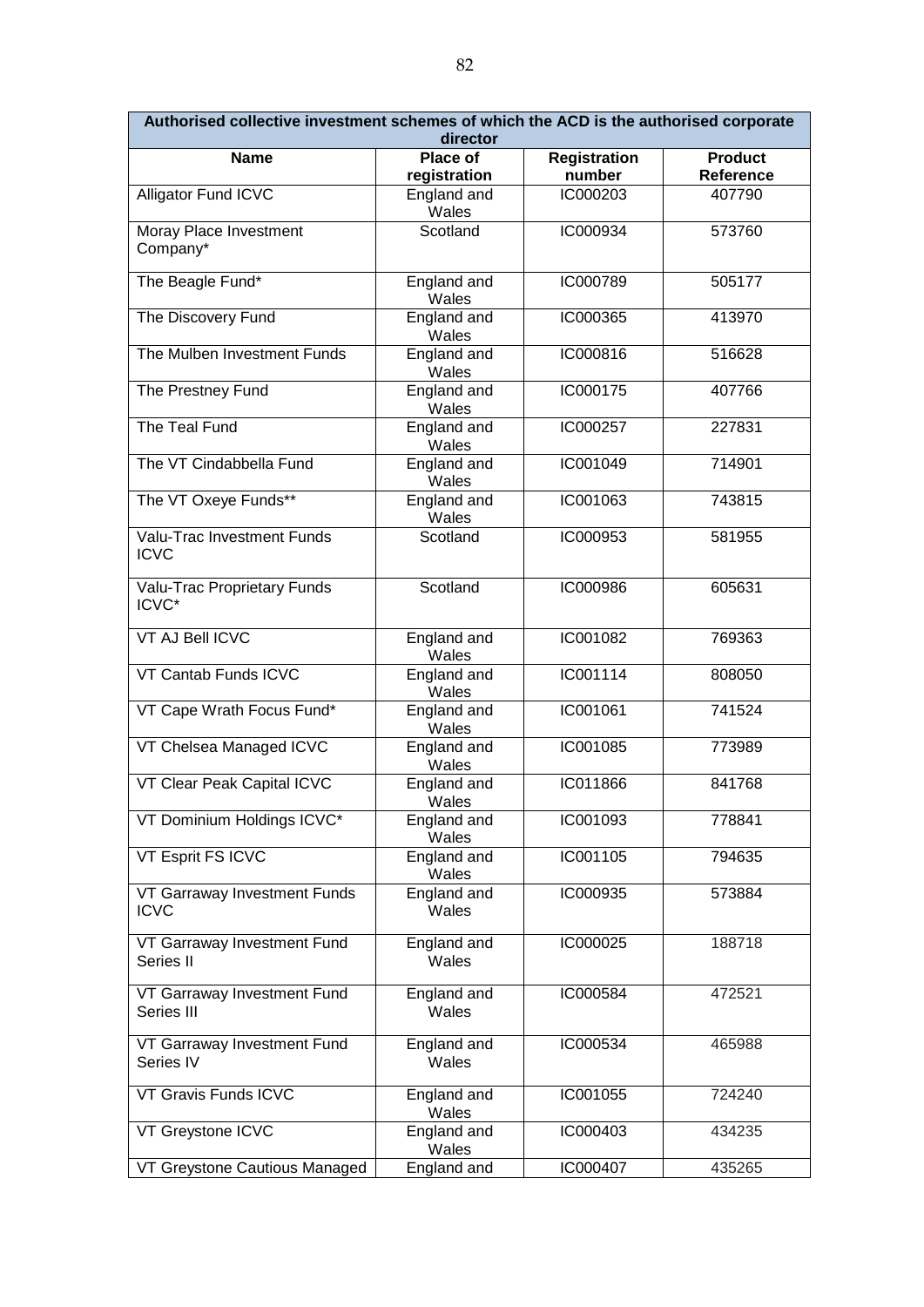| Authorised collective investment schemes of which the ACD is the authorised corporate director | | | |
|---|---|---|---|
| **Name** | **Place of registration** | **Registration number** | **Product Reference** |
| Alligator Fund ICVC | England and Wales | IC000203 | 407790 |
| Moray Place Investment Company* | Scotland | IC000934 | 573760 |
| The Beagle Fund* | England and Wales | IC000789 | 505177 |
| The Discovery Fund | England and Wales | IC000365 | 413970 |
| The Mulben Investment Funds | England and Wales | IC000816 | 516628 |
| The Prestney Fund | England and Wales | IC000175 | 407766 |
| The Teal Fund | England and Wales | IC000257 | 227831 |
| The VT Cindabbella Fund | England and Wales | IC001049 | 714901 |
| The VT Oxeye Funds** | England and Wales | IC001063 | 743815 |
| Valu-Trac Investment Funds ICVC | Scotland | IC000953 | 581955 |
| Valu-Trac Proprietary Funds ICVC* | Scotland | IC000986 | 605631 |
| VT AJ Bell ICVC | England and Wales | IC001082 | 769363 |
| VT Cantab Funds ICVC | England and Wales | IC001114 | 808050 |
| VT Cape Wrath Focus Fund* | England and Wales | IC001061 | 741524 |
| VT Chelsea Managed ICVC | England and Wales | IC001085 | 773989 |
| VT Clear Peak Capital ICVC | England and Wales | IC011866 | 841768 |
| VT Dominium Holdings ICVC* | England and Wales | IC001093 | 778841 |
| VT Esprit FS ICVC | England and Wales | IC001105 | 794635 |
| VT Garraway Investment Funds ICVC | England and Wales | IC000935 | 573884 |
| VT Garraway Investment Fund Series II | England and Wales | IC000025 | 188718 |
| VT Garraway Investment Fund Series III | England and Wales | IC000584 | 472521 |
| VT Garraway Investment Fund Series IV | England and Wales | IC000534 | 465988 |
| VT Gravis Funds ICVC | England and Wales | IC001055 | 724240 |
| VT Greystone ICVC | England and Wales | IC000403 | 434235 |
| VT Greystone Cautious Managed | England and | IC000407 | 435265 |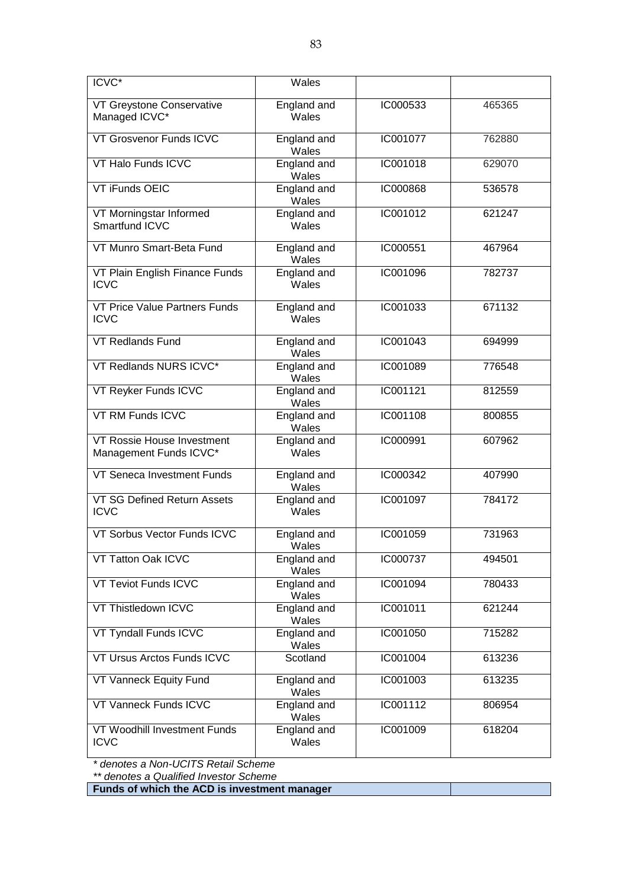| | | | |
|---|---|---|---|
| ICVC* | Wales | | |
| VT Greystone Conservative Managed ICVC* | England and Wales | IC000533 | 465365 |
| VT Grosvenor Funds ICVC | England and Wales | IC001077 | 762880 |
| VT Halo Funds ICVC | England and Wales | IC001018 | 629070 |
| VT iFunds OEIC | England and Wales | IC000868 | 536578 |
| VT Morningstar Informed Smartfund ICVC | England and Wales | IC001012 | 621247 |
| VT Munro Smart-Beta Fund | England and Wales | IC000551 | 467964 |
| VT Plain English Finance Funds ICVC | England and Wales | IC001096 | 782737 |
| VT Price Value Partners Funds ICVC | England and Wales | IC001033 | 671132 |
| VT Redlands Fund | England and Wales | IC001043 | 694999 |
| VT Redlands NURS ICVC* | England and Wales | IC001089 | 776548 |
| VT Reyker Funds ICVC | England and Wales | IC001121 | 812559 |
| VT RM Funds ICVC | England and Wales | IC001108 | 800855 |
| VT Rossie House Investment Management Funds ICVC* | England and Wales | IC000991 | 607962 |
| VT Seneca Investment Funds | England and Wales | IC000342 | 407990 |
| VT SG Defined Return Assets ICVC | England and Wales | IC001097 | 784172 |
| VT Sorbus Vector Funds ICVC | England and Wales | IC001059 | 731963 |
| VT Tatton Oak ICVC | England and Wales | IC000737 | 494501 |
| VT Teviot Funds ICVC | England and Wales | IC001094 | 780433 |
| VT Thistledown ICVC | England and Wales | IC001011 | 621244 |
| VT Tyndall Funds ICVC | England and Wales | IC001050 | 715282 |
| VT Ursus Arctos Funds ICVC | Scotland | IC001004 | 613236 |
| VT Vanneck Equity Fund | England and Wales | IC001003 | 613235 |
| VT Vanneck Funds ICVC | England and Wales | IC001112 | 806954 |
| VT Woodhill Investment Funds ICVC | England and Wales | IC001009 | 618204 |

*\* denotes a Non-UCITS Retail Scheme*

*\*\* denotes a Qualified Investor Scheme*

| **Funds of which the ACD is investment manager** | |
|---|---|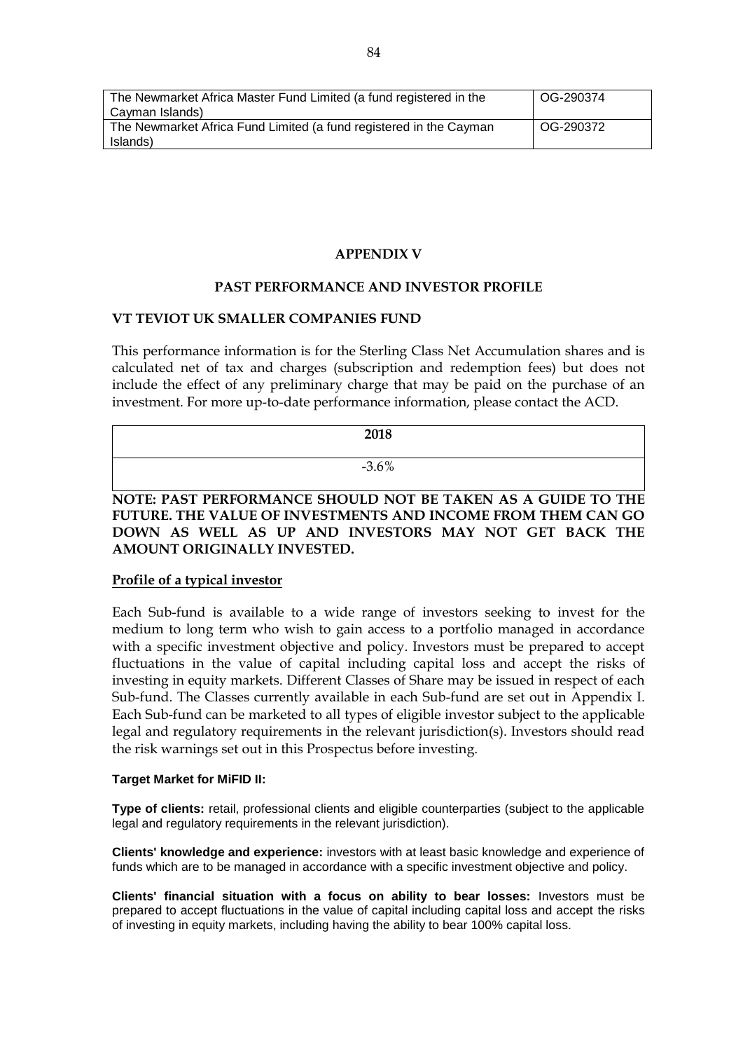| The Newmarket Africa Master Fund Limited (a fund registered in the Cayman Islands) | OG-290374 |
|---|---|
| The Newmarket Africa Fund Limited (a fund registered in the Cayman Islands) | OG-290372 |

## APPENDIX V

## PAST PERFORMANCE AND INVESTOR PROFILE

### VT TEVIOT UK SMALLER COMPANIES FUND

This performance information is for the Sterling Class Net Accumulation shares and is calculated net of tax and charges (subscription and redemption fees) but does not include the effect of any preliminary charge that may be paid on the purchase of an investment. For more up-to-date performance information, please contact the ACD.

| 2018 |
|---|
| -3.6% |

**NOTE: PAST PERFORMANCE SHOULD NOT BE TAKEN AS A GUIDE TO THE FUTURE. THE VALUE OF INVESTMENTS AND INCOME FROM THEM CAN GO DOWN AS WELL AS UP AND INVESTORS MAY NOT GET BACK THE AMOUNT ORIGINALLY INVESTED.**

**Profile of a typical investor**

Each Sub-fund is available to a wide range of investors seeking to invest for the medium to long term who wish to gain access to a portfolio managed in accordance with a specific investment objective and policy. Investors must be prepared to accept fluctuations in the value of capital including capital loss and accept the risks of investing in equity markets. Different Classes of Share may be issued in respect of each Sub-fund. The Classes currently available in each Sub-fund are set out in Appendix I. Each Sub-fund can be marketed to all types of eligible investor subject to the applicable legal and regulatory requirements in the relevant jurisdiction(s). Investors should read the risk warnings set out in this Prospectus before investing.

**Target Market for MiFID II:**

**Type of clients:** retail, professional clients and eligible counterparties (subject to the applicable legal and regulatory requirements in the relevant jurisdiction).

**Clients' knowledge and experience:** investors with at least basic knowledge and experience of funds which are to be managed in accordance with a specific investment objective and policy.

**Clients' financial situation with a focus on ability to bear losses:** Investors must be prepared to accept fluctuations in the value of capital including capital loss and accept the risks of investing in equity markets, including having the ability to bear 100% capital loss.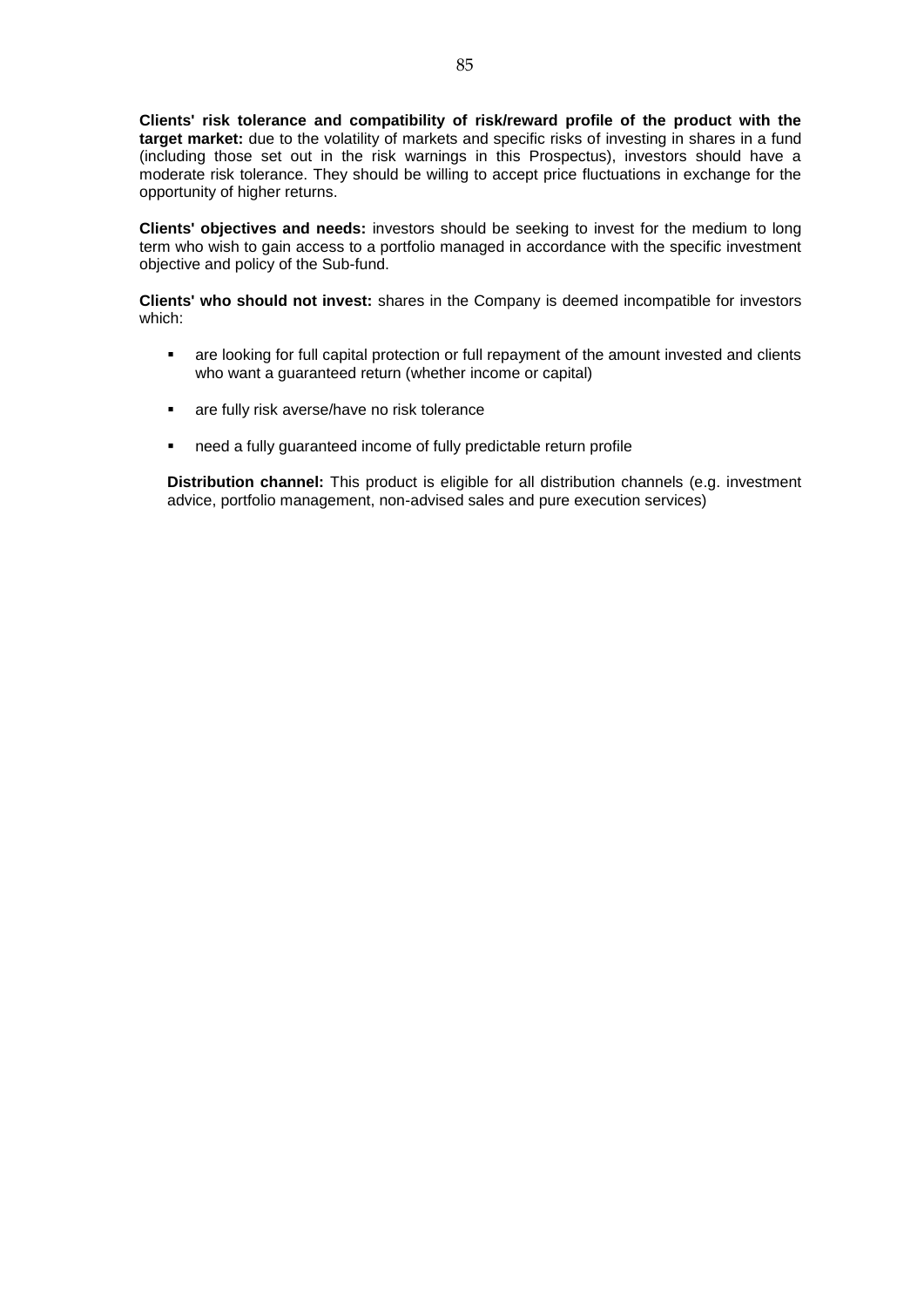**Clients' risk tolerance and compatibility of risk/reward profile of the product with the target market:** due to the volatility of markets and specific risks of investing in shares in a fund (including those set out in the risk warnings in this Prospectus), investors should have a moderate risk tolerance. They should be willing to accept price fluctuations in exchange for the opportunity of higher returns.

**Clients' objectives and needs:** investors should be seeking to invest for the medium to long term who wish to gain access to a portfolio managed in accordance with the specific investment objective and policy of the Sub-fund.

**Clients' who should not invest:** shares in the Company is deemed incompatible for investors which:

- are looking for full capital protection or full repayment of the amount invested and clients who want a guaranteed return (whether income or capital)
- are fully risk averse/have no risk tolerance
- need a fully guaranteed income of fully predictable return profile

**Distribution channel:** This product is eligible for all distribution channels (e.g. investment advice, portfolio management, non-advised sales and pure execution services)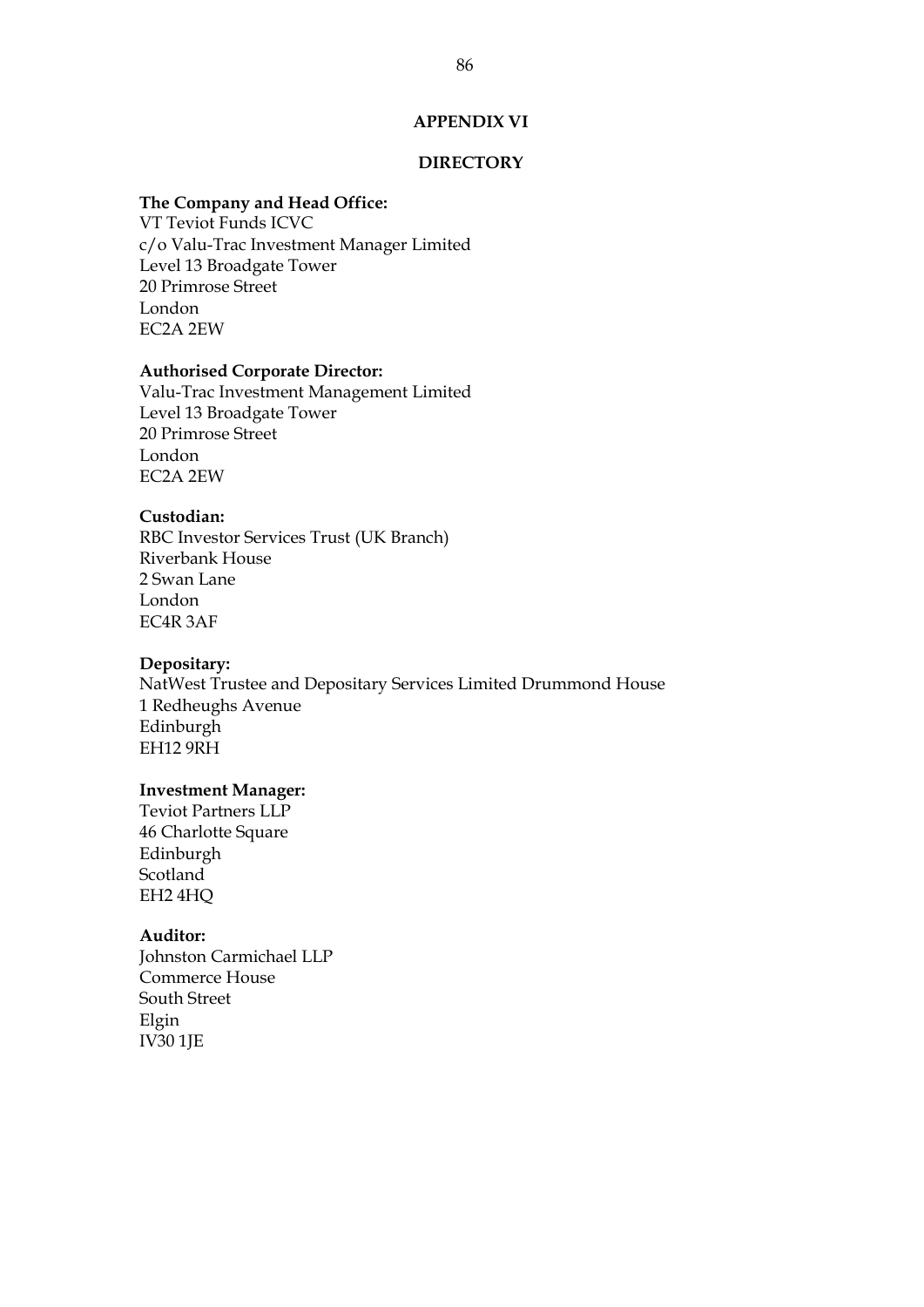# APPENDIX VI

## DIRECTORY

**The Company and Head Office:**
VT Teviot Funds ICVC
c/o Valu-Trac Investment Manager Limited
Level 13 Broadgate Tower
20 Primrose Street
London
EC2A 2EW

**Authorised Corporate Director:**
Valu-Trac Investment Management Limited
Level 13 Broadgate Tower
20 Primrose Street
London
EC2A 2EW

**Custodian:**
RBC Investor Services Trust (UK Branch)
Riverbank House
2 Swan Lane
London
EC4R 3AF

**Depositary:**
NatWest Trustee and Depositary Services Limited Drummond House
1 Redheughs Avenue
Edinburgh
EH12 9RH

**Investment Manager:**
Teviot Partners LLP
46 Charlotte Square
Edinburgh
Scotland
EH2 4HQ

**Auditor:**
Johnston Carmichael LLP
Commerce House
South Street
Elgin
IV30 1JE